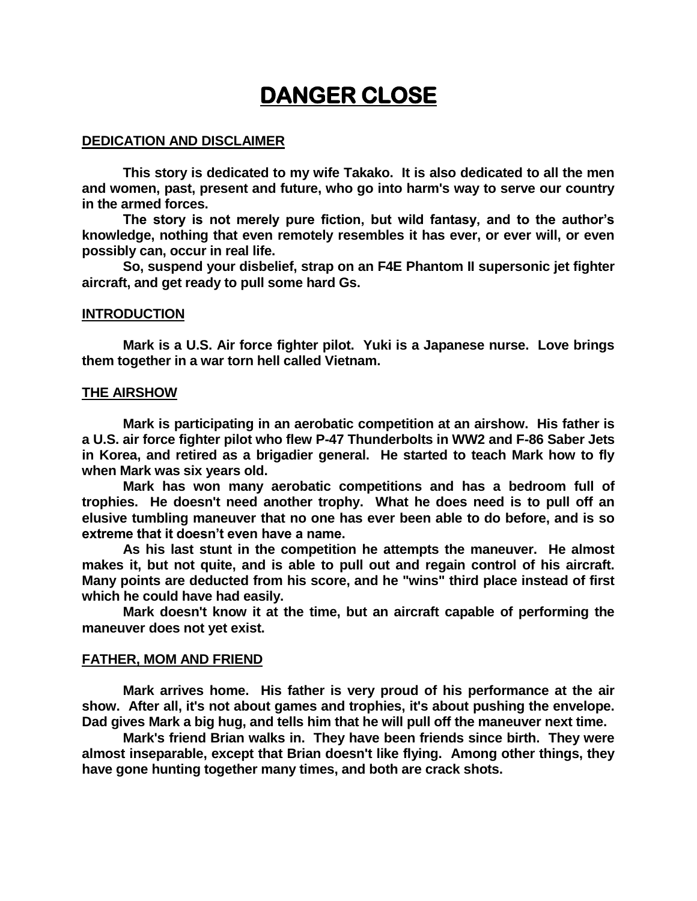# DANGER CLOSE

## DEDICATION AND DISCLAIMER

**This story is dedicated to my wife Takako. It is also dedicated to all the men and women, past, present and future, who go into harm's way to serve our country in the armed forces.**

**The story is not merely pure fiction, but wild fantasy, and to the author's knowledge, nothing that even remotely resembles it has ever, or ever will, or even possibly can, occur in real life.**

**So, suspend your disbelief, strap on an F4E Phantom II supersonic jet fighter aircraft, and get ready to pull some hard Gs.**

## INTRODUCTION

**Mark is a U.S. Air force fighter pilot. Yuki is a Japanese nurse. Love brings them together in a war torn hell called Vietnam.**

## THE AIRSHOW

**Mark is participating in an aerobatic competition at an airshow. His father is a U.S. air force fighter pilot who flew P-47 Thunderbolts in WW2 and F-86 Saber Jets in Korea, and retired as a brigadier general. He started to teach Mark how to fly when Mark was six years old.**

**Mark has won many aerobatic competitions and has a bedroom full of trophies. He doesn't need another trophy. What he does need is to pull off an elusive tumbling maneuver that no one has ever been able to do before, and is so extreme that it doesn't even have a name.**

**As his last stunt in the competition he attempts the maneuver. He almost makes it, but not quite, and is able to pull out and regain control of his aircraft. Many points are deducted from his score, and he "wins" third place instead of first which he could have had easily.**

**Mark doesn't know it at the time, but an aircraft capable of performing the maneuver does not yet exist.**

## FATHER, MOM AND FRIEND

**Mark arrives home. His father is very proud of his performance at the air show. After all, it's not about games and trophies, it's about pushing the envelope. Dad gives Mark a big hug, and tells him that he will pull off the maneuver next time.**

**Mark's friend Brian walks in. They have been friends since birth. They were almost inseparable, except that Brian doesn't like flying. Among other things, they have gone hunting together many times, and both are crack shots.**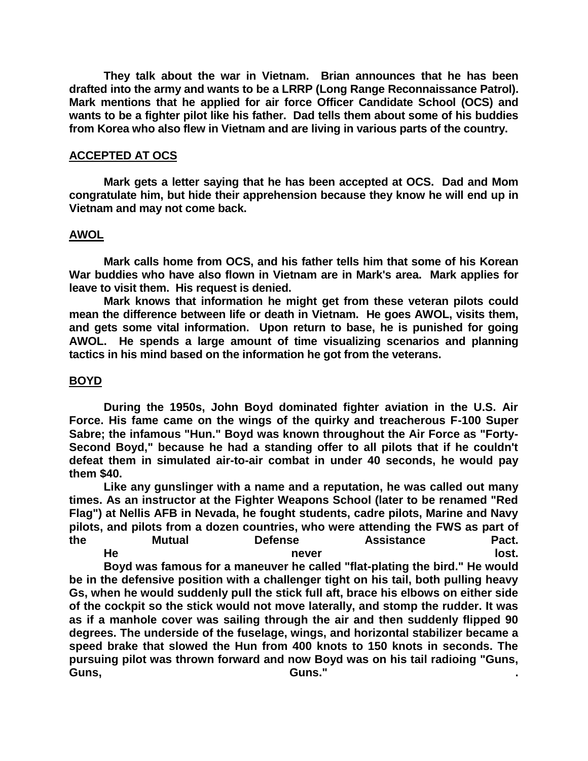**They talk about the war in Vietnam. Brian announces that he has been drafted into the army and wants to be a LRRP (Long Range Reconnaissance Patrol). Mark mentions that he applied for air force Officer Candidate School (OCS) and wants to be a fighter pilot like his father. Dad tells them about some of his buddies from Korea who also flew in Vietnam and are living in various parts of the country.**

## ACCEPTED AT OCS

**Mark gets a letter saying that he has been accepted at OCS. Dad and Mom congratulate him, but hide their apprehension because they know he will end up in Vietnam and may not come back.**

## AWOL

**Mark calls home from OCS, and his father tells him that some of his Korean War buddies who have also flown in Vietnam are in Mark's area. Mark applies for leave to visit them. His request is denied.**

**Mark knows that information he might get from these veteran pilots could mean the difference between life or death in Vietnam. He goes AWOL, visits them, and gets some vital information. Upon return to base, he is punished for going AWOL. He spends a large amount of time visualizing scenarios and planning tactics in his mind based on the information he got from the veterans.**

## BOYD

**During the 1950s, John Boyd dominated fighter aviation in the U.S. Air Force. His fame came on the wings of the quirky and treacherous F-100 Super Sabre; the infamous "Hun." Boyd was known throughout the Air Force as "Forty-Second Boyd," because he had a standing offer to all pilots that if he couldn't defeat them in simulated air-to-air combat in under 40 seconds, he would pay them $40.**

**Like any gunslinger with a name and a reputation, he was called out many times. As an instructor at the Fighter Weapons School (later to be renamed "Red Flag") at Nellis AFB in Nevada, he fought students, cadre pilots, Marine and Navy pilots, and pilots from a dozen countries, who were attending the FWS as part of the Mutual Defense Assistance Pact.**

**He never lost.**

**Boyd was famous for a maneuver he called "flat-plating the bird." He would be in the defensive position with a challenger tight on his tail, both pulling heavy Gs, when he would suddenly pull the stick full aft, brace his elbows on either side of the cockpit so the stick would not move laterally, and stomp the rudder. It was as if a manhole cover was sailing through the air and then suddenly flipped 90 degrees. The underside of the fuselage, wings, and horizontal stabilizer became a speed brake that slowed the Hun from 400 knots to 150 knots in seconds. The pursuing pilot was thrown forward and now Boyd was on his tail radioing "Guns, Guns, Guns."**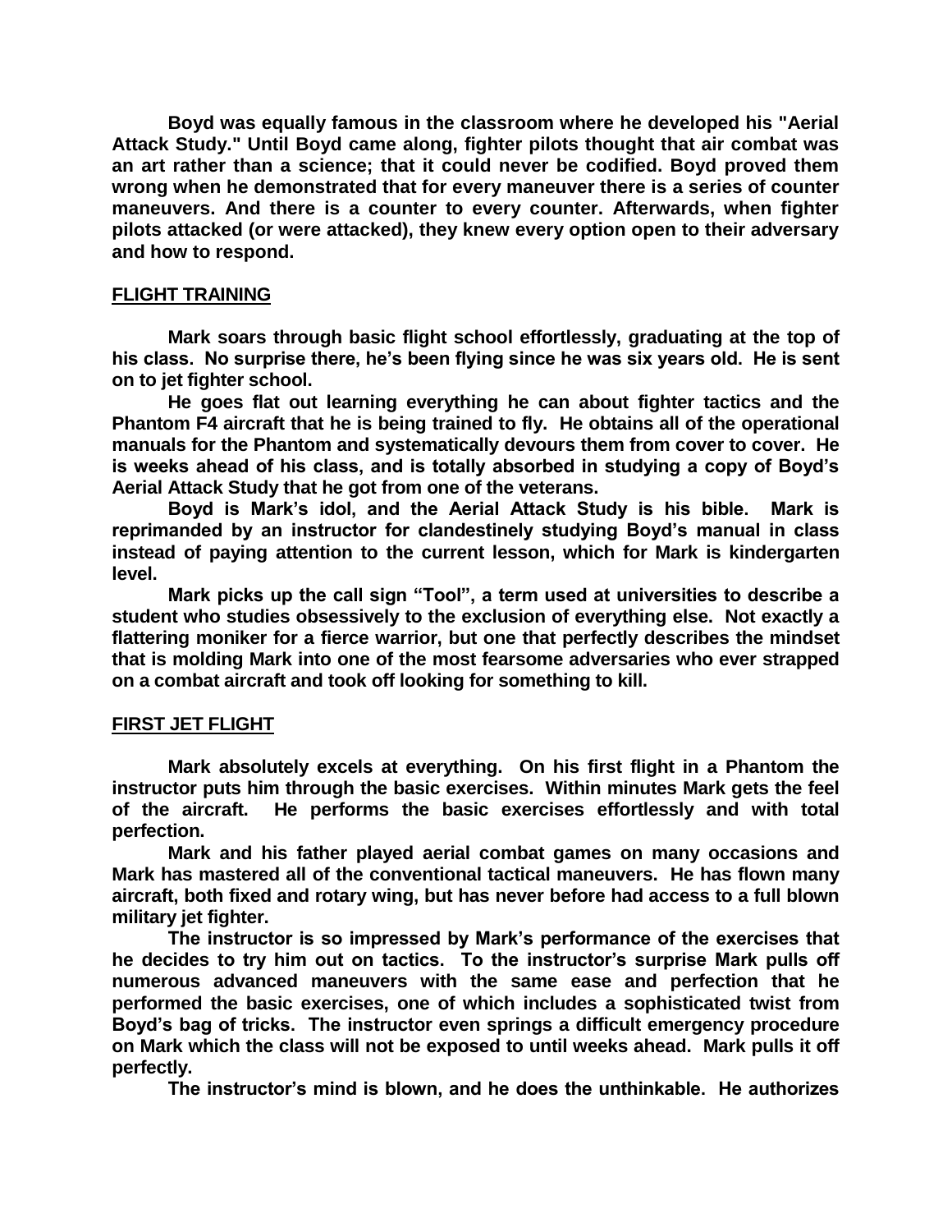**Boyd was equally famous in the classroom where he developed his "Aerial Attack Study." Until Boyd came along, fighter pilots thought that air combat was an art rather than a science; that it could never be codified. Boyd proved them wrong when he demonstrated that for every maneuver there is a series of counter maneuvers. And there is a counter to every counter. Afterwards, when fighter pilots attacked (or were attacked), they knew every option open to their adversary and how to respond.**

## FLIGHT TRAINING

**Mark soars through basic flight school effortlessly, graduating at the top of his class. No surprise there, he's been flying since he was six years old. He is sent on to jet fighter school.**

**He goes flat out learning everything he can about fighter tactics and the Phantom F4 aircraft that he is being trained to fly. He obtains all of the operational manuals for the Phantom and systematically devours them from cover to cover. He is weeks ahead of his class, and is totally absorbed in studying a copy of Boyd's Aerial Attack Study that he got from one of the veterans.**

**Boyd is Mark's idol, and the Aerial Attack Study is his bible. Mark is reprimanded by an instructor for clandestinely studying Boyd's manual in class instead of paying attention to the current lesson, which for Mark is kindergarten level.**

**Mark picks up the call sign "Tool", a term used at universities to describe a student who studies obsessively to the exclusion of everything else. Not exactly a flattering moniker for a fierce warrior, but one that perfectly describes the mindset that is molding Mark into one of the most fearsome adversaries who ever strapped on a combat aircraft and took off looking for something to kill.**

## FIRST JET FLIGHT

**Mark absolutely excels at everything. On his first flight in a Phantom the instructor puts him through the basic exercises. Within minutes Mark gets the feel of the aircraft. He performs the basic exercises effortlessly and with total perfection.**

**Mark and his father played aerial combat games on many occasions and Mark has mastered all of the conventional tactical maneuvers. He has flown many aircraft, both fixed and rotary wing, but has never before had access to a full blown military jet fighter.**

**The instructor is so impressed by Mark's performance of the exercises that he decides to try him out on tactics. To the instructor's surprise Mark pulls off numerous advanced maneuvers with the same ease and perfection that he performed the basic exercises, one of which includes a sophisticated twist from Boyd's bag of tricks. The instructor even springs a difficult emergency procedure on Mark which the class will not be exposed to until weeks ahead. Mark pulls it off perfectly.**

**The instructor's mind is blown, and he does the unthinkable. He authorizes**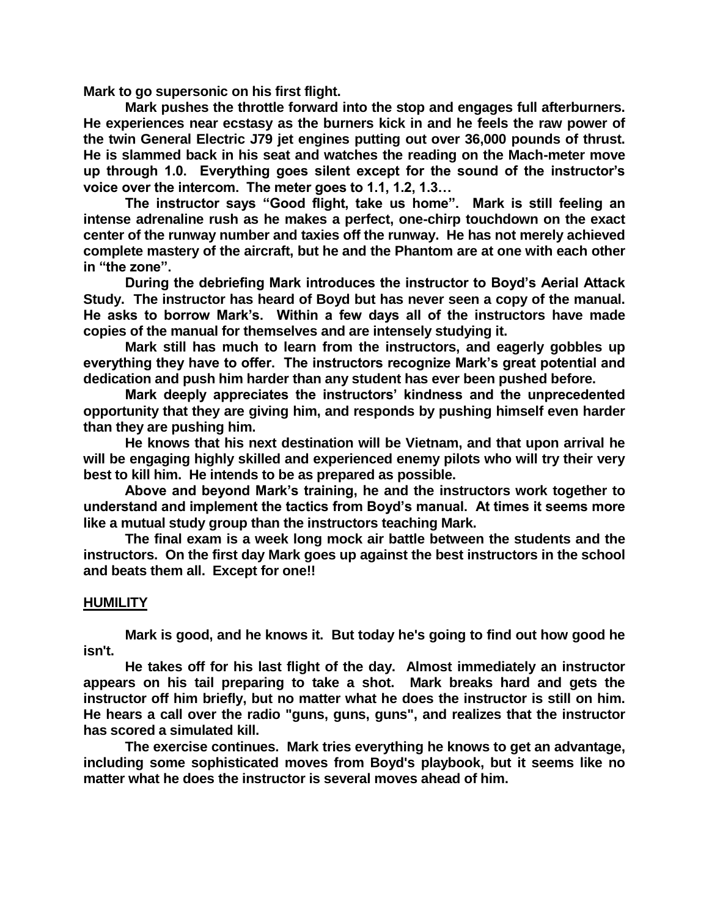**Mark to go supersonic on his first flight.**

**Mark pushes the throttle forward into the stop and engages full afterburners. He experiences near ecstasy as the burners kick in and he feels the raw power of the twin General Electric J79 jet engines putting out over 36,000 pounds of thrust. He is slammed back in his seat and watches the reading on the Mach-meter move up through 1.0. Everything goes silent except for the sound of the instructor's voice over the intercom. The meter goes to 1.1, 1.2, 1.3…**

**The instructor says "Good flight, take us home". Mark is still feeling an intense adrenaline rush as he makes a perfect, one-chirp touchdown on the exact center of the runway number and taxies off the runway. He has not merely achieved complete mastery of the aircraft, but he and the Phantom are at one with each other in "the zone".**

**During the debriefing Mark introduces the instructor to Boyd's Aerial Attack Study. The instructor has heard of Boyd but has never seen a copy of the manual. He asks to borrow Mark's. Within a few days all of the instructors have made copies of the manual for themselves and are intensely studying it.**

**Mark still has much to learn from the instructors, and eagerly gobbles up everything they have to offer. The instructors recognize Mark's great potential and dedication and push him harder than any student has ever been pushed before.**

**Mark deeply appreciates the instructors' kindness and the unprecedented opportunity that they are giving him, and responds by pushing himself even harder than they are pushing him.**

**He knows that his next destination will be Vietnam, and that upon arrival he will be engaging highly skilled and experienced enemy pilots who will try their very best to kill him. He intends to be as prepared as possible.**

**Above and beyond Mark's training, he and the instructors work together to understand and implement the tactics from Boyd's manual. At times it seems more like a mutual study group than the instructors teaching Mark.**

**The final exam is a week long mock air battle between the students and the instructors. On the first day Mark goes up against the best instructors in the school and beats them all. Except for one!!**

## HUMILITY

**Mark is good, and he knows it. But today he's going to find out how good he isn't.**

**He takes off for his last flight of the day. Almost immediately an instructor appears on his tail preparing to take a shot. Mark breaks hard and gets the instructor off him briefly, but no matter what he does the instructor is still on him. He hears a call over the radio "guns, guns, guns", and realizes that the instructor has scored a simulated kill.**

**The exercise continues. Mark tries everything he knows to get an advantage, including some sophisticated moves from Boyd's playbook, but it seems like no matter what he does the instructor is several moves ahead of him.**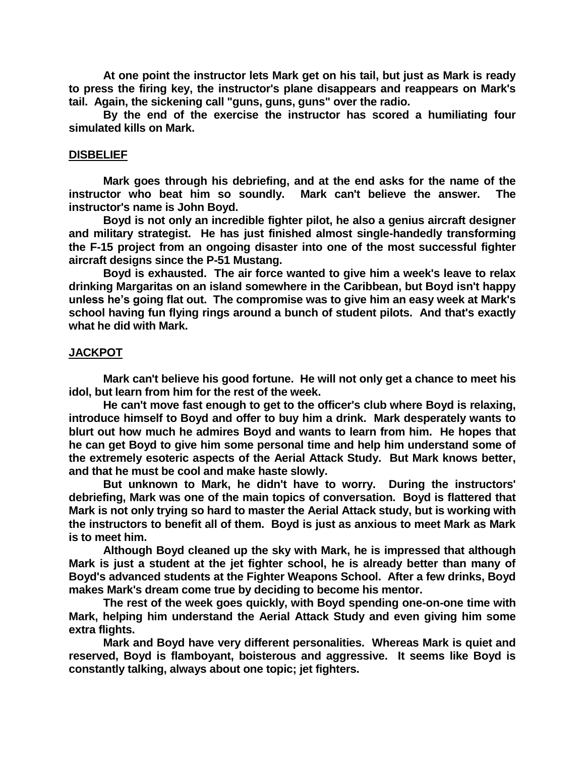**At one point the instructor lets Mark get on his tail, but just as Mark is ready to press the firing key, the instructor's plane disappears and reappears on Mark's tail. Again, the sickening call "guns, guns, guns" over the radio.**

**By the end of the exercise the instructor has scored a humiliating four simulated kills on Mark.**

## DISBELIEF

**Mark goes through his debriefing, and at the end asks for the name of the instructor who beat him so soundly. Mark can't believe the answer. The instructor's name is John Boyd.**

**Boyd is not only an incredible fighter pilot, he also a genius aircraft designer and military strategist. He has just finished almost single-handedly transforming the F-15 project from an ongoing disaster into one of the most successful fighter aircraft designs since the P-51 Mustang.**

**Boyd is exhausted. The air force wanted to give him a week's leave to relax drinking Margaritas on an island somewhere in the Caribbean, but Boyd isn't happy unless he's going flat out. The compromise was to give him an easy week at Mark's school having fun flying rings around a bunch of student pilots. And that's exactly what he did with Mark.**

## JACKPOT

**Mark can't believe his good fortune. He will not only get a chance to meet his idol, but learn from him for the rest of the week.**

**He can't move fast enough to get to the officer's club where Boyd is relaxing, introduce himself to Boyd and offer to buy him a drink. Mark desperately wants to blurt out how much he admires Boyd and wants to learn from him. He hopes that he can get Boyd to give him some personal time and help him understand some of the extremely esoteric aspects of the Aerial Attack Study. But Mark knows better, and that he must be cool and make haste slowly.**

**But unknown to Mark, he didn't have to worry. During the instructors' debriefing, Mark was one of the main topics of conversation. Boyd is flattered that Mark is not only trying so hard to master the Aerial Attack study, but is working with the instructors to benefit all of them. Boyd is just as anxious to meet Mark as Mark is to meet him.**

**Although Boyd cleaned up the sky with Mark, he is impressed that although Mark is just a student at the jet fighter school, he is already better than many of Boyd's advanced students at the Fighter Weapons School. After a few drinks, Boyd makes Mark's dream come true by deciding to become his mentor.**

**The rest of the week goes quickly, with Boyd spending one-on-one time with Mark, helping him understand the Aerial Attack Study and even giving him some extra flights.**

**Mark and Boyd have very different personalities. Whereas Mark is quiet and reserved, Boyd is flamboyant, boisterous and aggressive. It seems like Boyd is constantly talking, always about one topic; jet fighters.**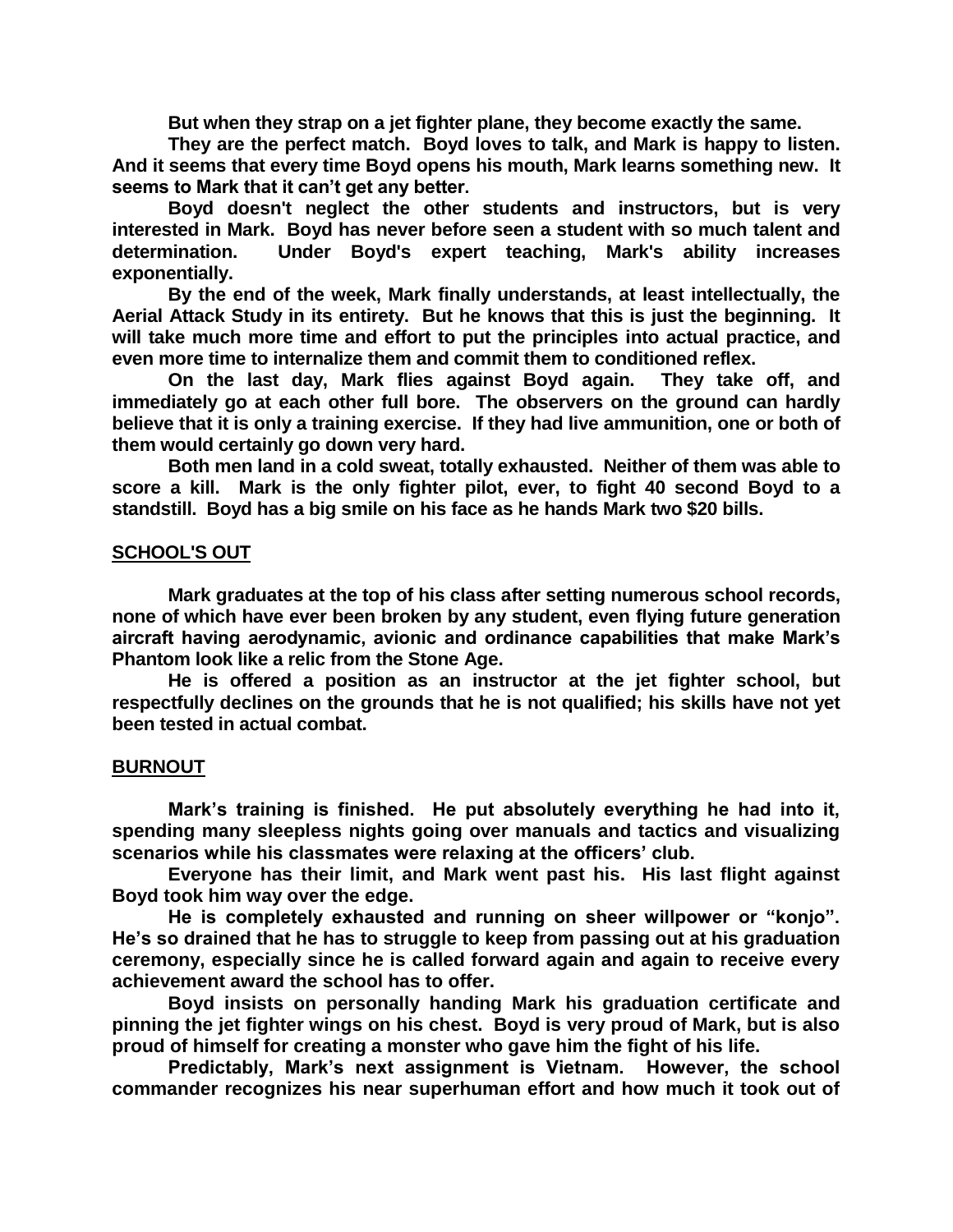**But when they strap on a jet fighter plane, they become exactly the same.**

**They are the perfect match. Boyd loves to talk, and Mark is happy to listen. And it seems that every time Boyd opens his mouth, Mark learns something new. It seems to Mark that it can't get any better.**

**Boyd doesn't neglect the other students and instructors, but is very interested in Mark. Boyd has never before seen a student with so much talent and determination. Under Boyd's expert teaching, Mark's ability increases exponentially.**

**By the end of the week, Mark finally understands, at least intellectually, the Aerial Attack Study in its entirety. But he knows that this is just the beginning. It will take much more time and effort to put the principles into actual practice, and even more time to internalize them and commit them to conditioned reflex.**

**On the last day, Mark flies against Boyd again. They take off, and immediately go at each other full bore. The observers on the ground can hardly believe that it is only a training exercise. If they had live ammunition, one or both of them would certainly go down very hard.**

**Both men land in a cold sweat, totally exhausted. Neither of them was able to score a kill. Mark is the only fighter pilot, ever, to fight 40 second Boyd to a standstill. Boyd has a big smile on his face as he hands Mark two $20 bills.**

## SCHOOL'S OUT

**Mark graduates at the top of his class after setting numerous school records, none of which have ever been broken by any student, even flying future generation aircraft having aerodynamic, avionic and ordinance capabilities that make Mark's Phantom look like a relic from the Stone Age.**

**He is offered a position as an instructor at the jet fighter school, but respectfully declines on the grounds that he is not qualified; his skills have not yet been tested in actual combat.**

## BURNOUT

**Mark's training is finished. He put absolutely everything he had into it, spending many sleepless nights going over manuals and tactics and visualizing scenarios while his classmates were relaxing at the officers' club.**

**Everyone has their limit, and Mark went past his. His last flight against Boyd took him way over the edge.**

**He is completely exhausted and running on sheer willpower or "konjo". He's so drained that he has to struggle to keep from passing out at his graduation ceremony, especially since he is called forward again and again to receive every achievement award the school has to offer.**

**Boyd insists on personally handing Mark his graduation certificate and pinning the jet fighter wings on his chest. Boyd is very proud of Mark, but is also proud of himself for creating a monster who gave him the fight of his life.**

**Predictably, Mark's next assignment is Vietnam. However, the school commander recognizes his near superhuman effort and how much it took out of**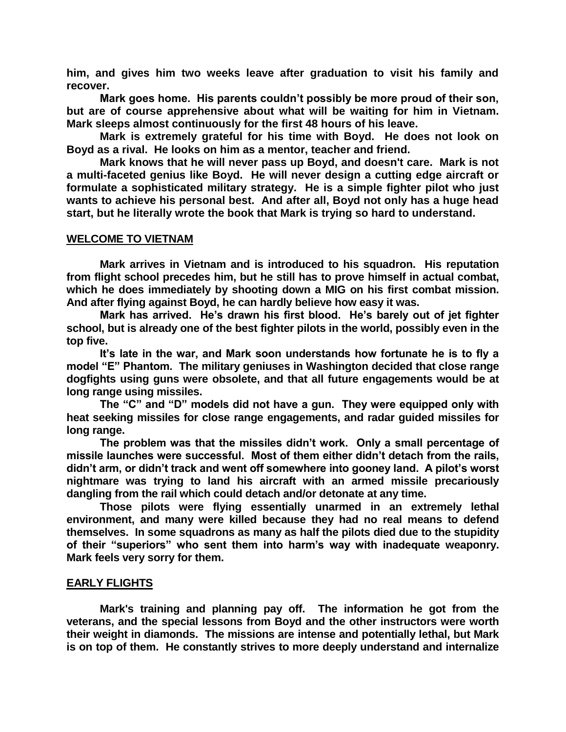**him, and gives him two weeks leave after graduation to visit his family and recover.**

**Mark goes home. His parents couldn't possibly be more proud of their son, but are of course apprehensive about what will be waiting for him in Vietnam. Mark sleeps almost continuously for the first 48 hours of his leave.**

**Mark is extremely grateful for his time with Boyd. He does not look on Boyd as a rival. He looks on him as a mentor, teacher and friend.**

**Mark knows that he will never pass up Boyd, and doesn't care. Mark is not a multi-faceted genius like Boyd. He will never design a cutting edge aircraft or formulate a sophisticated military strategy. He is a simple fighter pilot who just wants to achieve his personal best. And after all, Boyd not only has a huge head start, but he literally wrote the book that Mark is trying so hard to understand.**

## WELCOME TO VIETNAM

**Mark arrives in Vietnam and is introduced to his squadron. His reputation from flight school precedes him, but he still has to prove himself in actual combat, which he does immediately by shooting down a MIG on his first combat mission. And after flying against Boyd, he can hardly believe how easy it was.**

**Mark has arrived. He's drawn his first blood. He's barely out of jet fighter school, but is already one of the best fighter pilots in the world, possibly even in the top five.**

**It's late in the war, and Mark soon understands how fortunate he is to fly a model "E" Phantom. The military geniuses in Washington decided that close range dogfights using guns were obsolete, and that all future engagements would be at long range using missiles.**

**The "C" and "D" models did not have a gun. They were equipped only with heat seeking missiles for close range engagements, and radar guided missiles for long range.**

**The problem was that the missiles didn't work. Only a small percentage of missile launches were successful. Most of them either didn't detach from the rails, didn't arm, or didn't track and went off somewhere into gooney land. A pilot's worst nightmare was trying to land his aircraft with an armed missile precariously dangling from the rail which could detach and/or detonate at any time.**

**Those pilots were flying essentially unarmed in an extremely lethal environment, and many were killed because they had no real means to defend themselves. In some squadrons as many as half the pilots died due to the stupidity of their "superiors" who sent them into harm's way with inadequate weaponry. Mark feels very sorry for them.**

## EARLY FLIGHTS

**Mark's training and planning pay off. The information he got from the veterans, and the special lessons from Boyd and the other instructors were worth their weight in diamonds. The missions are intense and potentially lethal, but Mark is on top of them. He constantly strives to more deeply understand and internalize**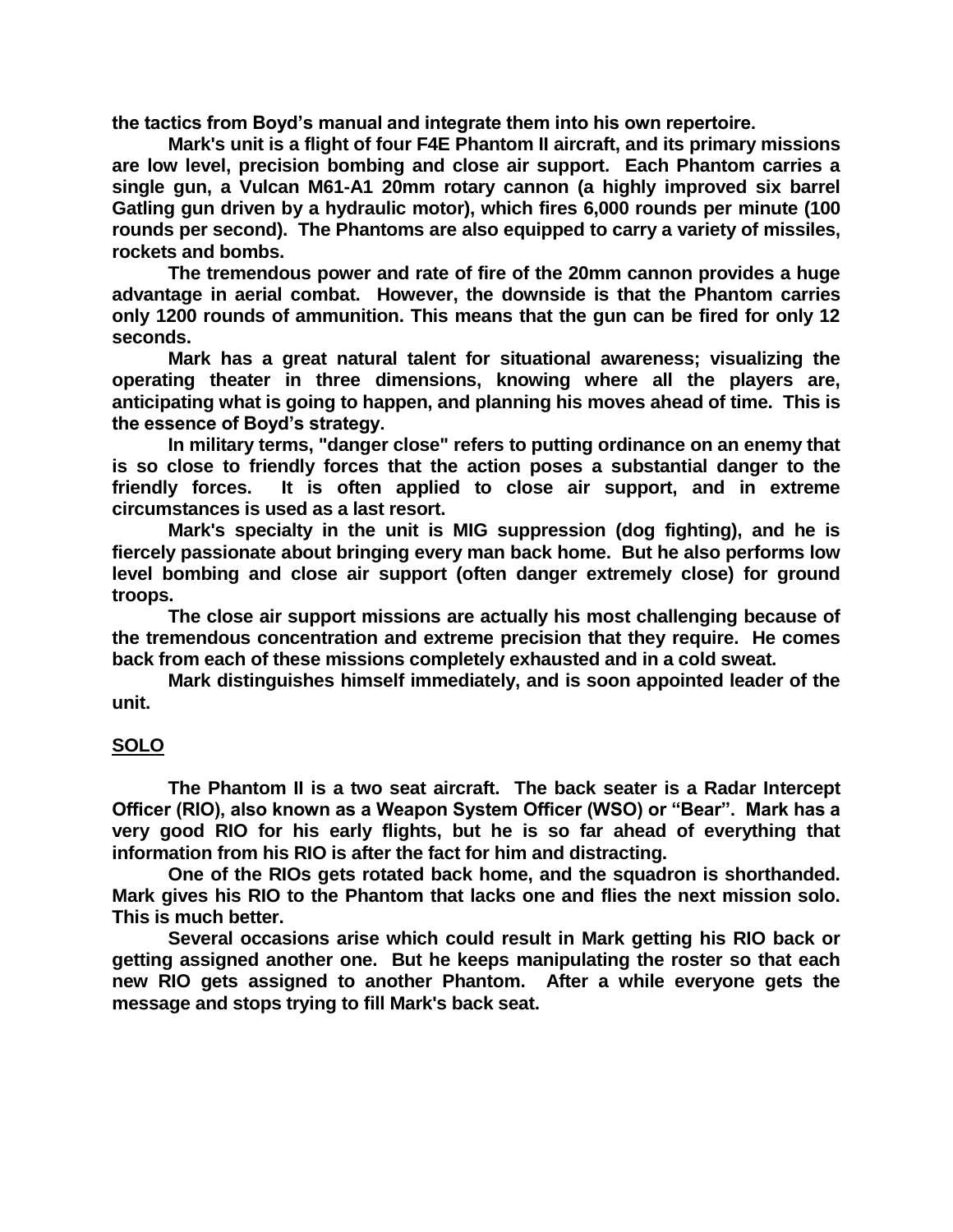the tactics from Boyd's manual and integrate them into his own repertoire.

Mark's unit is a flight of four F4E Phantom II aircraft, and its primary missions are low level, precision bombing and close air support. Each Phantom carries a single gun, a Vulcan M61-A1 20mm rotary cannon (a highly improved six barrel Gatling gun driven by a hydraulic motor), which fires 6,000 rounds per minute (100 rounds per second). The Phantoms are also equipped to carry a variety of missiles, rockets and bombs.

The tremendous power and rate of fire of the 20mm cannon provides a huge advantage in aerial combat. However, the downside is that the Phantom carries only 1200 rounds of ammunition. This means that the gun can be fired for only 12 seconds.

Mark has a great natural talent for situational awareness; visualizing the operating theater in three dimensions, knowing where all the players are, anticipating what is going to happen, and planning his moves ahead of time. This is the essence of Boyd's strategy.

In military terms, "danger close" refers to putting ordinance on an enemy that is so close to friendly forces that the action poses a substantial danger to the friendly forces. It is often applied to close air support, and in extreme circumstances is used as a last resort.

Mark's specialty in the unit is MIG suppression (dog fighting), and he is fiercely passionate about bringing every man back home. But he also performs low level bombing and close air support (often danger extremely close) for ground troops.

The close air support missions are actually his most challenging because of the tremendous concentration and extreme precision that they require. He comes back from each of these missions completely exhausted and in a cold sweat.

Mark distinguishes himself immediately, and is soon appointed leader of the unit.

## SOLO

The Phantom II is a two seat aircraft. The back seater is a Radar Intercept Officer (RIO), also known as a Weapon System Officer (WSO) or "Bear". Mark has a very good RIO for his early flights, but he is so far ahead of everything that information from his RIO is after the fact for him and distracting.

One of the RIOs gets rotated back home, and the squadron is shorthanded. Mark gives his RIO to the Phantom that lacks one and flies the next mission solo. This is much better.

Several occasions arise which could result in Mark getting his RIO back or getting assigned another one. But he keeps manipulating the roster so that each new RIO gets assigned to another Phantom. After a while everyone gets the message and stops trying to fill Mark's back seat.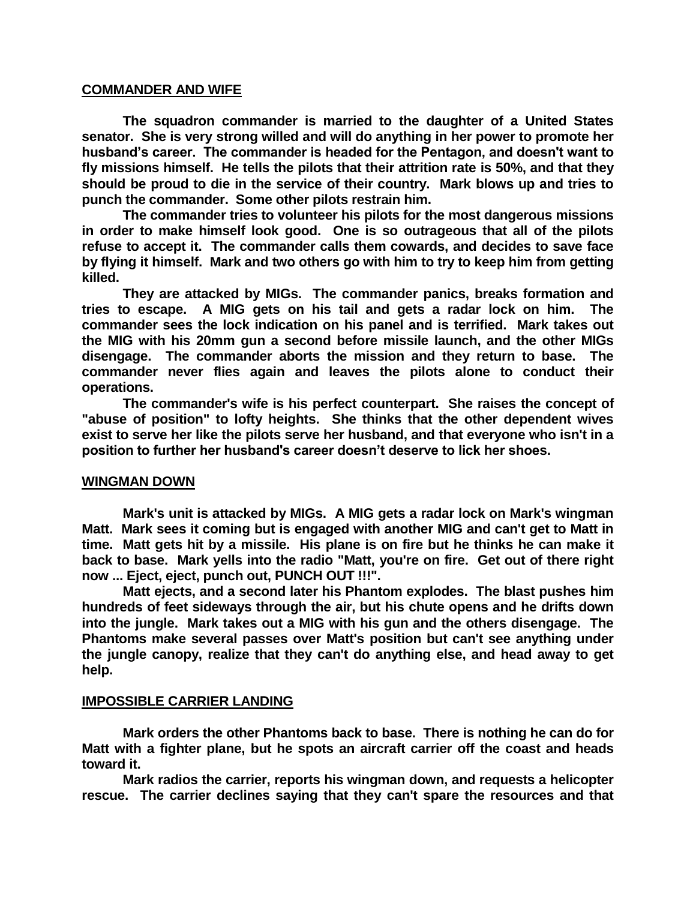## COMMANDER AND WIFE

**The squadron commander is married to the daughter of a United States senator. She is very strong willed and will do anything in her power to promote her husband's career. The commander is headed for the Pentagon, and doesn't want to fly missions himself. He tells the pilots that their attrition rate is 50%, and that they should be proud to die in the service of their country. Mark blows up and tries to punch the commander. Some other pilots restrain him.**

**The commander tries to volunteer his pilots for the most dangerous missions in order to make himself look good. One is so outrageous that all of the pilots refuse to accept it. The commander calls them cowards, and decides to save face by flying it himself. Mark and two others go with him to try to keep him from getting killed.**

**They are attacked by MIGs. The commander panics, breaks formation and tries to escape. A MIG gets on his tail and gets a radar lock on him. The commander sees the lock indication on his panel and is terrified. Mark takes out the MIG with his 20mm gun a second before missile launch, and the other MIGs disengage. The commander aborts the mission and they return to base. The commander never flies again and leaves the pilots alone to conduct their operations.**

**The commander's wife is his perfect counterpart. She raises the concept of "abuse of position" to lofty heights. She thinks that the other dependent wives exist to serve her like the pilots serve her husband, and that everyone who isn't in a position to further her husband's career doesn't deserve to lick her shoes.**

## WINGMAN DOWN

**Mark's unit is attacked by MIGs. A MIG gets a radar lock on Mark's wingman Matt. Mark sees it coming but is engaged with another MIG and can't get to Matt in time. Matt gets hit by a missile. His plane is on fire but he thinks he can make it back to base. Mark yells into the radio "Matt, you're on fire. Get out of there right now ... Eject, eject, punch out, PUNCH OUT !!!".**

**Matt ejects, and a second later his Phantom explodes. The blast pushes him hundreds of feet sideways through the air, but his chute opens and he drifts down into the jungle. Mark takes out a MIG with his gun and the others disengage. The Phantoms make several passes over Matt's position but can't see anything under the jungle canopy, realize that they can't do anything else, and head away to get help.**

## IMPOSSIBLE CARRIER LANDING

**Mark orders the other Phantoms back to base. There is nothing he can do for Matt with a fighter plane, but he spots an aircraft carrier off the coast and heads toward it.**

**Mark radios the carrier, reports his wingman down, and requests a helicopter rescue. The carrier declines saying that they can't spare the resources and that**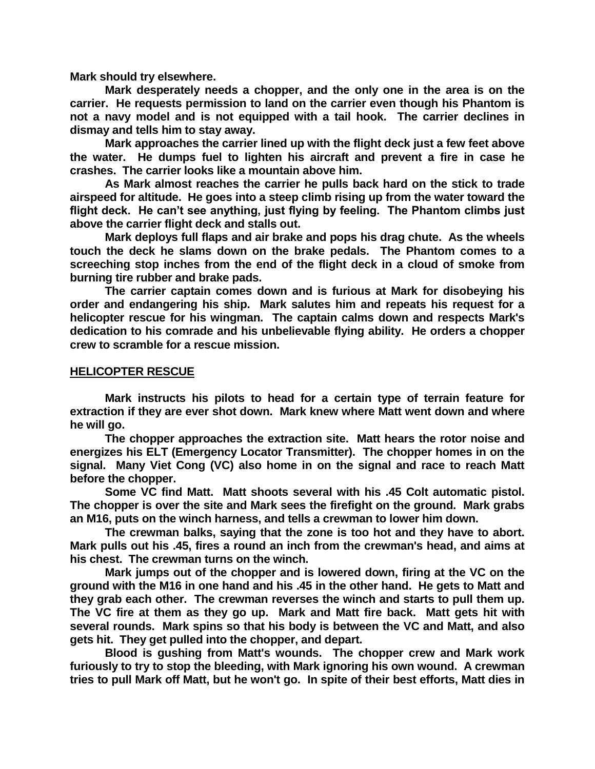**Mark should try elsewhere.**

**Mark desperately needs a chopper, and the only one in the area is on the carrier. He requests permission to land on the carrier even though his Phantom is not a navy model and is not equipped with a tail hook. The carrier declines in dismay and tells him to stay away.**

**Mark approaches the carrier lined up with the flight deck just a few feet above the water. He dumps fuel to lighten his aircraft and prevent a fire in case he crashes. The carrier looks like a mountain above him.**

**As Mark almost reaches the carrier he pulls back hard on the stick to trade airspeed for altitude. He goes into a steep climb rising up from the water toward the flight deck. He can't see anything, just flying by feeling. The Phantom climbs just above the carrier flight deck and stalls out.**

**Mark deploys full flaps and air brake and pops his drag chute. As the wheels touch the deck he slams down on the brake pedals. The Phantom comes to a screeching stop inches from the end of the flight deck in a cloud of smoke from burning tire rubber and brake pads.**

**The carrier captain comes down and is furious at Mark for disobeying his order and endangering his ship. Mark salutes him and repeats his request for a helicopter rescue for his wingman. The captain calms down and respects Mark's dedication to his comrade and his unbelievable flying ability. He orders a chopper crew to scramble for a rescue mission.**

## HELICOPTER RESCUE

**Mark instructs his pilots to head for a certain type of terrain feature for extraction if they are ever shot down. Mark knew where Matt went down and where he will go.**

**The chopper approaches the extraction site. Matt hears the rotor noise and energizes his ELT (Emergency Locator Transmitter). The chopper homes in on the signal. Many Viet Cong (VC) also home in on the signal and race to reach Matt before the chopper.**

**Some VC find Matt. Matt shoots several with his .45 Colt automatic pistol. The chopper is over the site and Mark sees the firefight on the ground. Mark grabs an M16, puts on the winch harness, and tells a crewman to lower him down.**

**The crewman balks, saying that the zone is too hot and they have to abort. Mark pulls out his .45, fires a round an inch from the crewman's head, and aims at his chest. The crewman turns on the winch.**

**Mark jumps out of the chopper and is lowered down, firing at the VC on the ground with the M16 in one hand and his .45 in the other hand. He gets to Matt and they grab each other. The crewman reverses the winch and starts to pull them up. The VC fire at them as they go up. Mark and Matt fire back. Matt gets hit with several rounds. Mark spins so that his body is between the VC and Matt, and also gets hit. They get pulled into the chopper, and depart.**

**Blood is gushing from Matt's wounds. The chopper crew and Mark work furiously to try to stop the bleeding, with Mark ignoring his own wound. A crewman tries to pull Mark off Matt, but he won't go. In spite of their best efforts, Matt dies in**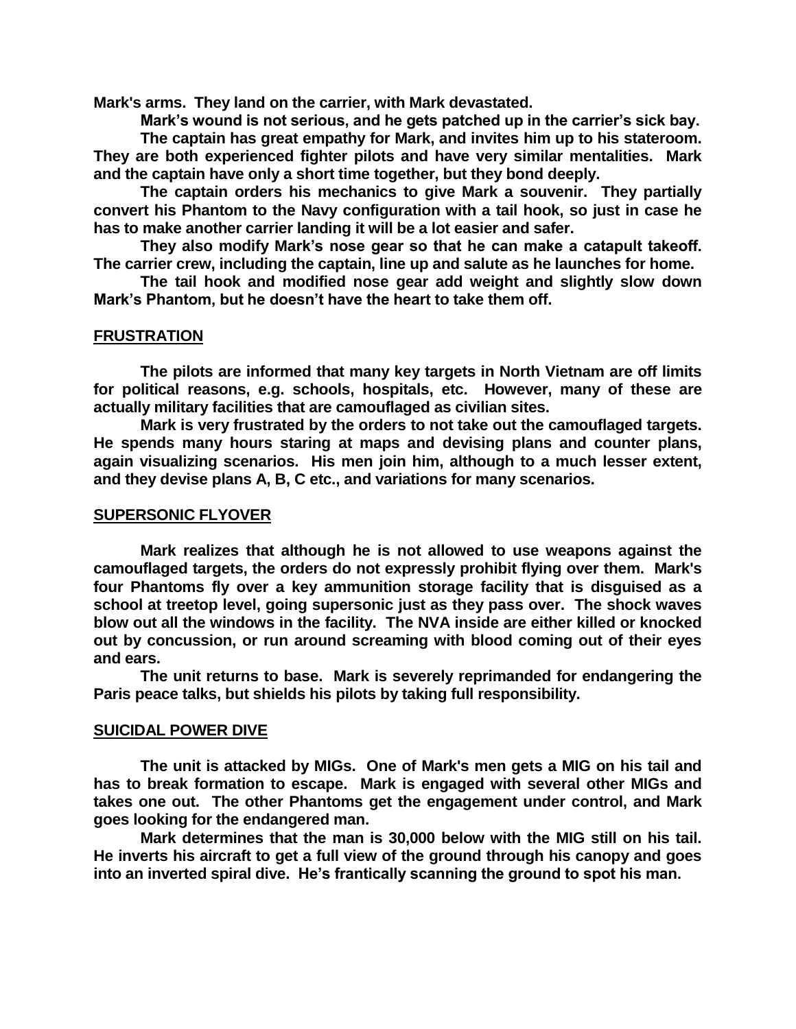**Mark's arms. They land on the carrier, with Mark devastated.**

**Mark's wound is not serious, and he gets patched up in the carrier's sick bay.**

**The captain has great empathy for Mark, and invites him up to his stateroom. They are both experienced fighter pilots and have very similar mentalities. Mark and the captain have only a short time together, but they bond deeply.**

**The captain orders his mechanics to give Mark a souvenir. They partially convert his Phantom to the Navy configuration with a tail hook, so just in case he has to make another carrier landing it will be a lot easier and safer.**

**They also modify Mark's nose gear so that he can make a catapult takeoff. The carrier crew, including the captain, line up and salute as he launches for home.**

**The tail hook and modified nose gear add weight and slightly slow down Mark's Phantom, but he doesn't have the heart to take them off.**

## FRUSTRATION

**The pilots are informed that many key targets in North Vietnam are off limits for political reasons, e.g. schools, hospitals, etc. However, many of these are actually military facilities that are camouflaged as civilian sites.**

**Mark is very frustrated by the orders to not take out the camouflaged targets. He spends many hours staring at maps and devising plans and counter plans, again visualizing scenarios. His men join him, although to a much lesser extent, and they devise plans A, B, C etc., and variations for many scenarios.**

## SUPERSONIC FLYOVER

**Mark realizes that although he is not allowed to use weapons against the camouflaged targets, the orders do not expressly prohibit flying over them. Mark's four Phantoms fly over a key ammunition storage facility that is disguised as a school at treetop level, going supersonic just as they pass over. The shock waves blow out all the windows in the facility. The NVA inside are either killed or knocked out by concussion, or run around screaming with blood coming out of their eyes and ears.**

**The unit returns to base. Mark is severely reprimanded for endangering the Paris peace talks, but shields his pilots by taking full responsibility.**

## SUICIDAL POWER DIVE

**The unit is attacked by MIGs. One of Mark's men gets a MIG on his tail and has to break formation to escape. Mark is engaged with several other MIGs and takes one out. The other Phantoms get the engagement under control, and Mark goes looking for the endangered man.**

**Mark determines that the man is 30,000 below with the MIG still on his tail. He inverts his aircraft to get a full view of the ground through his canopy and goes into an inverted spiral dive. He's frantically scanning the ground to spot his man.**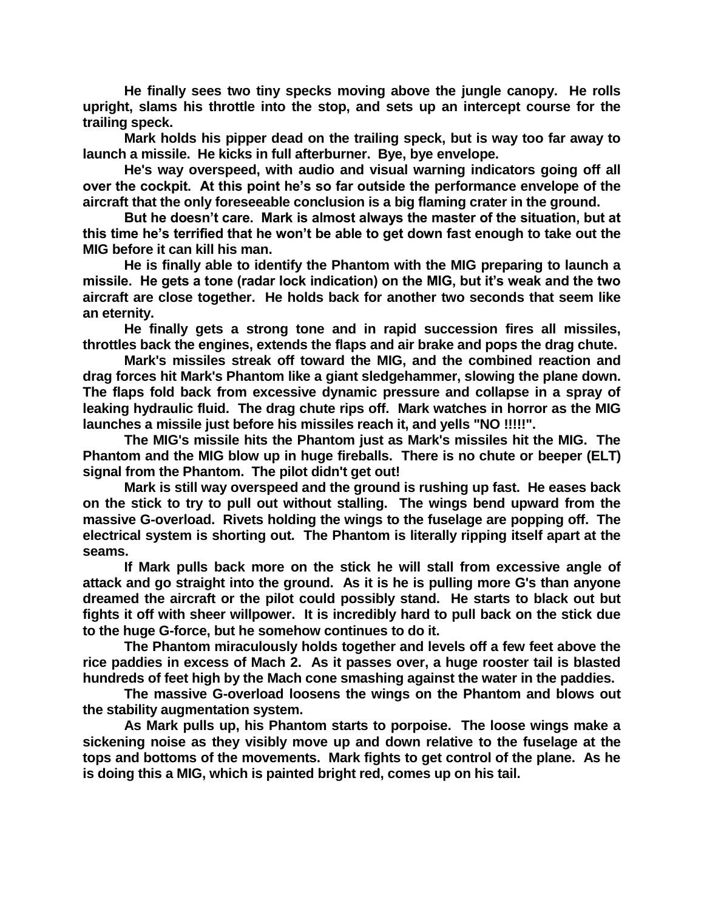**He finally sees two tiny specks moving above the jungle canopy. He rolls upright, slams his throttle into the stop, and sets up an intercept course for the trailing speck.**

**Mark holds his pipper dead on the trailing speck, but is way too far away to launch a missile. He kicks in full afterburner. Bye, bye envelope.**

**He's way overspeed, with audio and visual warning indicators going off all over the cockpit. At this point he's so far outside the performance envelope of the aircraft that the only foreseeable conclusion is a big flaming crater in the ground.**

**But he doesn't care. Mark is almost always the master of the situation, but at this time he's terrified that he won't be able to get down fast enough to take out the MIG before it can kill his man.**

**He is finally able to identify the Phantom with the MIG preparing to launch a missile. He gets a tone (radar lock indication) on the MIG, but it's weak and the two aircraft are close together. He holds back for another two seconds that seem like an eternity.**

**He finally gets a strong tone and in rapid succession fires all missiles, throttles back the engines, extends the flaps and air brake and pops the drag chute.**

**Mark's missiles streak off toward the MIG, and the combined reaction and drag forces hit Mark's Phantom like a giant sledgehammer, slowing the plane down. The flaps fold back from excessive dynamic pressure and collapse in a spray of leaking hydraulic fluid. The drag chute rips off. Mark watches in horror as the MIG launches a missile just before his missiles reach it, and yells "NO !!!!!".**

**The MIG's missile hits the Phantom just as Mark's missiles hit the MIG. The Phantom and the MIG blow up in huge fireballs. There is no chute or beeper (ELT) signal from the Phantom. The pilot didn't get out!**

**Mark is still way overspeed and the ground is rushing up fast. He eases back on the stick to try to pull out without stalling. The wings bend upward from the massive G-overload. Rivets holding the wings to the fuselage are popping off. The electrical system is shorting out. The Phantom is literally ripping itself apart at the seams.**

**If Mark pulls back more on the stick he will stall from excessive angle of attack and go straight into the ground. As it is he is pulling more G's than anyone dreamed the aircraft or the pilot could possibly stand. He starts to black out but fights it off with sheer willpower. It is incredibly hard to pull back on the stick due to the huge G-force, but he somehow continues to do it.**

**The Phantom miraculously holds together and levels off a few feet above the rice paddies in excess of Mach 2. As it passes over, a huge rooster tail is blasted hundreds of feet high by the Mach cone smashing against the water in the paddies.**

**The massive G-overload loosens the wings on the Phantom and blows out the stability augmentation system.**

**As Mark pulls up, his Phantom starts to porpoise. The loose wings make a sickening noise as they visibly move up and down relative to the fuselage at the tops and bottoms of the movements. Mark fights to get control of the plane. As he is doing this a MIG, which is painted bright red, comes up on his tail.**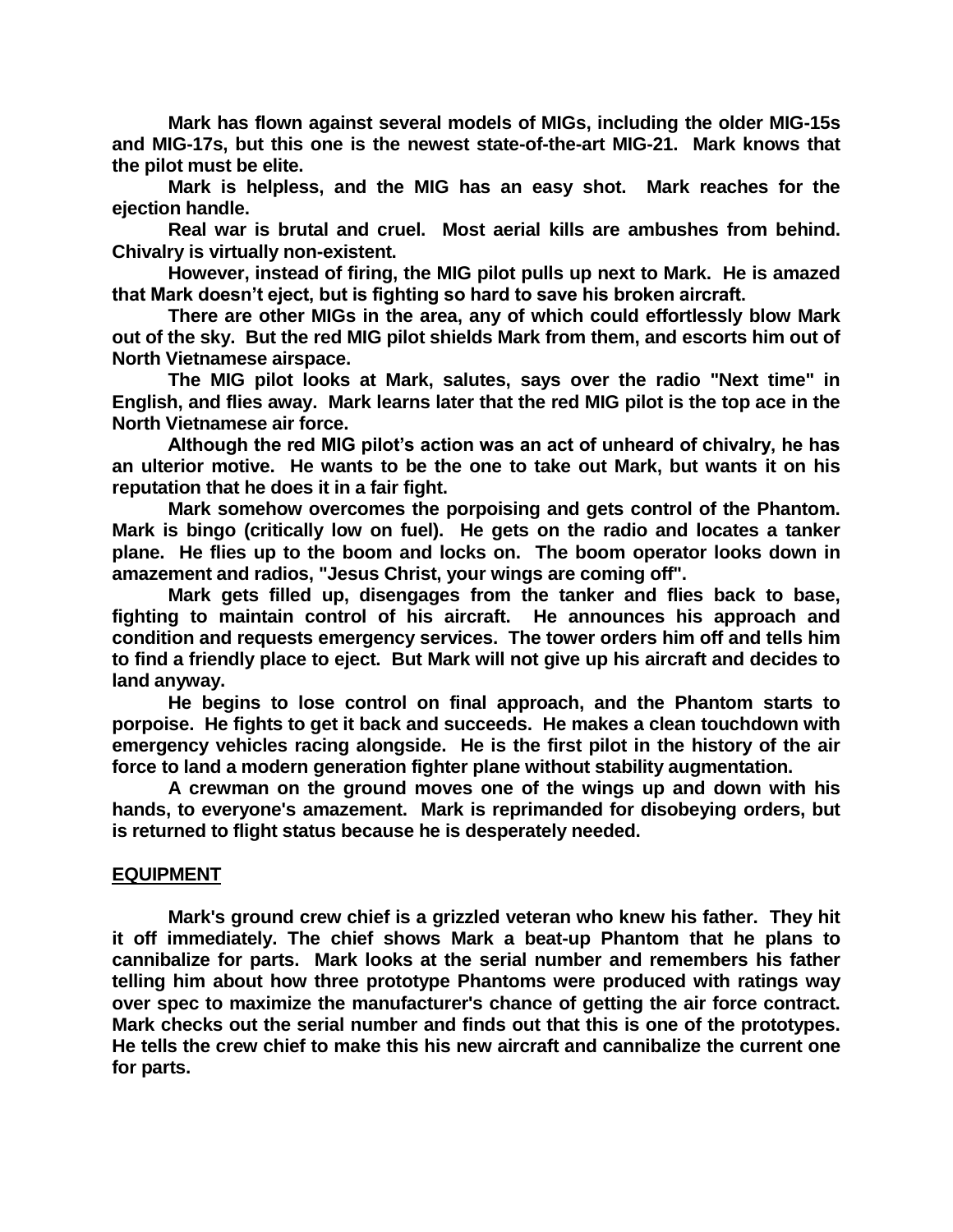**Mark has flown against several models of MIGs, including the older MIG-15s and MIG-17s, but this one is the newest state-of-the-art MIG-21. Mark knows that the pilot must be elite.**

**Mark is helpless, and the MIG has an easy shot. Mark reaches for the ejection handle.**

**Real war is brutal and cruel. Most aerial kills are ambushes from behind. Chivalry is virtually non-existent.**

**However, instead of firing, the MIG pilot pulls up next to Mark. He is amazed that Mark doesn't eject, but is fighting so hard to save his broken aircraft.**

**There are other MIGs in the area, any of which could effortlessly blow Mark out of the sky. But the red MIG pilot shields Mark from them, and escorts him out of North Vietnamese airspace.**

**The MIG pilot looks at Mark, salutes, says over the radio "Next time" in English, and flies away. Mark learns later that the red MIG pilot is the top ace in the North Vietnamese air force.**

**Although the red MIG pilot's action was an act of unheard of chivalry, he has an ulterior motive. He wants to be the one to take out Mark, but wants it on his reputation that he does it in a fair fight.**

**Mark somehow overcomes the porpoising and gets control of the Phantom. Mark is bingo (critically low on fuel). He gets on the radio and locates a tanker plane. He flies up to the boom and locks on. The boom operator looks down in amazement and radios, "Jesus Christ, your wings are coming off".**

**Mark gets filled up, disengages from the tanker and flies back to base, fighting to maintain control of his aircraft. He announces his approach and condition and requests emergency services. The tower orders him off and tells him to find a friendly place to eject. But Mark will not give up his aircraft and decides to land anyway.**

**He begins to lose control on final approach, and the Phantom starts to porpoise. He fights to get it back and succeeds. He makes a clean touchdown with emergency vehicles racing alongside. He is the first pilot in the history of the air force to land a modern generation fighter plane without stability augmentation.**

**A crewman on the ground moves one of the wings up and down with his hands, to everyone's amazement. Mark is reprimanded for disobeying orders, but is returned to flight status because he is desperately needed.**

## EQUIPMENT

**Mark's ground crew chief is a grizzled veteran who knew his father. They hit it off immediately. The chief shows Mark a beat-up Phantom that he plans to cannibalize for parts. Mark looks at the serial number and remembers his father telling him about how three prototype Phantoms were produced with ratings way over spec to maximize the manufacturer's chance of getting the air force contract. Mark checks out the serial number and finds out that this is one of the prototypes. He tells the crew chief to make this his new aircraft and cannibalize the current one for parts.**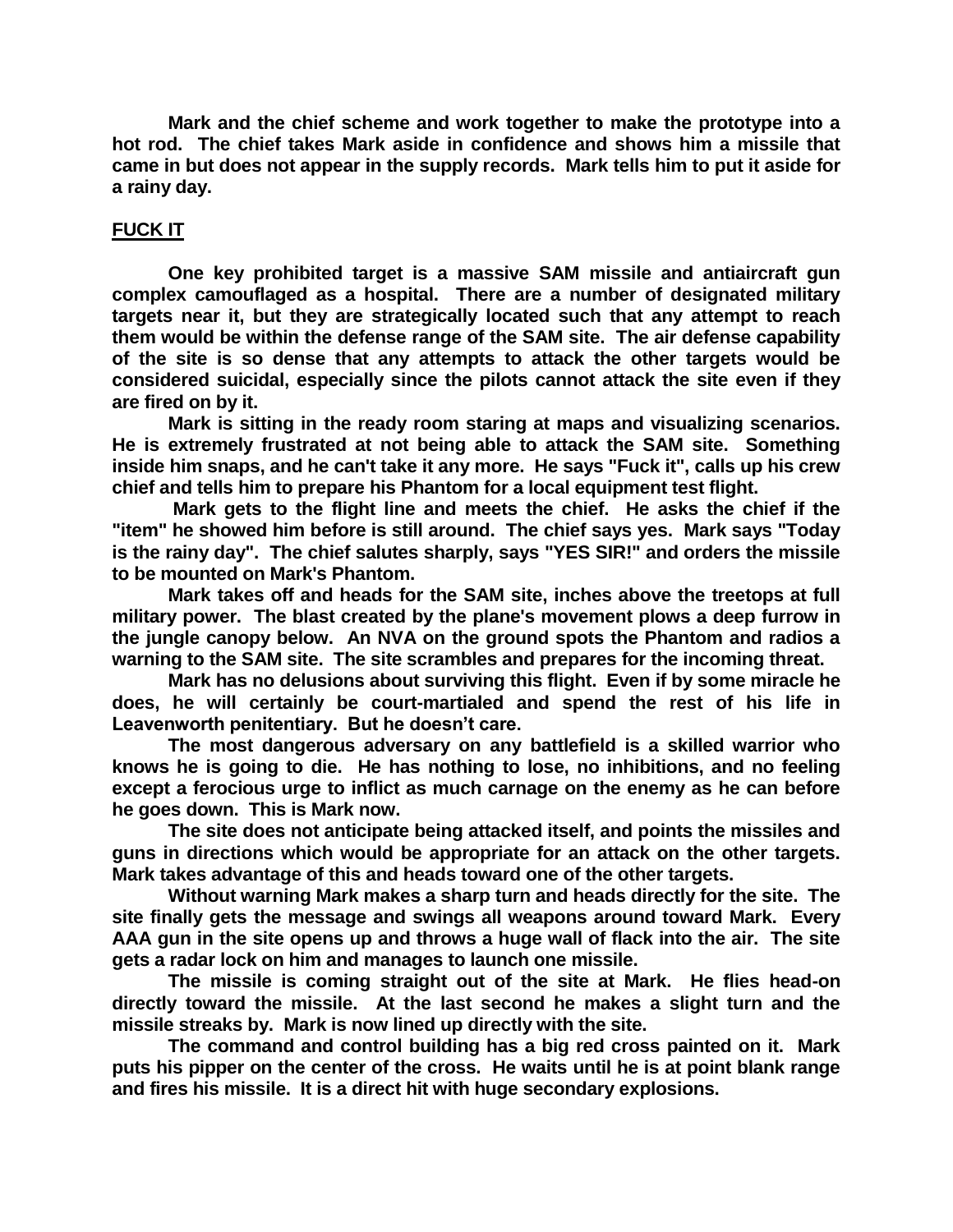Mark and the chief scheme and work together to make the prototype into a hot rod. The chief takes Mark aside in confidence and shows him a missile that came in but does not appear in the supply records. Mark tells him to put it aside for a rainy day.

## FUCK IT

One key prohibited target is a massive SAM missile and antiaircraft gun complex camouflaged as a hospital. There are a number of designated military targets near it, but they are strategically located such that any attempt to reach them would be within the defense range of the SAM site. The air defense capability of the site is so dense that any attempts to attack the other targets would be considered suicidal, especially since the pilots cannot attack the site even if they are fired on by it.

Mark is sitting in the ready room staring at maps and visualizing scenarios. He is extremely frustrated at not being able to attack the SAM site. Something inside him snaps, and he can't take it any more. He says "Fuck it", calls up his crew chief and tells him to prepare his Phantom for a local equipment test flight.

Mark gets to the flight line and meets the chief. He asks the chief if the "item" he showed him before is still around. The chief says yes. Mark says "Today is the rainy day". The chief salutes sharply, says "YES SIR!" and orders the missile to be mounted on Mark's Phantom.

Mark takes off and heads for the SAM site, inches above the treetops at full military power. The blast created by the plane's movement plows a deep furrow in the jungle canopy below. An NVA on the ground spots the Phantom and radios a warning to the SAM site. The site scrambles and prepares for the incoming threat.

Mark has no delusions about surviving this flight. Even if by some miracle he does, he will certainly be court-martialed and spend the rest of his life in Leavenworth penitentiary. But he doesn't care.

The most dangerous adversary on any battlefield is a skilled warrior who knows he is going to die. He has nothing to lose, no inhibitions, and no feeling except a ferocious urge to inflict as much carnage on the enemy as he can before he goes down. This is Mark now.

The site does not anticipate being attacked itself, and points the missiles and guns in directions which would be appropriate for an attack on the other targets. Mark takes advantage of this and heads toward one of the other targets.

Without warning Mark makes a sharp turn and heads directly for the site. The site finally gets the message and swings all weapons around toward Mark. Every AAA gun in the site opens up and throws a huge wall of flack into the air. The site gets a radar lock on him and manages to launch one missile.

The missile is coming straight out of the site at Mark. He flies head-on directly toward the missile. At the last second he makes a slight turn and the missile streaks by. Mark is now lined up directly with the site.

The command and control building has a big red cross painted on it. Mark puts his pipper on the center of the cross. He waits until he is at point blank range and fires his missile. It is a direct hit with huge secondary explosions.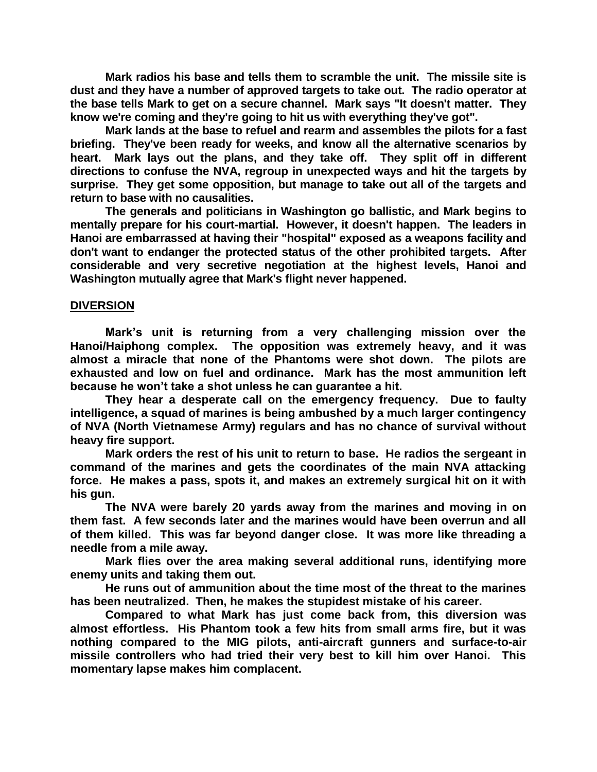Mark radios his base and tells them to scramble the unit. The missile site is dust and they have a number of approved targets to take out. The radio operator at the base tells Mark to get on a secure channel. Mark says "It doesn't matter. They know we're coming and they're going to hit us with everything they've got".

Mark lands at the base to refuel and rearm and assembles the pilots for a fast briefing. They've been ready for weeks, and know all the alternative scenarios by heart. Mark lays out the plans, and they take off. They split off in different directions to confuse the NVA, regroup in unexpected ways and hit the targets by surprise. They get some opposition, but manage to take out all of the targets and return to base with no causalities.

The generals and politicians in Washington go ballistic, and Mark begins to mentally prepare for his court-martial. However, it doesn't happen. The leaders in Hanoi are embarrassed at having their "hospital" exposed as a weapons facility and don't want to endanger the protected status of the other prohibited targets. After considerable and very secretive negotiation at the highest levels, Hanoi and Washington mutually agree that Mark's flight never happened.

## DIVERSION

Mark's unit is returning from a very challenging mission over the Hanoi/Haiphong complex. The opposition was extremely heavy, and it was almost a miracle that none of the Phantoms were shot down. The pilots are exhausted and low on fuel and ordinance. Mark has the most ammunition left because he won't take a shot unless he can guarantee a hit.

They hear a desperate call on the emergency frequency. Due to faulty intelligence, a squad of marines is being ambushed by a much larger contingency of NVA (North Vietnamese Army) regulars and has no chance of survival without heavy fire support.

Mark orders the rest of his unit to return to base. He radios the sergeant in command of the marines and gets the coordinates of the main NVA attacking force. He makes a pass, spots it, and makes an extremely surgical hit on it with his gun.

The NVA were barely 20 yards away from the marines and moving in on them fast. A few seconds later and the marines would have been overrun and all of them killed. This was far beyond danger close. It was more like threading a needle from a mile away.

Mark flies over the area making several additional runs, identifying more enemy units and taking them out.

He runs out of ammunition about the time most of the threat to the marines has been neutralized. Then, he makes the stupidest mistake of his career.

Compared to what Mark has just come back from, this diversion was almost effortless. His Phantom took a few hits from small arms fire, but it was nothing compared to the MIG pilots, anti-aircraft gunners and surface-to-air missile controllers who had tried their very best to kill him over Hanoi. This momentary lapse makes him complacent.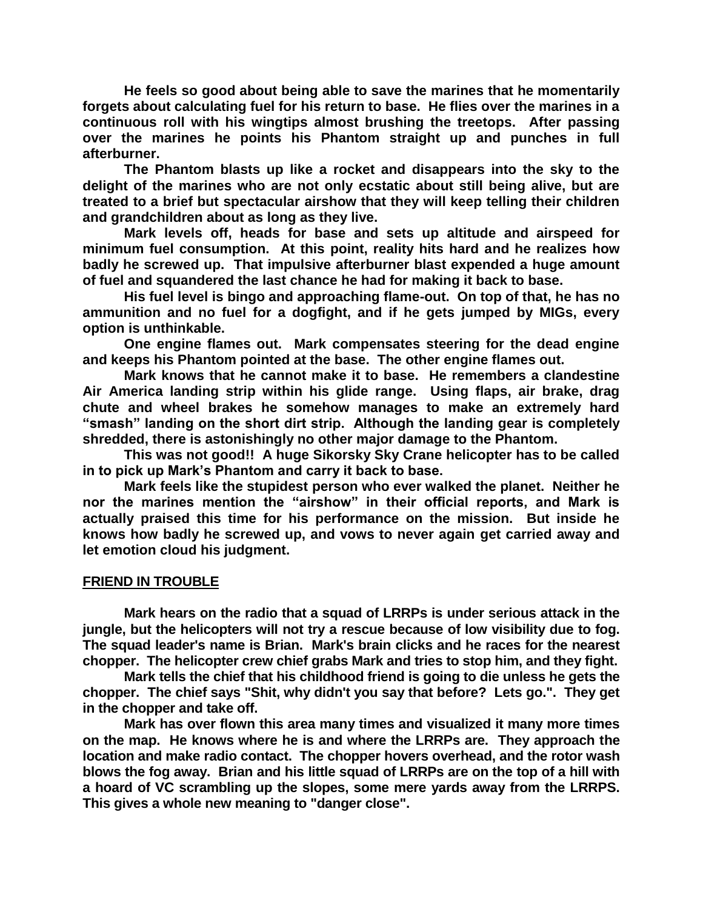**He feels so good about being able to save the marines that he momentarily forgets about calculating fuel for his return to base. He flies over the marines in a continuous roll with his wingtips almost brushing the treetops. After passing over the marines he points his Phantom straight up and punches in full afterburner.**

**The Phantom blasts up like a rocket and disappears into the sky to the delight of the marines who are not only ecstatic about still being alive, but are treated to a brief but spectacular airshow that they will keep telling their children and grandchildren about as long as they live.**

**Mark levels off, heads for base and sets up altitude and airspeed for minimum fuel consumption. At this point, reality hits hard and he realizes how badly he screwed up. That impulsive afterburner blast expended a huge amount of fuel and squandered the last chance he had for making it back to base.**

**His fuel level is bingo and approaching flame-out. On top of that, he has no ammunition and no fuel for a dogfight, and if he gets jumped by MIGs, every option is unthinkable.**

**One engine flames out. Mark compensates steering for the dead engine and keeps his Phantom pointed at the base. The other engine flames out.**

**Mark knows that he cannot make it to base. He remembers a clandestine Air America landing strip within his glide range. Using flaps, air brake, drag chute and wheel brakes he somehow manages to make an extremely hard "smash" landing on the short dirt strip. Although the landing gear is completely shredded, there is astonishingly no other major damage to the Phantom.**

**This was not good!! A huge Sikorsky Sky Crane helicopter has to be called in to pick up Mark's Phantom and carry it back to base.**

**Mark feels like the stupidest person who ever walked the planet. Neither he nor the marines mention the "airshow" in their official reports, and Mark is actually praised this time for his performance on the mission. But inside he knows how badly he screwed up, and vows to never again get carried away and let emotion cloud his judgment.**

## FRIEND IN TROUBLE

**Mark hears on the radio that a squad of LRRPs is under serious attack in the jungle, but the helicopters will not try a rescue because of low visibility due to fog. The squad leader's name is Brian. Mark's brain clicks and he races for the nearest chopper. The helicopter crew chief grabs Mark and tries to stop him, and they fight.**

**Mark tells the chief that his childhood friend is going to die unless he gets the chopper. The chief says "Shit, why didn't you say that before? Lets go.". They get in the chopper and take off.**

**Mark has over flown this area many times and visualized it many more times on the map. He knows where he is and where the LRRPs are. They approach the location and make radio contact. The chopper hovers overhead, and the rotor wash blows the fog away. Brian and his little squad of LRRPs are on the top of a hill with a hoard of VC scrambling up the slopes, some mere yards away from the LRRPS. This gives a whole new meaning to "danger close".**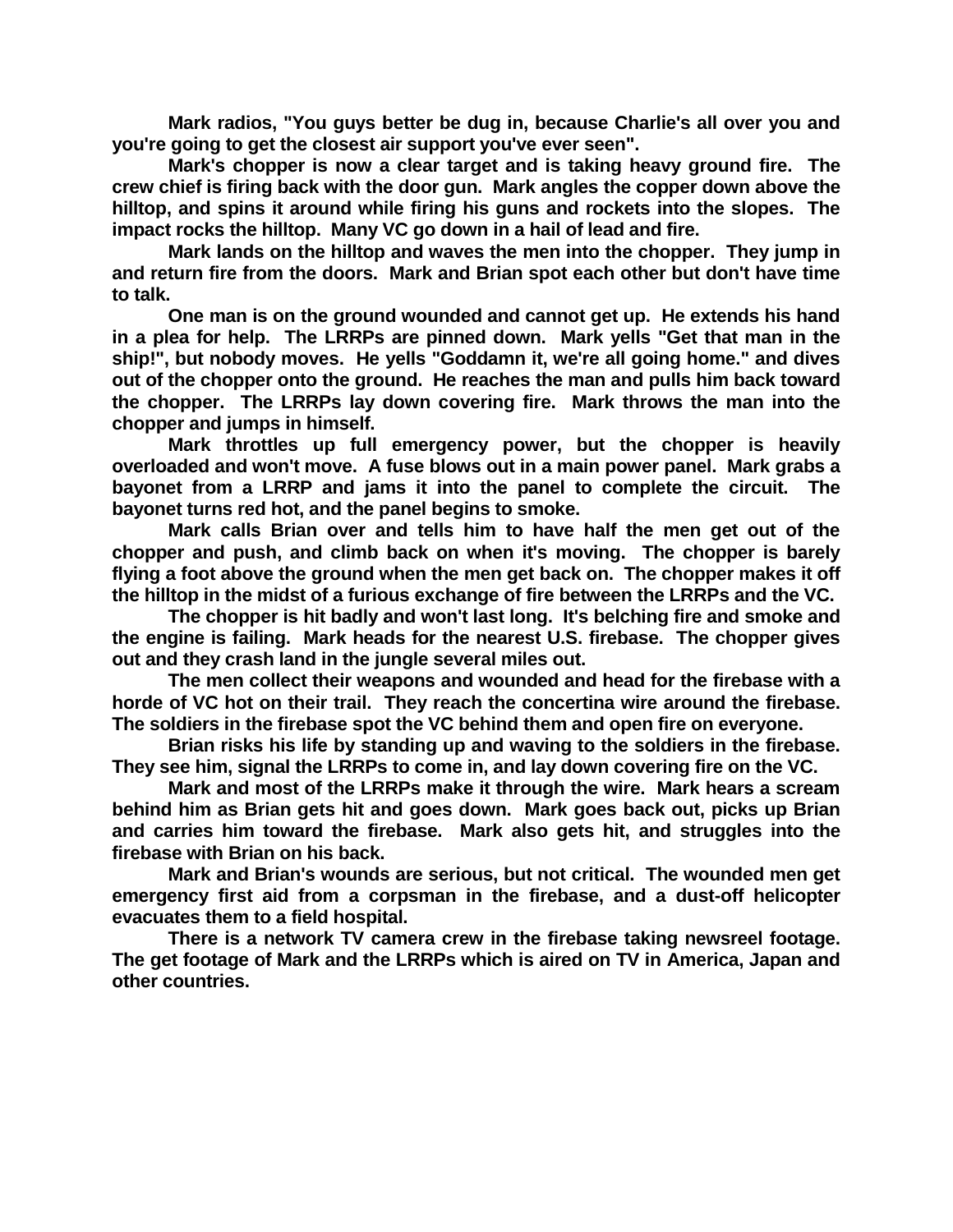**Mark radios, "You guys better be dug in, because Charlie's all over you and you're going to get the closest air support you've ever seen".**

**Mark's chopper is now a clear target and is taking heavy ground fire. The crew chief is firing back with the door gun. Mark angles the copper down above the hilltop, and spins it around while firing his guns and rockets into the slopes. The impact rocks the hilltop. Many VC go down in a hail of lead and fire.**

**Mark lands on the hilltop and waves the men into the chopper. They jump in and return fire from the doors. Mark and Brian spot each other but don't have time to talk.**

**One man is on the ground wounded and cannot get up. He extends his hand in a plea for help. The LRRPs are pinned down. Mark yells "Get that man in the ship!", but nobody moves. He yells "Goddamn it, we're all going home." and dives out of the chopper onto the ground. He reaches the man and pulls him back toward the chopper. The LRRPs lay down covering fire. Mark throws the man into the chopper and jumps in himself.**

**Mark throttles up full emergency power, but the chopper is heavily overloaded and won't move. A fuse blows out in a main power panel. Mark grabs a bayonet from a LRRP and jams it into the panel to complete the circuit. The bayonet turns red hot, and the panel begins to smoke.**

**Mark calls Brian over and tells him to have half the men get out of the chopper and push, and climb back on when it's moving. The chopper is barely flying a foot above the ground when the men get back on. The chopper makes it off the hilltop in the midst of a furious exchange of fire between the LRRPs and the VC.**

**The chopper is hit badly and won't last long. It's belching fire and smoke and the engine is failing. Mark heads for the nearest U.S. firebase. The chopper gives out and they crash land in the jungle several miles out.**

**The men collect their weapons and wounded and head for the firebase with a horde of VC hot on their trail. They reach the concertina wire around the firebase. The soldiers in the firebase spot the VC behind them and open fire on everyone.**

**Brian risks his life by standing up and waving to the soldiers in the firebase. They see him, signal the LRRPs to come in, and lay down covering fire on the VC.**

**Mark and most of the LRRPs make it through the wire. Mark hears a scream behind him as Brian gets hit and goes down. Mark goes back out, picks up Brian and carries him toward the firebase. Mark also gets hit, and struggles into the firebase with Brian on his back.**

**Mark and Brian's wounds are serious, but not critical. The wounded men get emergency first aid from a corpsman in the firebase, and a dust-off helicopter evacuates them to a field hospital.**

**There is a network TV camera crew in the firebase taking newsreel footage. The get footage of Mark and the LRRPs which is aired on TV in America, Japan and other countries.**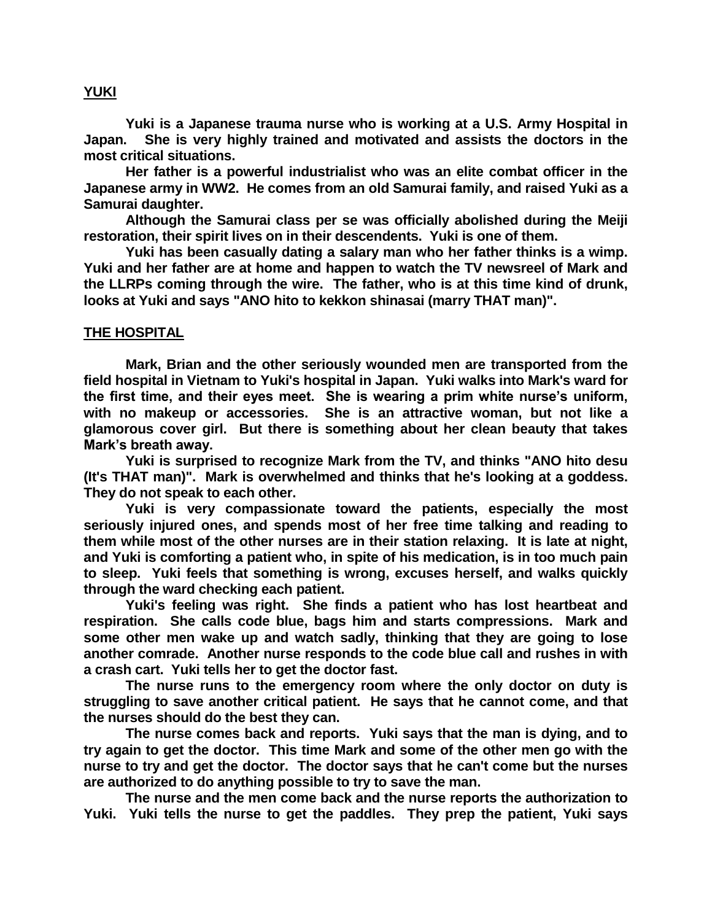## YUKI

**Yuki is a Japanese trauma nurse who is working at a U.S. Army Hospital in Japan. She is very highly trained and motivated and assists the doctors in the most critical situations.**

**Her father is a powerful industrialist who was an elite combat officer in the Japanese army in WW2. He comes from an old Samurai family, and raised Yuki as a Samurai daughter.**

**Although the Samurai class per se was officially abolished during the Meiji restoration, their spirit lives on in their descendents. Yuki is one of them.**

**Yuki has been casually dating a salary man who her father thinks is a wimp. Yuki and her father are at home and happen to watch the TV newsreel of Mark and the LLRPs coming through the wire. The father, who is at this time kind of drunk, looks at Yuki and says "ANO hito to kekkon shinasai (marry THAT man)".**

## THE HOSPITAL

**Mark, Brian and the other seriously wounded men are transported from the field hospital in Vietnam to Yuki's hospital in Japan. Yuki walks into Mark's ward for the first time, and their eyes meet. She is wearing a prim white nurse's uniform, with no makeup or accessories. She is an attractive woman, but not like a glamorous cover girl. But there is something about her clean beauty that takes Mark's breath away.**

**Yuki is surprised to recognize Mark from the TV, and thinks "ANO hito desu (It's THAT man)". Mark is overwhelmed and thinks that he's looking at a goddess. They do not speak to each other.**

**Yuki is very compassionate toward the patients, especially the most seriously injured ones, and spends most of her free time talking and reading to them while most of the other nurses are in their station relaxing. It is late at night, and Yuki is comforting a patient who, in spite of his medication, is in too much pain to sleep. Yuki feels that something is wrong, excuses herself, and walks quickly through the ward checking each patient.**

**Yuki's feeling was right. She finds a patient who has lost heartbeat and respiration. She calls code blue, bags him and starts compressions. Mark and some other men wake up and watch sadly, thinking that they are going to lose another comrade. Another nurse responds to the code blue call and rushes in with a crash cart. Yuki tells her to get the doctor fast.**

**The nurse runs to the emergency room where the only doctor on duty is struggling to save another critical patient. He says that he cannot come, and that the nurses should do the best they can.**

**The nurse comes back and reports. Yuki says that the man is dying, and to try again to get the doctor. This time Mark and some of the other men go with the nurse to try and get the doctor. The doctor says that he can't come but the nurses are authorized to do anything possible to try to save the man.**

**The nurse and the men come back and the nurse reports the authorization to Yuki. Yuki tells the nurse to get the paddles. They prep the patient, Yuki says**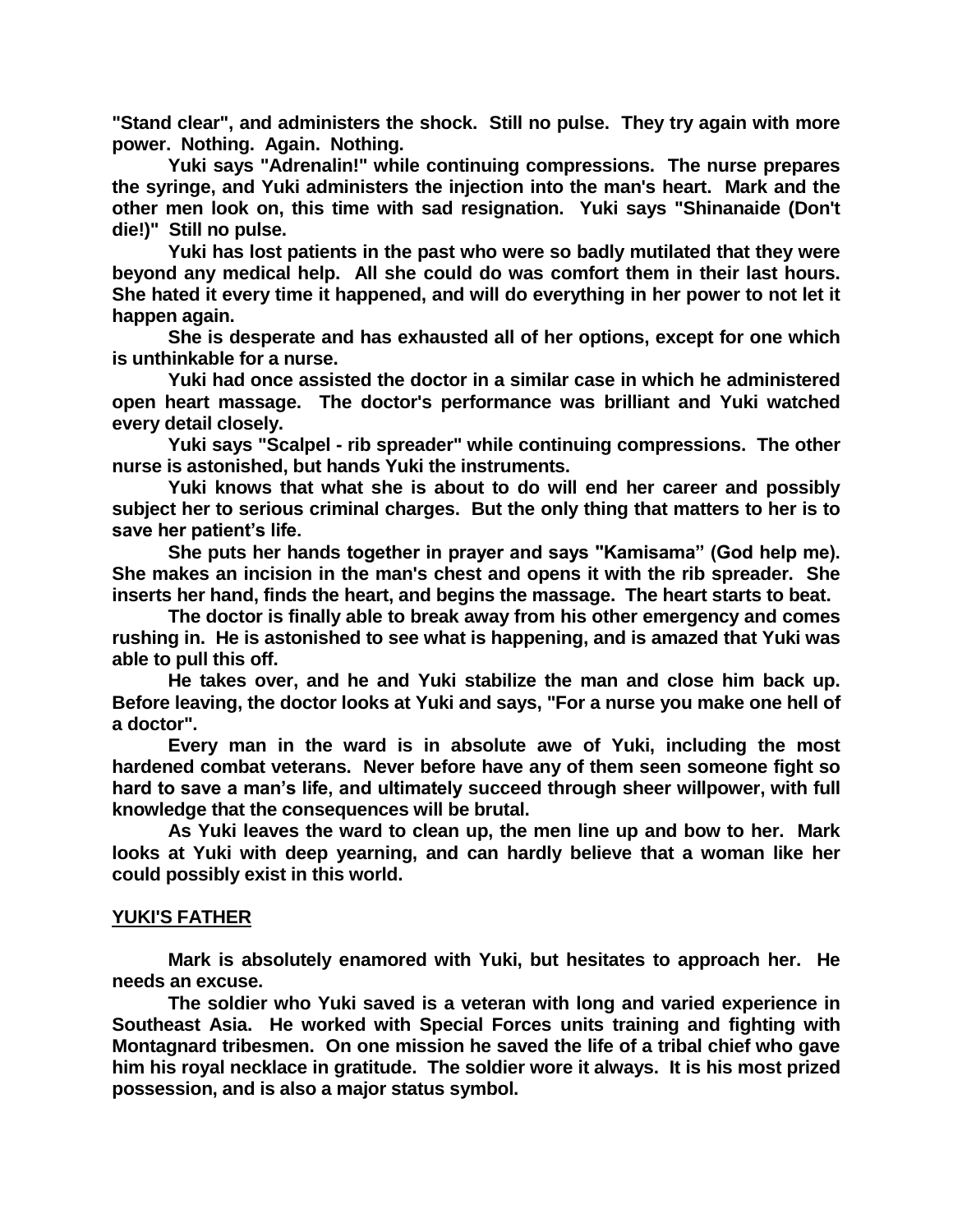"Stand clear", and administers the shock. Still no pulse. They try again with more power. Nothing. Again. Nothing.

Yuki says "Adrenalin!" while continuing compressions. The nurse prepares the syringe, and Yuki administers the injection into the man's heart. Mark and the other men look on, this time with sad resignation. Yuki says "Shinanaide (Don't die!)" Still no pulse.

Yuki has lost patients in the past who were so badly mutilated that they were beyond any medical help. All she could do was comfort them in their last hours. She hated it every time it happened, and will do everything in her power to not let it happen again.

She is desperate and has exhausted all of her options, except for one which is unthinkable for a nurse.

Yuki had once assisted the doctor in a similar case in which he administered open heart massage. The doctor's performance was brilliant and Yuki watched every detail closely.

Yuki says "Scalpel - rib spreader" while continuing compressions. The other nurse is astonished, but hands Yuki the instruments.

Yuki knows that what she is about to do will end her career and possibly subject her to serious criminal charges. But the only thing that matters to her is to save her patient's life.

She puts her hands together in prayer and says "Kamisama" (God help me). She makes an incision in the man's chest and opens it with the rib spreader. She inserts her hand, finds the heart, and begins the massage. The heart starts to beat.

The doctor is finally able to break away from his other emergency and comes rushing in. He is astonished to see what is happening, and is amazed that Yuki was able to pull this off.

He takes over, and he and Yuki stabilize the man and close him back up. Before leaving, the doctor looks at Yuki and says, "For a nurse you make one hell of a doctor".

Every man in the ward is in absolute awe of Yuki, including the most hardened combat veterans. Never before have any of them seen someone fight so hard to save a man's life, and ultimately succeed through sheer willpower, with full knowledge that the consequences will be brutal.

As Yuki leaves the ward to clean up, the men line up and bow to her. Mark looks at Yuki with deep yearning, and can hardly believe that a woman like her could possibly exist in this world.

## YUKI'S FATHER

Mark is absolutely enamored with Yuki, but hesitates to approach her. He needs an excuse.

The soldier who Yuki saved is a veteran with long and varied experience in Southeast Asia. He worked with Special Forces units training and fighting with Montagnard tribesmen. On one mission he saved the life of a tribal chief who gave him his royal necklace in gratitude. The soldier wore it always. It is his most prized possession, and is also a major status symbol.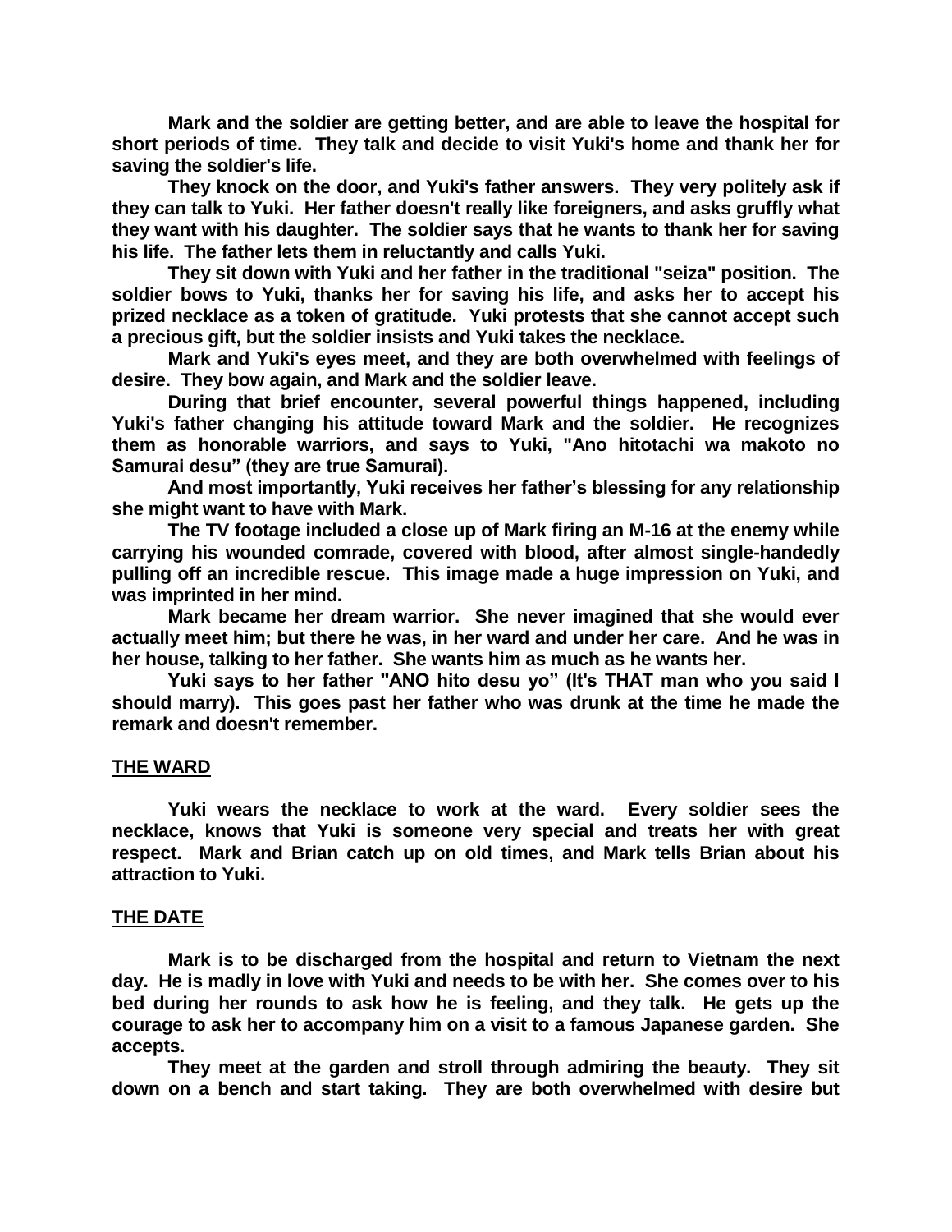**Mark and the soldier are getting better, and are able to leave the hospital for short periods of time. They talk and decide to visit Yuki's home and thank her for saving the soldier's life.**

**They knock on the door, and Yuki's father answers. They very politely ask if they can talk to Yuki. Her father doesn't really like foreigners, and asks gruffly what they want with his daughter. The soldier says that he wants to thank her for saving his life. The father lets them in reluctantly and calls Yuki.**

**They sit down with Yuki and her father in the traditional "seiza" position. The soldier bows to Yuki, thanks her for saving his life, and asks her to accept his prized necklace as a token of gratitude. Yuki protests that she cannot accept such a precious gift, but the soldier insists and Yuki takes the necklace.**

**Mark and Yuki's eyes meet, and they are both overwhelmed with feelings of desire. They bow again, and Mark and the soldier leave.**

**During that brief encounter, several powerful things happened, including Yuki's father changing his attitude toward Mark and the soldier. He recognizes them as honorable warriors, and says to Yuki, "Ano hitotachi wa makoto no Samurai desu" (they are true Samurai).**

**And most importantly, Yuki receives her father's blessing for any relationship she might want to have with Mark.**

**The TV footage included a close up of Mark firing an M-16 at the enemy while carrying his wounded comrade, covered with blood, after almost single-handedly pulling off an incredible rescue. This image made a huge impression on Yuki, and was imprinted in her mind.**

**Mark became her dream warrior. She never imagined that she would ever actually meet him; but there he was, in her ward and under her care. And he was in her house, talking to her father. She wants him as much as he wants her.**

**Yuki says to her father "ANO hito desu yo" (It's THAT man who you said I should marry). This goes past her father who was drunk at the time he made the remark and doesn't remember.**

## THE WARD

**Yuki wears the necklace to work at the ward. Every soldier sees the necklace, knows that Yuki is someone very special and treats her with great respect. Mark and Brian catch up on old times, and Mark tells Brian about his attraction to Yuki.**

## THE DATE

**Mark is to be discharged from the hospital and return to Vietnam the next day. He is madly in love with Yuki and needs to be with her. She comes over to his bed during her rounds to ask how he is feeling, and they talk. He gets up the courage to ask her to accompany him on a visit to a famous Japanese garden. She accepts.**

**They meet at the garden and stroll through admiring the beauty. They sit down on a bench and start taking. They are both overwhelmed with desire but**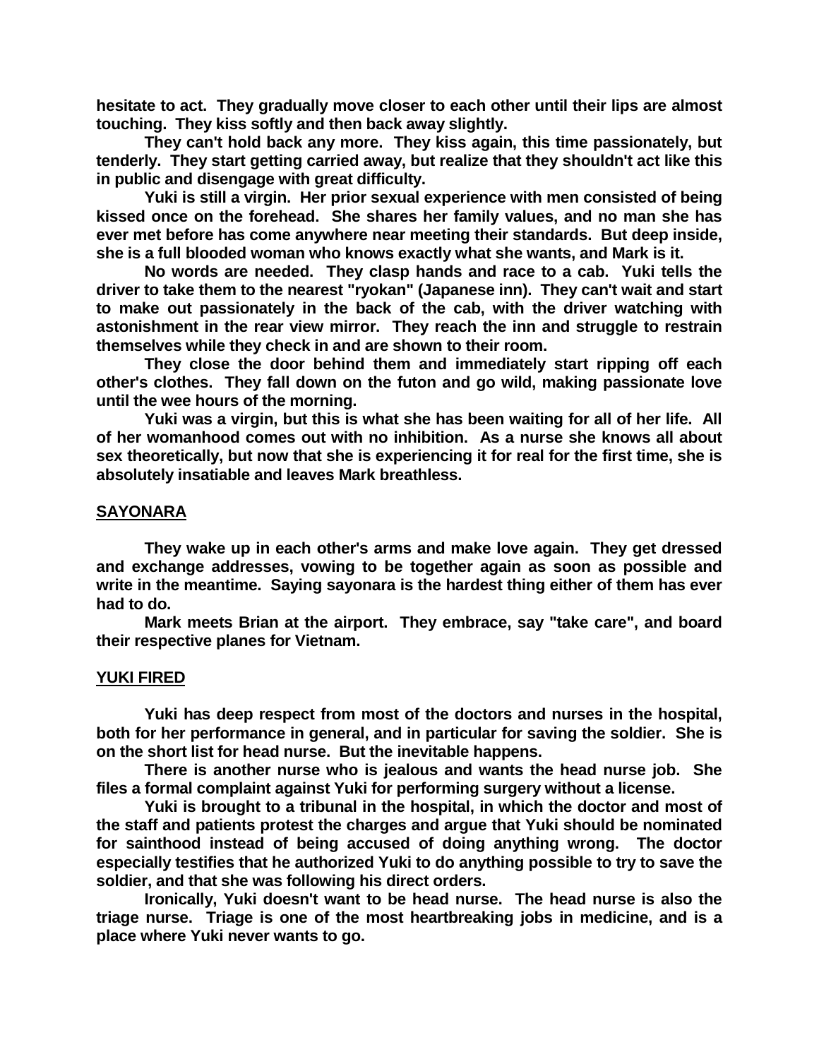**hesitate to act. They gradually move closer to each other until their lips are almost touching. They kiss softly and then back away slightly.**

**They can't hold back any more. They kiss again, this time passionately, but tenderly. They start getting carried away, but realize that they shouldn't act like this in public and disengage with great difficulty.**

**Yuki is still a virgin. Her prior sexual experience with men consisted of being kissed once on the forehead. She shares her family values, and no man she has ever met before has come anywhere near meeting their standards. But deep inside, she is a full blooded woman who knows exactly what she wants, and Mark is it.**

**No words are needed. They clasp hands and race to a cab. Yuki tells the driver to take them to the nearest "ryokan" (Japanese inn). They can't wait and start to make out passionately in the back of the cab, with the driver watching with astonishment in the rear view mirror. They reach the inn and struggle to restrain themselves while they check in and are shown to their room.**

**They close the door behind them and immediately start ripping off each other's clothes. They fall down on the futon and go wild, making passionate love until the wee hours of the morning.**

**Yuki was a virgin, but this is what she has been waiting for all of her life. All of her womanhood comes out with no inhibition. As a nurse she knows all about sex theoretically, but now that she is experiencing it for real for the first time, she is absolutely insatiable and leaves Mark breathless.**

**<u>SAYONARA</u>**

**They wake up in each other's arms and make love again. They get dressed and exchange addresses, vowing to be together again as soon as possible and write in the meantime. Saying sayonara is the hardest thing either of them has ever had to do.**

**Mark meets Brian at the airport. They embrace, say "take care", and board their respective planes for Vietnam.**

**<u>YUKI FIRED</u>**

**Yuki has deep respect from most of the doctors and nurses in the hospital, both for her performance in general, and in particular for saving the soldier. She is on the short list for head nurse. But the inevitable happens.**

**There is another nurse who is jealous and wants the head nurse job. She files a formal complaint against Yuki for performing surgery without a license.**

**Yuki is brought to a tribunal in the hospital, in which the doctor and most of the staff and patients protest the charges and argue that Yuki should be nominated for sainthood instead of being accused of doing anything wrong. The doctor especially testifies that he authorized Yuki to do anything possible to try to save the soldier, and that she was following his direct orders.**

**Ironically, Yuki doesn't want to be head nurse. The head nurse is also the triage nurse. Triage is one of the most heartbreaking jobs in medicine, and is a place where Yuki never wants to go.**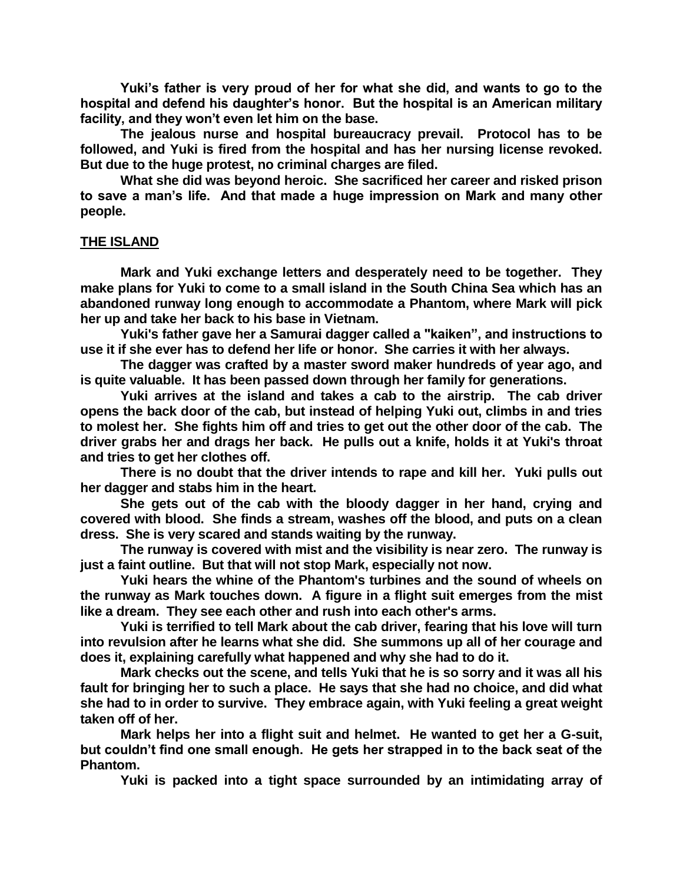**Yuki's father is very proud of her for what she did, and wants to go to the hospital and defend his daughter's honor. But the hospital is an American military facility, and they won't even let him on the base.**

**The jealous nurse and hospital bureaucracy prevail. Protocol has to be followed, and Yuki is fired from the hospital and has her nursing license revoked. But due to the huge protest, no criminal charges are filed.**

**What she did was beyond heroic. She sacrificed her career and risked prison to save a man's life. And that made a huge impression on Mark and many other people.**

## THE ISLAND

**Mark and Yuki exchange letters and desperately need to be together. They make plans for Yuki to come to a small island in the South China Sea which has an abandoned runway long enough to accommodate a Phantom, where Mark will pick her up and take her back to his base in Vietnam.**

**Yuki's father gave her a Samurai dagger called a "kaiken", and instructions to use it if she ever has to defend her life or honor. She carries it with her always.**

**The dagger was crafted by a master sword maker hundreds of year ago, and is quite valuable. It has been passed down through her family for generations.**

**Yuki arrives at the island and takes a cab to the airstrip. The cab driver opens the back door of the cab, but instead of helping Yuki out, climbs in and tries to molest her. She fights him off and tries to get out the other door of the cab. The driver grabs her and drags her back. He pulls out a knife, holds it at Yuki's throat and tries to get her clothes off.**

**There is no doubt that the driver intends to rape and kill her. Yuki pulls out her dagger and stabs him in the heart.**

**She gets out of the cab with the bloody dagger in her hand, crying and covered with blood. She finds a stream, washes off the blood, and puts on a clean dress. She is very scared and stands waiting by the runway.**

**The runway is covered with mist and the visibility is near zero. The runway is just a faint outline. But that will not stop Mark, especially not now.**

**Yuki hears the whine of the Phantom's turbines and the sound of wheels on the runway as Mark touches down. A figure in a flight suit emerges from the mist like a dream. They see each other and rush into each other's arms.**

**Yuki is terrified to tell Mark about the cab driver, fearing that his love will turn into revulsion after he learns what she did. She summons up all of her courage and does it, explaining carefully what happened and why she had to do it.**

**Mark checks out the scene, and tells Yuki that he is so sorry and it was all his fault for bringing her to such a place. He says that she had no choice, and did what she had to in order to survive. They embrace again, with Yuki feeling a great weight taken off of her.**

**Mark helps her into a flight suit and helmet. He wanted to get her a G-suit, but couldn't find one small enough. He gets her strapped in to the back seat of the Phantom.**

**Yuki is packed into a tight space surrounded by an intimidating array of**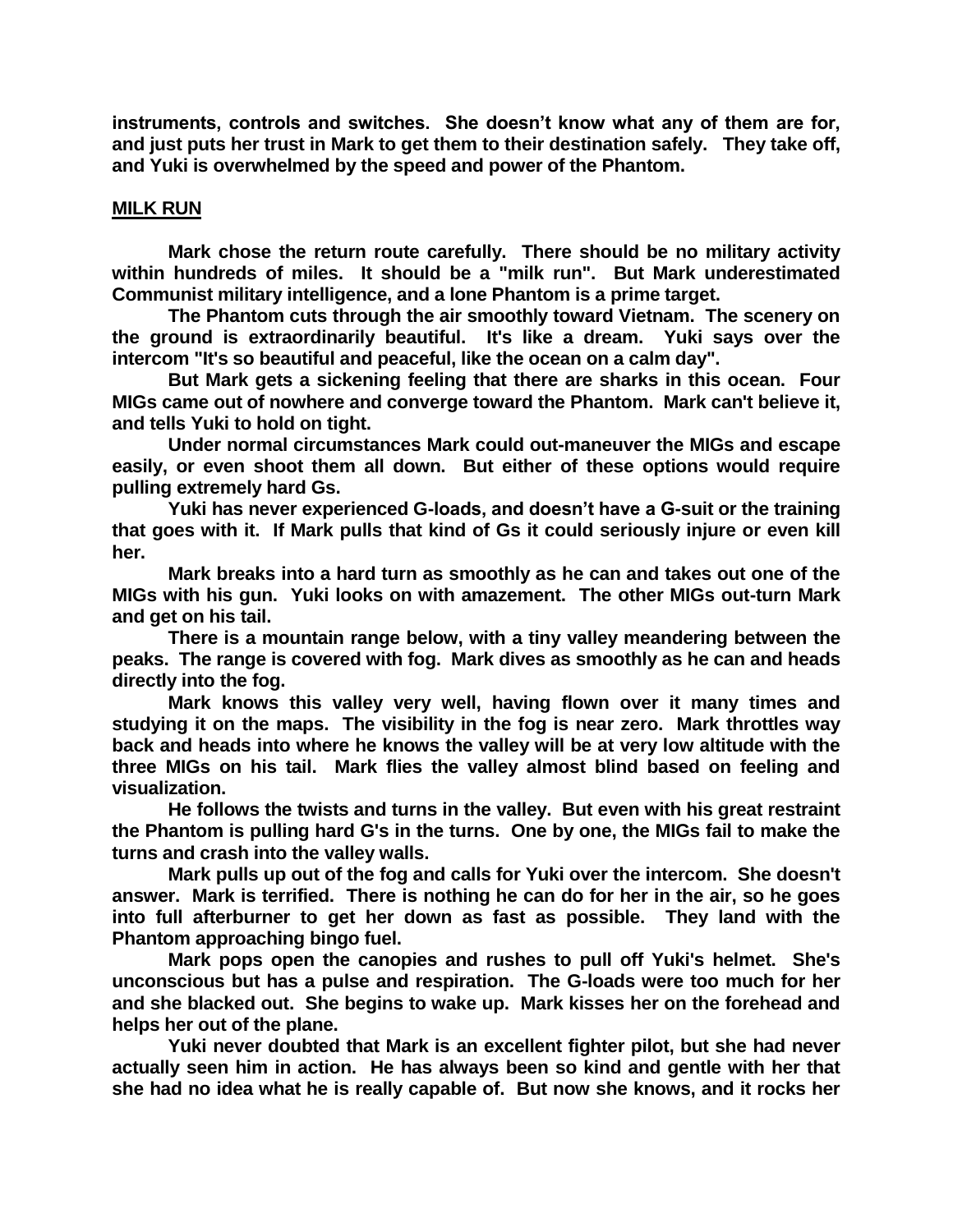**instruments, controls and switches. She doesn't know what any of them are for, and just puts her trust in Mark to get them to their destination safely. They take off, and Yuki is overwhelmed by the speed and power of the Phantom.**

**MILK RUN**

**Mark chose the return route carefully. There should be no military activity within hundreds of miles. It should be a "milk run". But Mark underestimated Communist military intelligence, and a lone Phantom is a prime target.**

**The Phantom cuts through the air smoothly toward Vietnam. The scenery on the ground is extraordinarily beautiful. It's like a dream. Yuki says over the intercom "It's so beautiful and peaceful, like the ocean on a calm day".**

**But Mark gets a sickening feeling that there are sharks in this ocean. Four MIGs came out of nowhere and converge toward the Phantom. Mark can't believe it, and tells Yuki to hold on tight.**

**Under normal circumstances Mark could out-maneuver the MIGs and escape easily, or even shoot them all down. But either of these options would require pulling extremely hard Gs.**

**Yuki has never experienced G-loads, and doesn't have a G-suit or the training that goes with it. If Mark pulls that kind of Gs it could seriously injure or even kill her.**

**Mark breaks into a hard turn as smoothly as he can and takes out one of the MIGs with his gun. Yuki looks on with amazement. The other MIGs out-turn Mark and get on his tail.**

**There is a mountain range below, with a tiny valley meandering between the peaks. The range is covered with fog. Mark dives as smoothly as he can and heads directly into the fog.**

**Mark knows this valley very well, having flown over it many times and studying it on the maps. The visibility in the fog is near zero. Mark throttles way back and heads into where he knows the valley will be at very low altitude with the three MIGs on his tail. Mark flies the valley almost blind based on feeling and visualization.**

**He follows the twists and turns in the valley. But even with his great restraint the Phantom is pulling hard G's in the turns. One by one, the MIGs fail to make the turns and crash into the valley walls.**

**Mark pulls up out of the fog and calls for Yuki over the intercom. She doesn't answer. Mark is terrified. There is nothing he can do for her in the air, so he goes into full afterburner to get her down as fast as possible. They land with the Phantom approaching bingo fuel.**

**Mark pops open the canopies and rushes to pull off Yuki's helmet. She's unconscious but has a pulse and respiration. The G-loads were too much for her and she blacked out. She begins to wake up. Mark kisses her on the forehead and helps her out of the plane.**

**Yuki never doubted that Mark is an excellent fighter pilot, but she had never actually seen him in action. He has always been so kind and gentle with her that she had no idea what he is really capable of. But now she knows, and it rocks her**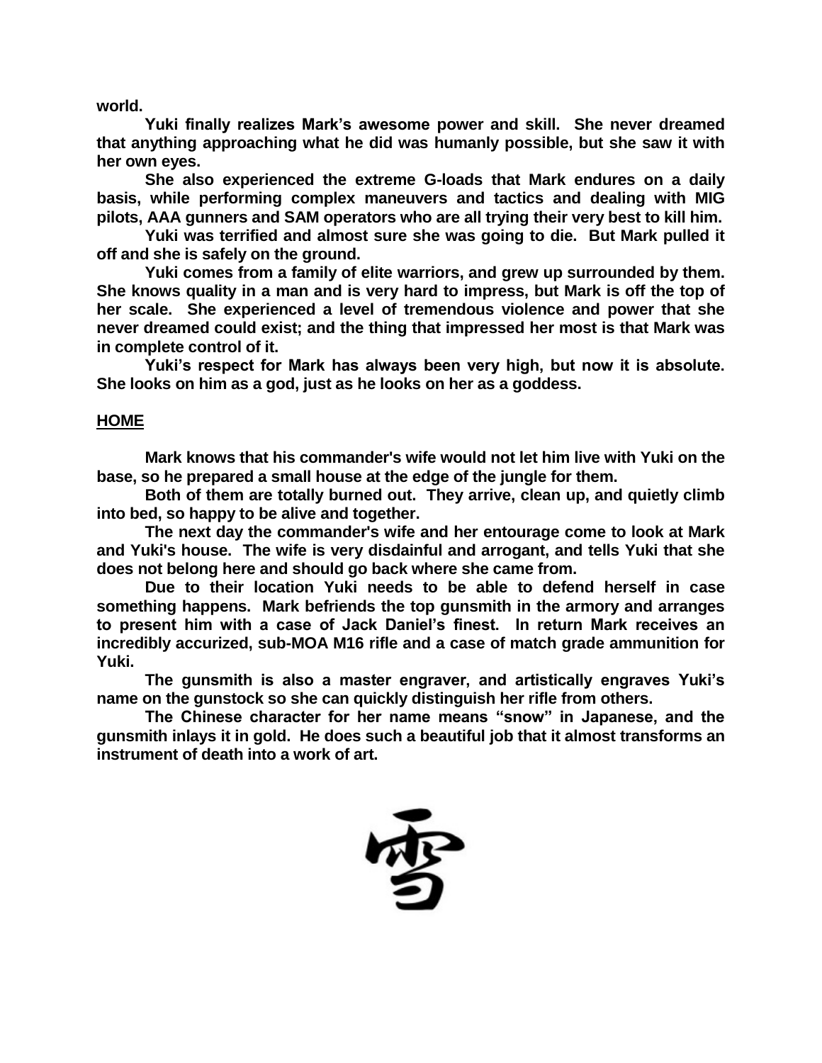**world.**

**Yuki finally realizes Mark's awesome power and skill. She never dreamed that anything approaching what he did was humanly possible, but she saw it with her own eyes.**

**She also experienced the extreme G-loads that Mark endures on a daily basis, while performing complex maneuvers and tactics and dealing with MIG pilots, AAA gunners and SAM operators who are all trying their very best to kill him.**

**Yuki was terrified and almost sure she was going to die. But Mark pulled it off and she is safely on the ground.**

**Yuki comes from a family of elite warriors, and grew up surrounded by them. She knows quality in a man and is very hard to impress, but Mark is off the top of her scale. She experienced a level of tremendous violence and power that she never dreamed could exist; and the thing that impressed her most is that Mark was in complete control of it.**

**Yuki's respect for Mark has always been very high, but now it is absolute. She looks on him as a god, just as he looks on her as a goddess.**

## HOME

**Mark knows that his commander's wife would not let him live with Yuki on the base, so he prepared a small house at the edge of the jungle for them.**

**Both of them are totally burned out. They arrive, clean up, and quietly climb into bed, so happy to be alive and together.**

**The next day the commander's wife and her entourage come to look at Mark and Yuki's house. The wife is very disdainful and arrogant, and tells Yuki that she does not belong here and should go back where she came from.**

**Due to their location Yuki needs to be able to defend herself in case something happens. Mark befriends the top gunsmith in the armory and arranges to present him with a case of Jack Daniel's finest. In return Mark receives an incredibly accurized, sub-MOA M16 rifle and a case of match grade ammunition for Yuki.**

**The gunsmith is also a master engraver, and artistically engraves Yuki's name on the gunstock so she can quickly distinguish her rifle from others.**

**The Chinese character for her name means "snow" in Japanese, and the gunsmith inlays it in gold. He does such a beautiful job that it almost transforms an instrument of death into a work of art.**

雪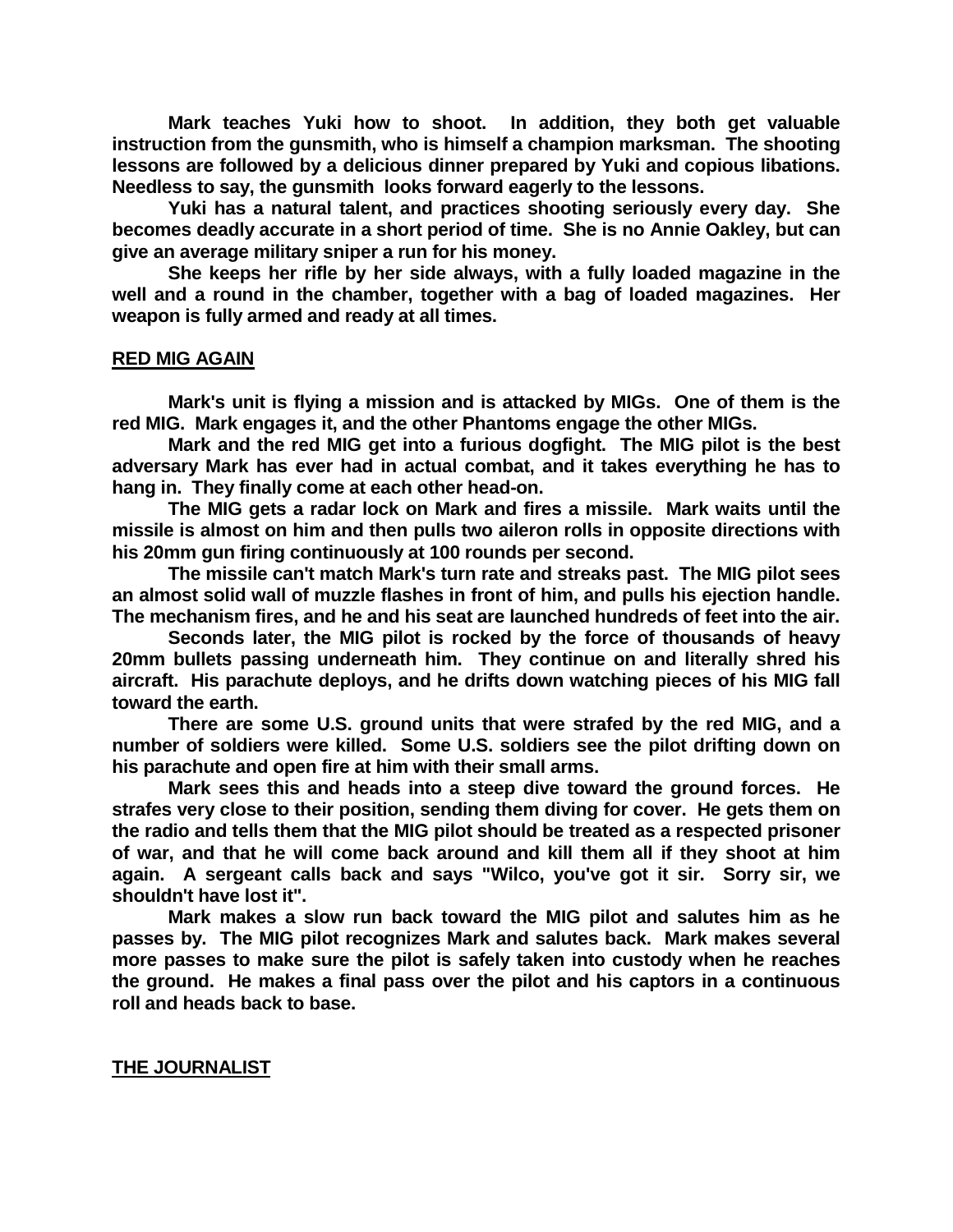**Mark teaches Yuki how to shoot. In addition, they both get valuable instruction from the gunsmith, who is himself a champion marksman. The shooting lessons are followed by a delicious dinner prepared by Yuki and copious libations. Needless to say, the gunsmith looks forward eagerly to the lessons.**

**Yuki has a natural talent, and practices shooting seriously every day. She becomes deadly accurate in a short period of time. She is no Annie Oakley, but can give an average military sniper a run for his money.**

**She keeps her rifle by her side always, with a fully loaded magazine in the well and a round in the chamber, together with a bag of loaded magazines. Her weapon is fully armed and ready at all times.**

## RED MIG AGAIN

**Mark's unit is flying a mission and is attacked by MIGs. One of them is the red MIG. Mark engages it, and the other Phantoms engage the other MIGs.**

**Mark and the red MIG get into a furious dogfight. The MIG pilot is the best adversary Mark has ever had in actual combat, and it takes everything he has to hang in. They finally come at each other head-on.**

**The MIG gets a radar lock on Mark and fires a missile. Mark waits until the missile is almost on him and then pulls two aileron rolls in opposite directions with his 20mm gun firing continuously at 100 rounds per second.**

**The missile can't match Mark's turn rate and streaks past. The MIG pilot sees an almost solid wall of muzzle flashes in front of him, and pulls his ejection handle. The mechanism fires, and he and his seat are launched hundreds of feet into the air.**

**Seconds later, the MIG pilot is rocked by the force of thousands of heavy 20mm bullets passing underneath him. They continue on and literally shred his aircraft. His parachute deploys, and he drifts down watching pieces of his MIG fall toward the earth.**

**There are some U.S. ground units that were strafed by the red MIG, and a number of soldiers were killed. Some U.S. soldiers see the pilot drifting down on his parachute and open fire at him with their small arms.**

**Mark sees this and heads into a steep dive toward the ground forces. He strafes very close to their position, sending them diving for cover. He gets them on the radio and tells them that the MIG pilot should be treated as a respected prisoner of war, and that he will come back around and kill them all if they shoot at him again. A sergeant calls back and says "Wilco, you've got it sir. Sorry sir, we shouldn't have lost it".**

**Mark makes a slow run back toward the MIG pilot and salutes him as he passes by. The MIG pilot recognizes Mark and salutes back. Mark makes several more passes to make sure the pilot is safely taken into custody when he reaches the ground. He makes a final pass over the pilot and his captors in a continuous roll and heads back to base.**

## THE JOURNALIST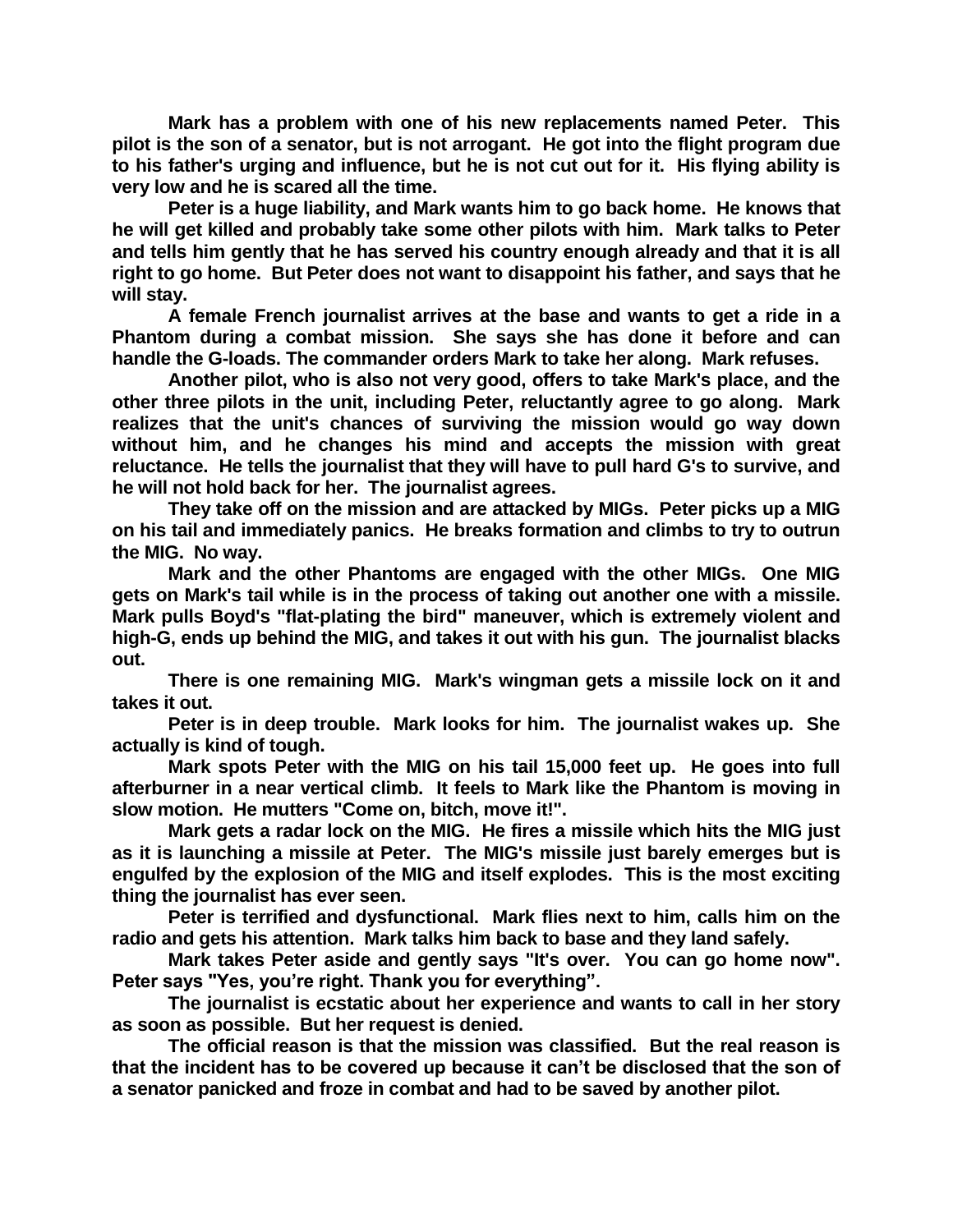**Mark has a problem with one of his new replacements named Peter. This pilot is the son of a senator, but is not arrogant. He got into the flight program due to his father's urging and influence, but he is not cut out for it. His flying ability is very low and he is scared all the time.**

**Peter is a huge liability, and Mark wants him to go back home. He knows that he will get killed and probably take some other pilots with him. Mark talks to Peter and tells him gently that he has served his country enough already and that it is all right to go home. But Peter does not want to disappoint his father, and says that he will stay.**

**A female French journalist arrives at the base and wants to get a ride in a Phantom during a combat mission. She says she has done it before and can handle the G-loads. The commander orders Mark to take her along. Mark refuses.**

**Another pilot, who is also not very good, offers to take Mark's place, and the other three pilots in the unit, including Peter, reluctantly agree to go along. Mark realizes that the unit's chances of surviving the mission would go way down without him, and he changes his mind and accepts the mission with great reluctance. He tells the journalist that they will have to pull hard G's to survive, and he will not hold back for her. The journalist agrees.**

**They take off on the mission and are attacked by MIGs. Peter picks up a MIG on his tail and immediately panics. He breaks formation and climbs to try to outrun the MIG. No way.**

**Mark and the other Phantoms are engaged with the other MIGs. One MIG gets on Mark's tail while is in the process of taking out another one with a missile. Mark pulls Boyd's "flat-plating the bird" maneuver, which is extremely violent and high-G, ends up behind the MIG, and takes it out with his gun. The journalist blacks out.**

**There is one remaining MIG. Mark's wingman gets a missile lock on it and takes it out.**

**Peter is in deep trouble. Mark looks for him. The journalist wakes up. She actually is kind of tough.**

**Mark spots Peter with the MIG on his tail 15,000 feet up. He goes into full afterburner in a near vertical climb. It feels to Mark like the Phantom is moving in slow motion. He mutters "Come on, bitch, move it!".**

**Mark gets a radar lock on the MIG. He fires a missile which hits the MIG just as it is launching a missile at Peter. The MIG's missile just barely emerges but is engulfed by the explosion of the MIG and itself explodes. This is the most exciting thing the journalist has ever seen.**

**Peter is terrified and dysfunctional. Mark flies next to him, calls him on the radio and gets his attention. Mark talks him back to base and they land safely.**

**Mark takes Peter aside and gently says "It's over. You can go home now". Peter says "Yes, you're right. Thank you for everything".**

**The journalist is ecstatic about her experience and wants to call in her story as soon as possible. But her request is denied.**

**The official reason is that the mission was classified. But the real reason is that the incident has to be covered up because it can't be disclosed that the son of a senator panicked and froze in combat and had to be saved by another pilot.**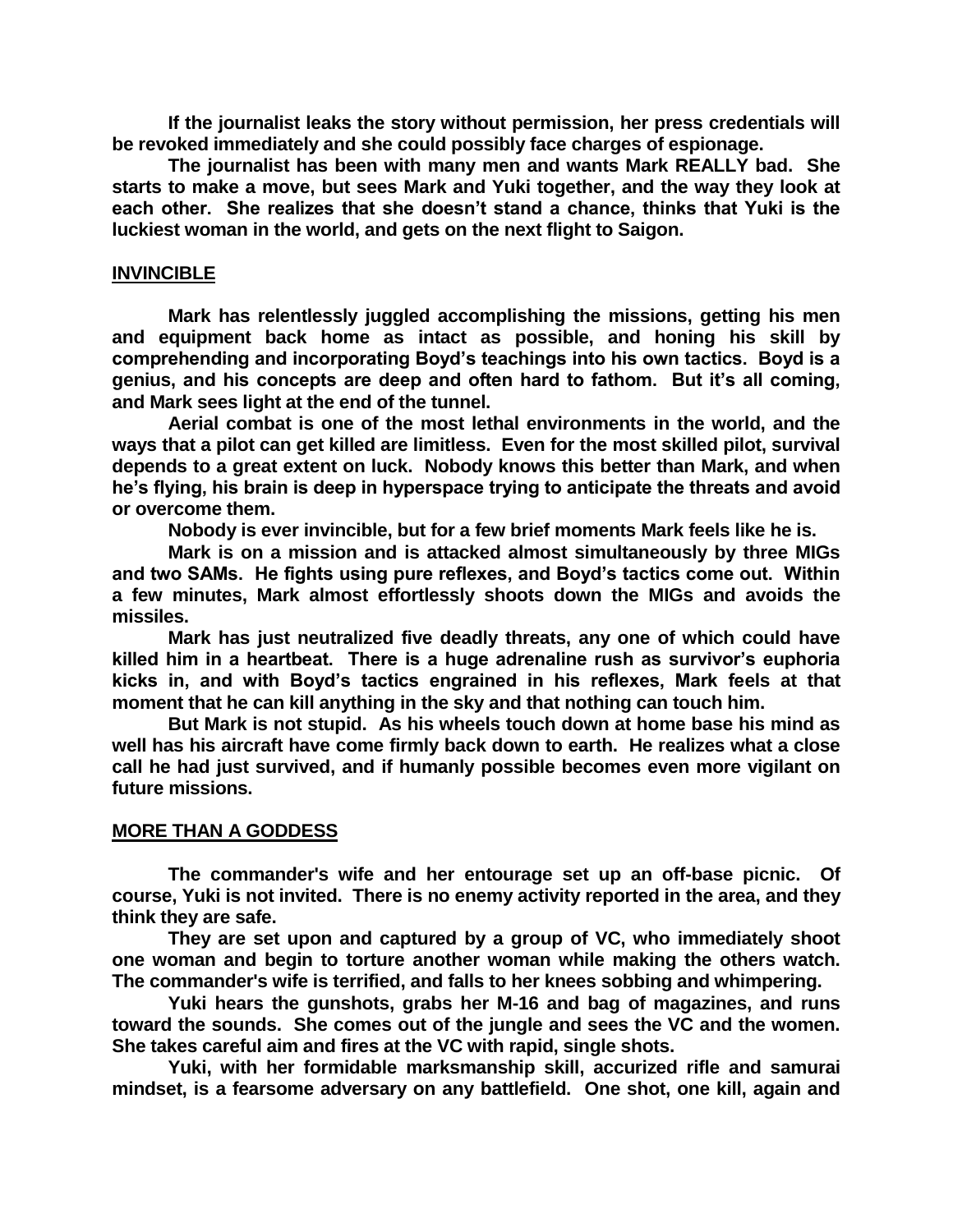**If the journalist leaks the story without permission, her press credentials will be revoked immediately and she could possibly face charges of espionage.**

**The journalist has been with many men and wants Mark REALLY bad. She starts to make a move, but sees Mark and Yuki together, and the way they look at each other. She realizes that she doesn't stand a chance, thinks that Yuki is the luckiest woman in the world, and gets on the next flight to Saigon.**

## INVINCIBLE

**Mark has relentlessly juggled accomplishing the missions, getting his men and equipment back home as intact as possible, and honing his skill by comprehending and incorporating Boyd's teachings into his own tactics. Boyd is a genius, and his concepts are deep and often hard to fathom. But it's all coming, and Mark sees light at the end of the tunnel.**

**Aerial combat is one of the most lethal environments in the world, and the ways that a pilot can get killed are limitless. Even for the most skilled pilot, survival depends to a great extent on luck. Nobody knows this better than Mark, and when he's flying, his brain is deep in hyperspace trying to anticipate the threats and avoid or overcome them.**

**Nobody is ever invincible, but for a few brief moments Mark feels like he is.**

**Mark is on a mission and is attacked almost simultaneously by three MIGs and two SAMs. He fights using pure reflexes, and Boyd's tactics come out. Within a few minutes, Mark almost effortlessly shoots down the MIGs and avoids the missiles.**

**Mark has just neutralized five deadly threats, any one of which could have killed him in a heartbeat. There is a huge adrenaline rush as survivor's euphoria kicks in, and with Boyd's tactics engrained in his reflexes, Mark feels at that moment that he can kill anything in the sky and that nothing can touch him.**

**But Mark is not stupid. As his wheels touch down at home base his mind as well has his aircraft have come firmly back down to earth. He realizes what a close call he had just survived, and if humanly possible becomes even more vigilant on future missions.**

## MORE THAN A GODDESS

**The commander's wife and her entourage set up an off-base picnic. Of course, Yuki is not invited. There is no enemy activity reported in the area, and they think they are safe.**

**They are set upon and captured by a group of VC, who immediately shoot one woman and begin to torture another woman while making the others watch. The commander's wife is terrified, and falls to her knees sobbing and whimpering.**

**Yuki hears the gunshots, grabs her M-16 and bag of magazines, and runs toward the sounds. She comes out of the jungle and sees the VC and the women. She takes careful aim and fires at the VC with rapid, single shots.**

**Yuki, with her formidable marksmanship skill, accurized rifle and samurai mindset, is a fearsome adversary on any battlefield. One shot, one kill, again and**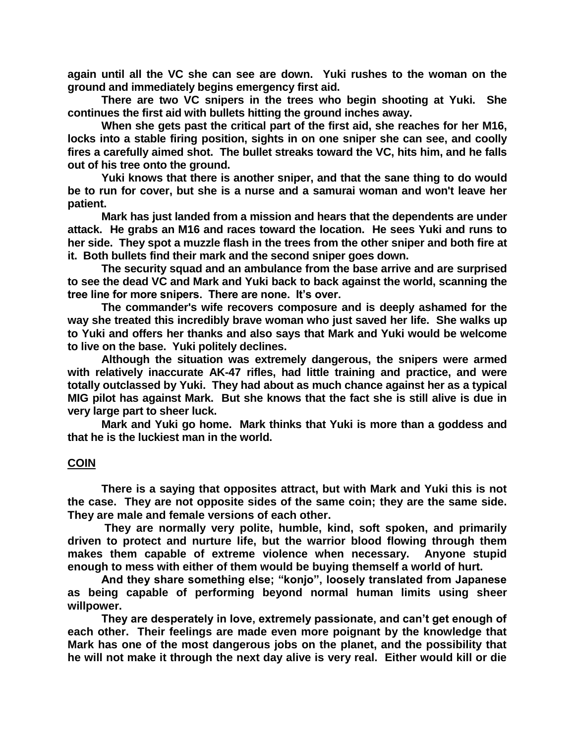**again until all the VC she can see are down. Yuki rushes to the woman on the ground and immediately begins emergency first aid.**

**There are two VC snipers in the trees who begin shooting at Yuki. She continues the first aid with bullets hitting the ground inches away.**

**When she gets past the critical part of the first aid, she reaches for her M16, locks into a stable firing position, sights in on one sniper she can see, and coolly fires a carefully aimed shot. The bullet streaks toward the VC, hits him, and he falls out of his tree onto the ground.**

**Yuki knows that there is another sniper, and that the sane thing to do would be to run for cover, but she is a nurse and a samurai woman and won't leave her patient.**

**Mark has just landed from a mission and hears that the dependents are under attack. He grabs an M16 and races toward the location. He sees Yuki and runs to her side. They spot a muzzle flash in the trees from the other sniper and both fire at it. Both bullets find their mark and the second sniper goes down.**

**The security squad and an ambulance from the base arrive and are surprised to see the dead VC and Mark and Yuki back to back against the world, scanning the tree line for more snipers. There are none. It's over.**

**The commander's wife recovers composure and is deeply ashamed for the way she treated this incredibly brave woman who just saved her life. She walks up to Yuki and offers her thanks and also says that Mark and Yuki would be welcome to live on the base. Yuki politely declines.**

**Although the situation was extremely dangerous, the snipers were armed with relatively inaccurate AK-47 rifles, had little training and practice, and were totally outclassed by Yuki. They had about as much chance against her as a typical MIG pilot has against Mark. But she knows that the fact she is still alive is due in very large part to sheer luck.**

**Mark and Yuki go home. Mark thinks that Yuki is more than a goddess and that he is the luckiest man in the world.**

## COIN

**There is a saying that opposites attract, but with Mark and Yuki this is not the case. They are not opposite sides of the same coin; they are the same side. They are male and female versions of each other.**

**They are normally very polite, humble, kind, soft spoken, and primarily driven to protect and nurture life, but the warrior blood flowing through them makes them capable of extreme violence when necessary. Anyone stupid enough to mess with either of them would be buying themself a world of hurt.**

**And they share something else; "konjo", loosely translated from Japanese as being capable of performing beyond normal human limits using sheer willpower.**

**They are desperately in love, extremely passionate, and can't get enough of each other. Their feelings are made even more poignant by the knowledge that Mark has one of the most dangerous jobs on the planet, and the possibility that he will not make it through the next day alive is very real. Either would kill or die**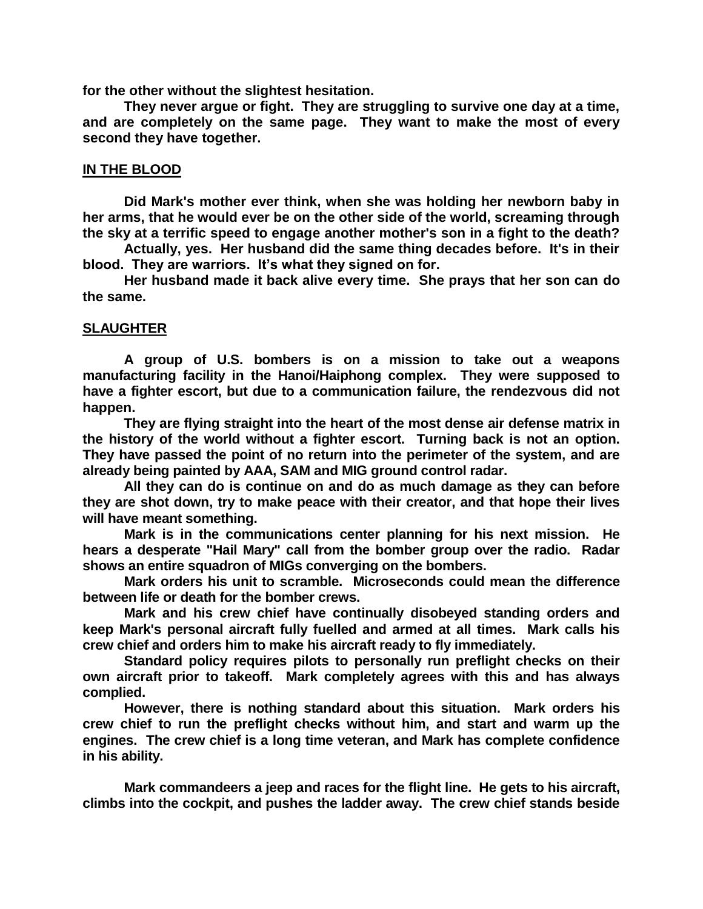**for the other without the slightest hesitation.**

**They never argue or fight. They are struggling to survive one day at a time, and are completely on the same page. They want to make the most of every second they have together.**

## IN THE BLOOD

**Did Mark's mother ever think, when she was holding her newborn baby in her arms, that he would ever be on the other side of the world, screaming through the sky at a terrific speed to engage another mother's son in a fight to the death?**

**Actually, yes. Her husband did the same thing decades before. It's in their blood. They are warriors. It's what they signed on for.**

**Her husband made it back alive every time. She prays that her son can do the same.**

## SLAUGHTER

**A group of U.S. bombers is on a mission to take out a weapons manufacturing facility in the Hanoi/Haiphong complex. They were supposed to have a fighter escort, but due to a communication failure, the rendezvous did not happen.**

**They are flying straight into the heart of the most dense air defense matrix in the history of the world without a fighter escort. Turning back is not an option. They have passed the point of no return into the perimeter of the system, and are already being painted by AAA, SAM and MIG ground control radar.**

**All they can do is continue on and do as much damage as they can before they are shot down, try to make peace with their creator, and that hope their lives will have meant something.**

**Mark is in the communications center planning for his next mission. He hears a desperate "Hail Mary" call from the bomber group over the radio. Radar shows an entire squadron of MIGs converging on the bombers.**

**Mark orders his unit to scramble. Microseconds could mean the difference between life or death for the bomber crews.**

**Mark and his crew chief have continually disobeyed standing orders and keep Mark's personal aircraft fully fuelled and armed at all times. Mark calls his crew chief and orders him to make his aircraft ready to fly immediately.**

**Standard policy requires pilots to personally run preflight checks on their own aircraft prior to takeoff. Mark completely agrees with this and has always complied.**

**However, there is nothing standard about this situation. Mark orders his crew chief to run the preflight checks without him, and start and warm up the engines. The crew chief is a long time veteran, and Mark has complete confidence in his ability.**

**Mark commandeers a jeep and races for the flight line. He gets to his aircraft, climbs into the cockpit, and pushes the ladder away. The crew chief stands beside**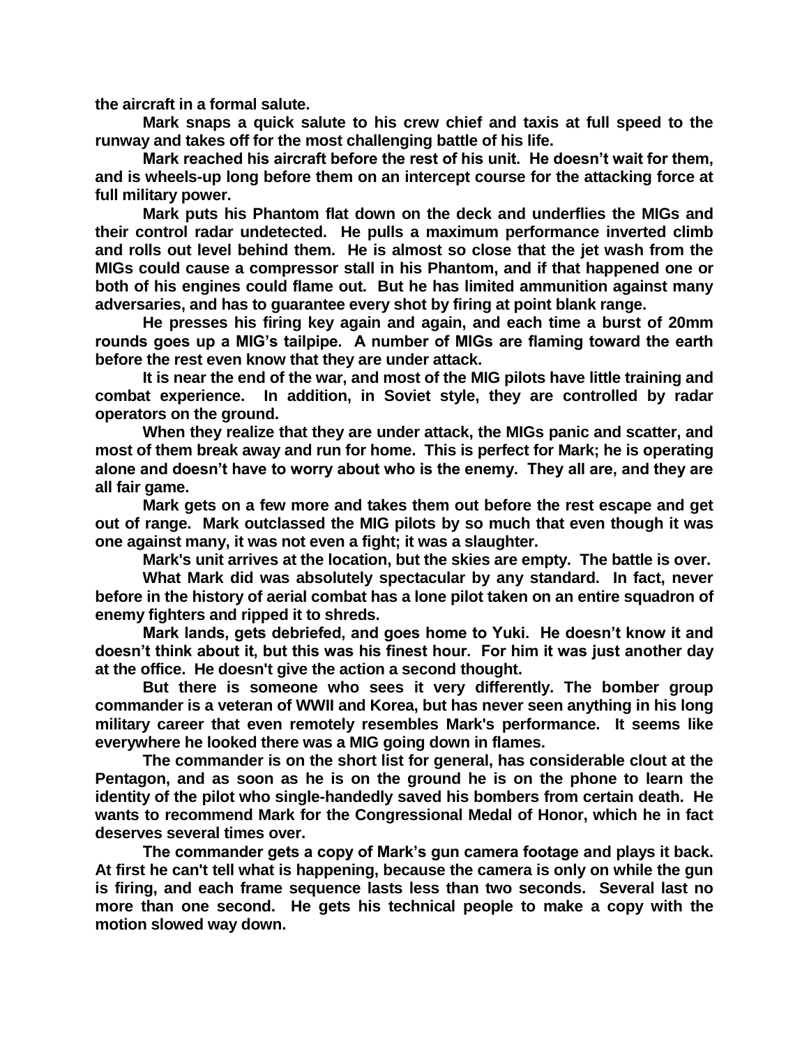the aircraft in a formal salute.

Mark snaps a quick salute to his crew chief and taxis at full speed to the runway and takes off for the most challenging battle of his life.

Mark reached his aircraft before the rest of his unit. He doesn't wait for them, and is wheels-up long before them on an intercept course for the attacking force at full military power.

Mark puts his Phantom flat down on the deck and underflies the MIGs and their control radar undetected. He pulls a maximum performance inverted climb and rolls out level behind them. He is almost so close that the jet wash from the MIGs could cause a compressor stall in his Phantom, and if that happened one or both of his engines could flame out. But he has limited ammunition against many adversaries, and has to guarantee every shot by firing at point blank range.

He presses his firing key again and again, and each time a burst of 20mm rounds goes up a MIG's tailpipe. A number of MIGs are flaming toward the earth before the rest even know that they are under attack.

It is near the end of the war, and most of the MIG pilots have little training and combat experience. In addition, in Soviet style, they are controlled by radar operators on the ground.

When they realize that they are under attack, the MIGs panic and scatter, and most of them break away and run for home. This is perfect for Mark; he is operating alone and doesn't have to worry about who is the enemy. They all are, and they are all fair game.

Mark gets on a few more and takes them out before the rest escape and get out of range. Mark outclassed the MIG pilots by so much that even though it was one against many, it was not even a fight; it was a slaughter.

Mark's unit arrives at the location, but the skies are empty. The battle is over.

What Mark did was absolutely spectacular by any standard. In fact, never before in the history of aerial combat has a lone pilot taken on an entire squadron of enemy fighters and ripped it to shreds.

Mark lands, gets debriefed, and goes home to Yuki. He doesn't know it and doesn't think about it, but this was his finest hour. For him it was just another day at the office. He doesn't give the action a second thought.

But there is someone who sees it very differently. The bomber group commander is a veteran of WWII and Korea, but has never seen anything in his long military career that even remotely resembles Mark's performance. It seems like everywhere he looked there was a MIG going down in flames.

The commander is on the short list for general, has considerable clout at the Pentagon, and as soon as he is on the ground he is on the phone to learn the identity of the pilot who single-handedly saved his bombers from certain death. He wants to recommend Mark for the Congressional Medal of Honor, which he in fact deserves several times over.

The commander gets a copy of Mark's gun camera footage and plays it back. At first he can't tell what is happening, because the camera is only on while the gun is firing, and each frame sequence lasts less than two seconds. Several last no more than one second. He gets his technical people to make a copy with the motion slowed way down.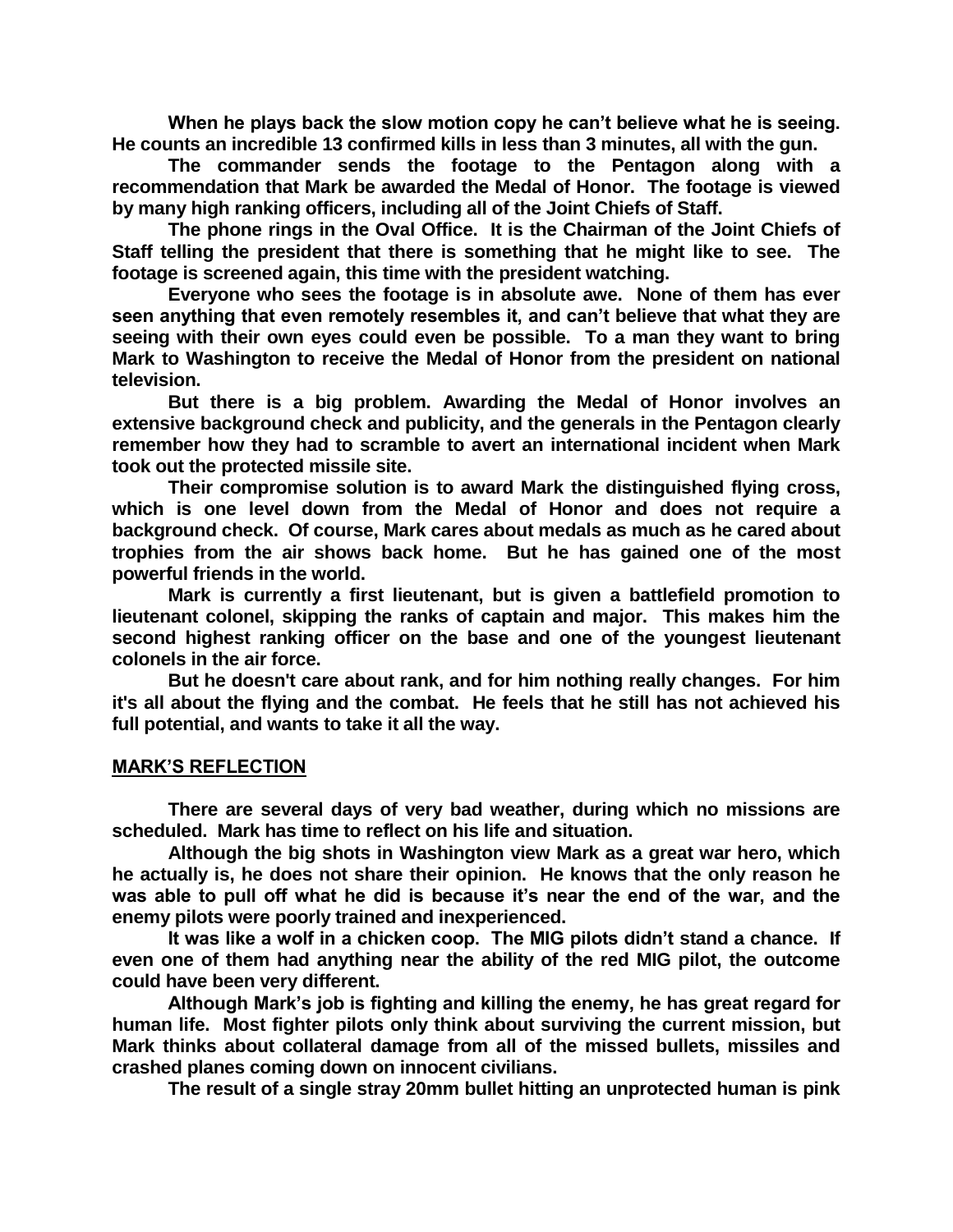When he plays back the slow motion copy he can't believe what he is seeing. He counts an incredible 13 confirmed kills in less than 3 minutes, all with the gun.

The commander sends the footage to the Pentagon along with a recommendation that Mark be awarded the Medal of Honor. The footage is viewed by many high ranking officers, including all of the Joint Chiefs of Staff.

The phone rings in the Oval Office. It is the Chairman of the Joint Chiefs of Staff telling the president that there is something that he might like to see. The footage is screened again, this time with the president watching.

Everyone who sees the footage is in absolute awe. None of them has ever seen anything that even remotely resembles it, and can't believe that what they are seeing with their own eyes could even be possible. To a man they want to bring Mark to Washington to receive the Medal of Honor from the president on national television.

But there is a big problem. Awarding the Medal of Honor involves an extensive background check and publicity, and the generals in the Pentagon clearly remember how they had to scramble to avert an international incident when Mark took out the protected missile site.

Their compromise solution is to award Mark the distinguished flying cross, which is one level down from the Medal of Honor and does not require a background check. Of course, Mark cares about medals as much as he cared about trophies from the air shows back home. But he has gained one of the most powerful friends in the world.

Mark is currently a first lieutenant, but is given a battlefield promotion to lieutenant colonel, skipping the ranks of captain and major. This makes him the second highest ranking officer on the base and one of the youngest lieutenant colonels in the air force.

But he doesn't care about rank, and for him nothing really changes. For him it's all about the flying and the combat. He feels that he still has not achieved his full potential, and wants to take it all the way.

## MARK'S REFLECTION

There are several days of very bad weather, during which no missions are scheduled. Mark has time to reflect on his life and situation.

Although the big shots in Washington view Mark as a great war hero, which he actually is, he does not share their opinion. He knows that the only reason he was able to pull off what he did is because it's near the end of the war, and the enemy pilots were poorly trained and inexperienced.

It was like a wolf in a chicken coop. The MIG pilots didn't stand a chance. If even one of them had anything near the ability of the red MIG pilot, the outcome could have been very different.

Although Mark's job is fighting and killing the enemy, he has great regard for human life. Most fighter pilots only think about surviving the current mission, but Mark thinks about collateral damage from all of the missed bullets, missiles and crashed planes coming down on innocent civilians.

The result of a single stray 20mm bullet hitting an unprotected human is pink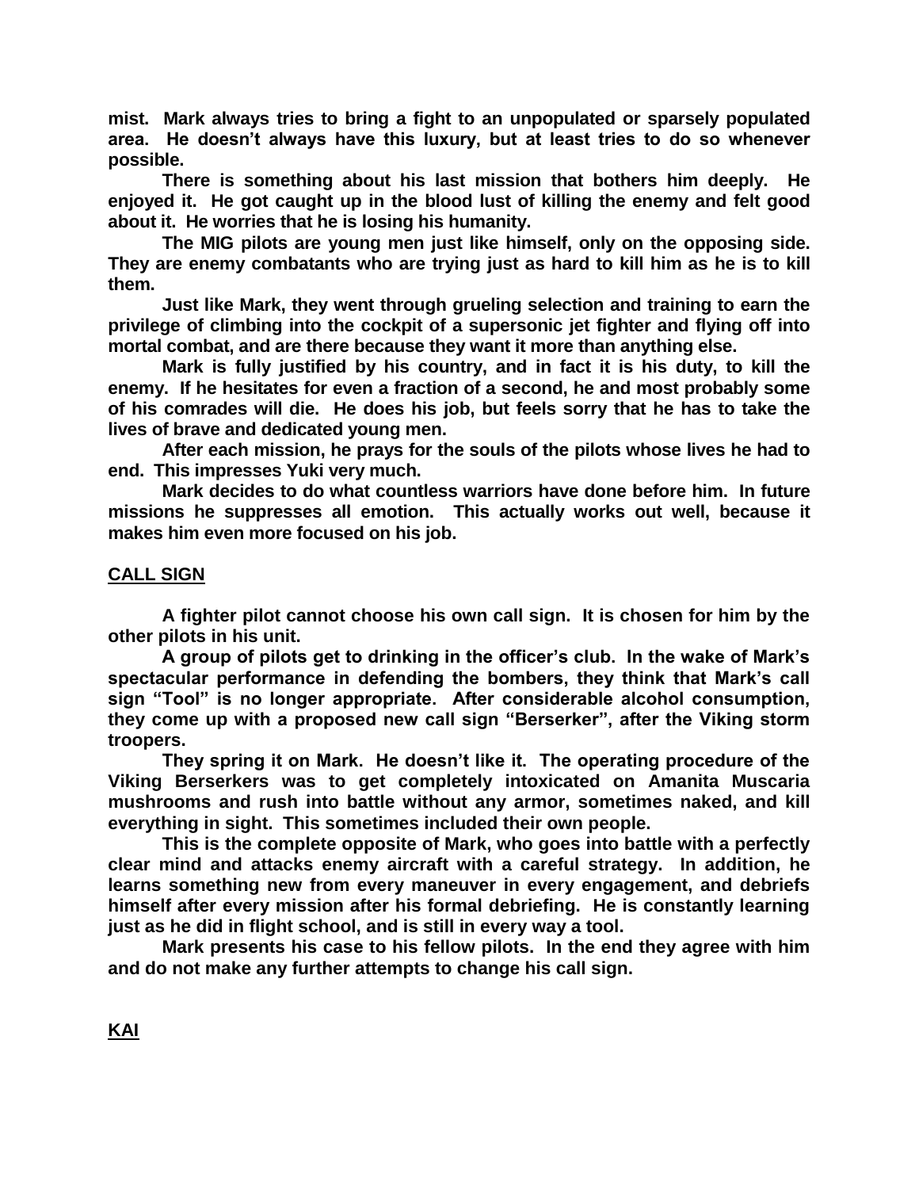mist. Mark always tries to bring a fight to an unpopulated or sparsely populated area. He doesn't always have this luxury, but at least tries to do so whenever possible.

There is something about his last mission that bothers him deeply. He enjoyed it. He got caught up in the blood lust of killing the enemy and felt good about it. He worries that he is losing his humanity.

The MIG pilots are young men just like himself, only on the opposing side. They are enemy combatants who are trying just as hard to kill him as he is to kill them.

Just like Mark, they went through grueling selection and training to earn the privilege of climbing into the cockpit of a supersonic jet fighter and flying off into mortal combat, and are there because they want it more than anything else.

Mark is fully justified by his country, and in fact it is his duty, to kill the enemy. If he hesitates for even a fraction of a second, he and most probably some of his comrades will die. He does his job, but feels sorry that he has to take the lives of brave and dedicated young men.

After each mission, he prays for the souls of the pilots whose lives he had to end. This impresses Yuki very much.

Mark decides to do what countless warriors have done before him. In future missions he suppresses all emotion. This actually works out well, because it makes him even more focused on his job.

## CALL SIGN

A fighter pilot cannot choose his own call sign. It is chosen for him by the other pilots in his unit.

A group of pilots get to drinking in the officer's club. In the wake of Mark's spectacular performance in defending the bombers, they think that Mark's call sign "Tool" is no longer appropriate. After considerable alcohol consumption, they come up with a proposed new call sign "Berserker", after the Viking storm troopers.

They spring it on Mark. He doesn't like it. The operating procedure of the Viking Berserkers was to get completely intoxicated on Amanita Muscaria mushrooms and rush into battle without any armor, sometimes naked, and kill everything in sight. This sometimes included their own people.

This is the complete opposite of Mark, who goes into battle with a perfectly clear mind and attacks enemy aircraft with a careful strategy. In addition, he learns something new from every maneuver in every engagement, and debriefs himself after every mission after his formal debriefing. He is constantly learning just as he did in flight school, and is still in every way a tool.

Mark presents his case to his fellow pilots. In the end they agree with him and do not make any further attempts to change his call sign.

## KAI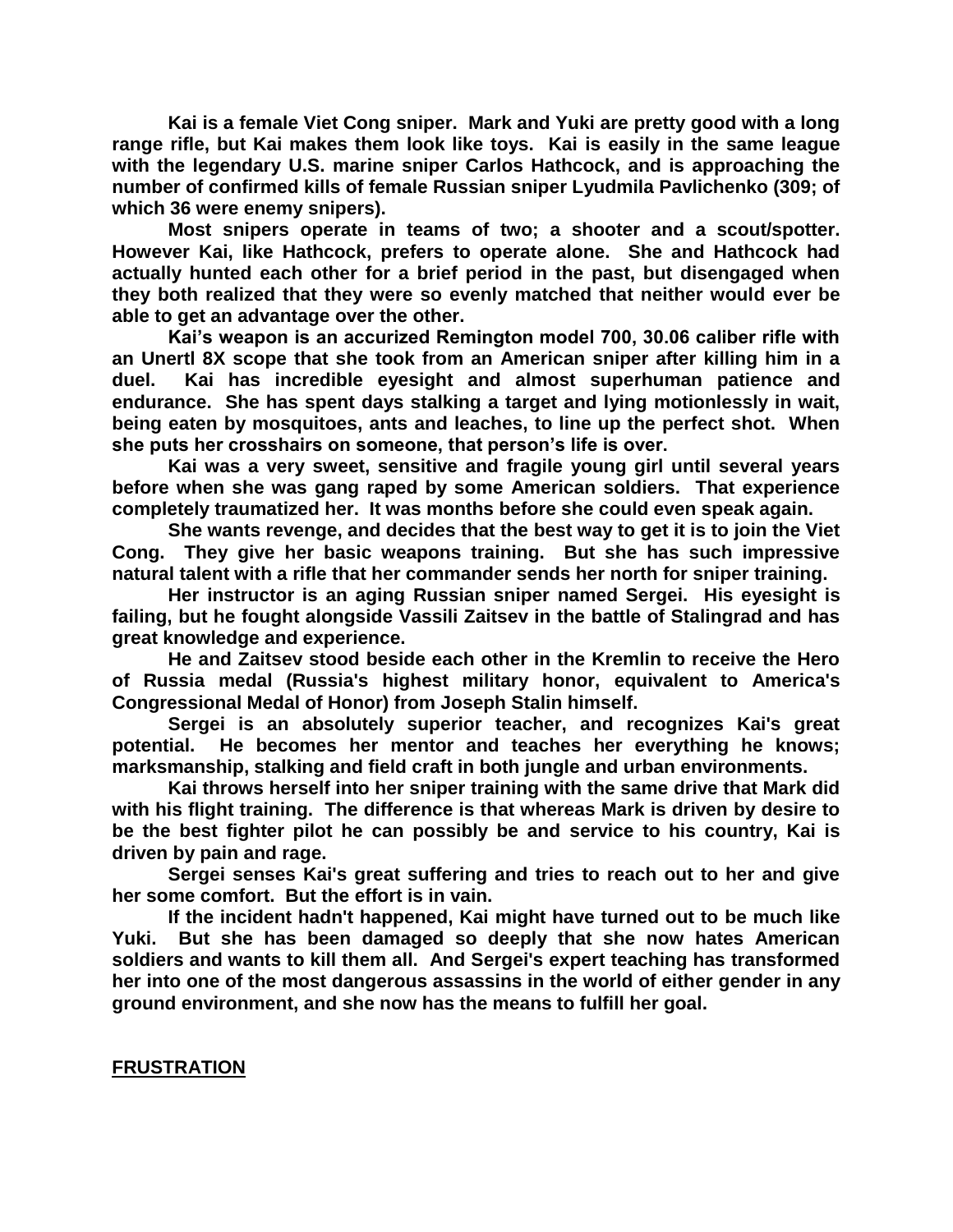**Kai is a female Viet Cong sniper. Mark and Yuki are pretty good with a long range rifle, but Kai makes them look like toys. Kai is easily in the same league with the legendary U.S. marine sniper Carlos Hathcock, and is approaching the number of confirmed kills of female Russian sniper Lyudmila Pavlichenko (309; of which 36 were enemy snipers).**

**Most snipers operate in teams of two; a shooter and a scout/spotter. However Kai, like Hathcock, prefers to operate alone. She and Hathcock had actually hunted each other for a brief period in the past, but disengaged when they both realized that they were so evenly matched that neither would ever be able to get an advantage over the other.**

**Kai's weapon is an accurized Remington model 700, 30.06 caliber rifle with an Unertl 8X scope that she took from an American sniper after killing him in a duel. Kai has incredible eyesight and almost superhuman patience and endurance. She has spent days stalking a target and lying motionlessly in wait, being eaten by mosquitoes, ants and leaches, to line up the perfect shot. When she puts her crosshairs on someone, that person's life is over.**

**Kai was a very sweet, sensitive and fragile young girl until several years before when she was gang raped by some American soldiers. That experience completely traumatized her. It was months before she could even speak again.**

**She wants revenge, and decides that the best way to get it is to join the Viet Cong. They give her basic weapons training. But she has such impressive natural talent with a rifle that her commander sends her north for sniper training.**

**Her instructor is an aging Russian sniper named Sergei. His eyesight is failing, but he fought alongside Vassili Zaitsev in the battle of Stalingrad and has great knowledge and experience.**

**He and Zaitsev stood beside each other in the Kremlin to receive the Hero of Russia medal (Russia's highest military honor, equivalent to America's Congressional Medal of Honor) from Joseph Stalin himself.**

**Sergei is an absolutely superior teacher, and recognizes Kai's great potential. He becomes her mentor and teaches her everything he knows; marksmanship, stalking and field craft in both jungle and urban environments.**

**Kai throws herself into her sniper training with the same drive that Mark did with his flight training. The difference is that whereas Mark is driven by desire to be the best fighter pilot he can possibly be and service to his country, Kai is driven by pain and rage.**

**Sergei senses Kai's great suffering and tries to reach out to her and give her some comfort. But the effort is in vain.**

**If the incident hadn't happened, Kai might have turned out to be much like Yuki. But she has been damaged so deeply that she now hates American soldiers and wants to kill them all. And Sergei's expert teaching has transformed her into one of the most dangerous assassins in the world of either gender in any ground environment, and she now has the means to fulfill her goal.**

**FRUSTRATION**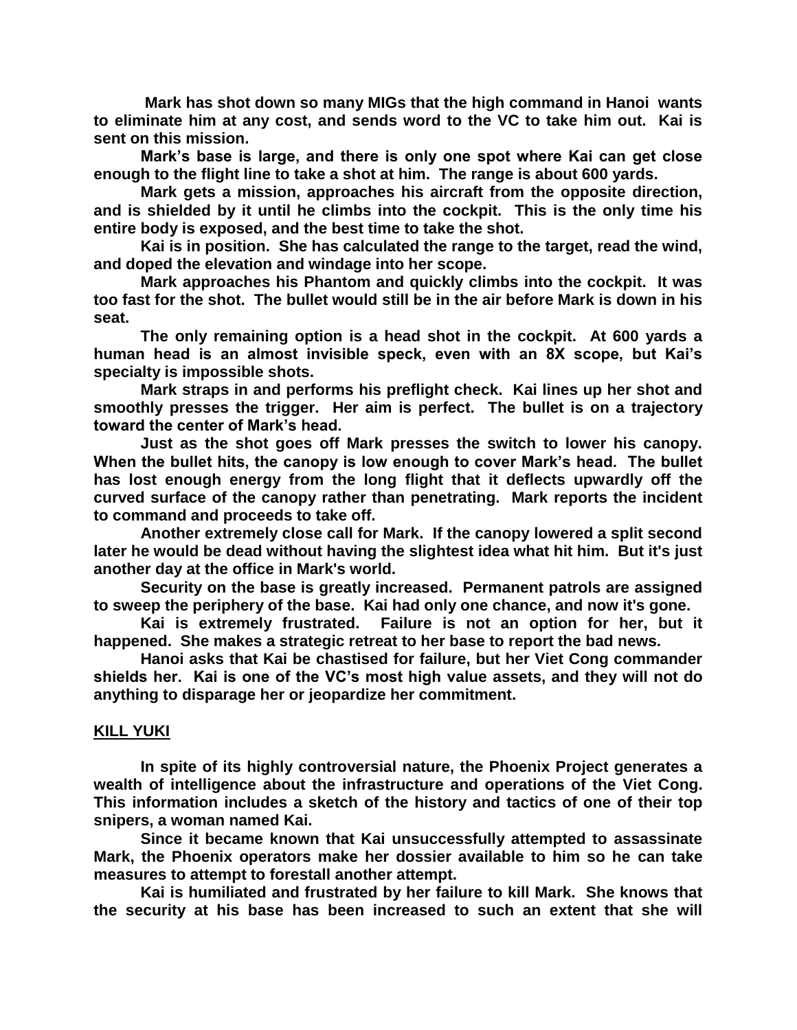**Mark has shot down so many MIGs that the high command in Hanoi wants to eliminate him at any cost, and sends word to the VC to take him out. Kai is sent on this mission.**

**Mark's base is large, and there is only one spot where Kai can get close enough to the flight line to take a shot at him. The range is about 600 yards.**

**Mark gets a mission, approaches his aircraft from the opposite direction, and is shielded by it until he climbs into the cockpit. This is the only time his entire body is exposed, and the best time to take the shot.**

**Kai is in position. She has calculated the range to the target, read the wind, and doped the elevation and windage into her scope.**

**Mark approaches his Phantom and quickly climbs into the cockpit. It was too fast for the shot. The bullet would still be in the air before Mark is down in his seat.**

**The only remaining option is a head shot in the cockpit. At 600 yards a human head is an almost invisible speck, even with an 8X scope, but Kai's specialty is impossible shots.**

**Mark straps in and performs his preflight check. Kai lines up her shot and smoothly presses the trigger. Her aim is perfect. The bullet is on a trajectory toward the center of Mark's head.**

**Just as the shot goes off Mark presses the switch to lower his canopy. When the bullet hits, the canopy is low enough to cover Mark's head. The bullet has lost enough energy from the long flight that it deflects upwardly off the curved surface of the canopy rather than penetrating. Mark reports the incident to command and proceeds to take off.**

**Another extremely close call for Mark. If the canopy lowered a split second later he would be dead without having the slightest idea what hit him. But it's just another day at the office in Mark's world.**

**Security on the base is greatly increased. Permanent patrols are assigned to sweep the periphery of the base. Kai had only one chance, and now it's gone.**

**Kai is extremely frustrated. Failure is not an option for her, but it happened. She makes a strategic retreat to her base to report the bad news.**

**Hanoi asks that Kai be chastised for failure, but her Viet Cong commander shields her. Kai is one of the VC's most high value assets, and they will not do anything to disparage her or jeopardize her commitment.**

## KILL YUKI

**In spite of its highly controversial nature, the Phoenix Project generates a wealth of intelligence about the infrastructure and operations of the Viet Cong. This information includes a sketch of the history and tactics of one of their top snipers, a woman named Kai.**

**Since it became known that Kai unsuccessfully attempted to assassinate Mark, the Phoenix operators make her dossier available to him so he can take measures to attempt to forestall another attempt.**

**Kai is humiliated and frustrated by her failure to kill Mark. She knows that the security at his base has been increased to such an extent that she will**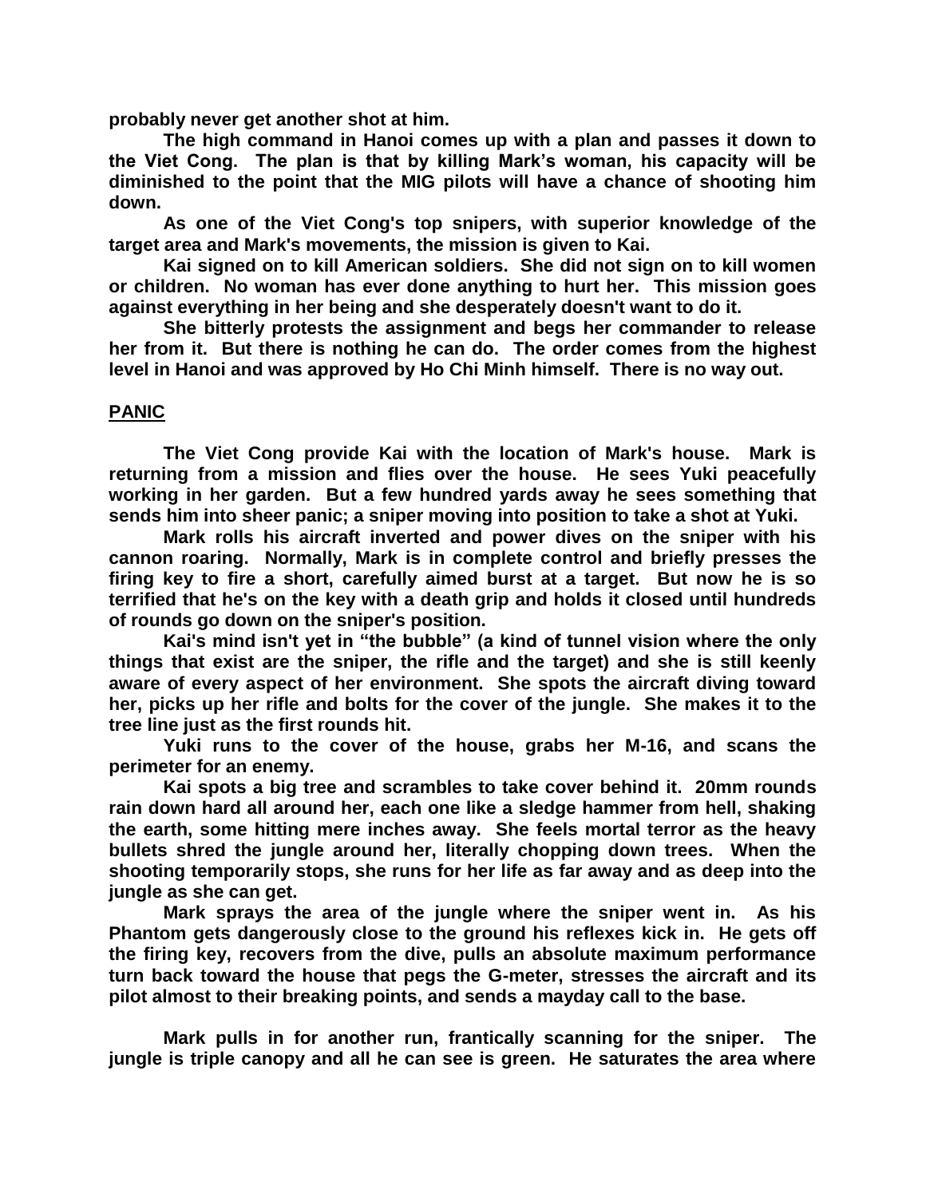**probably never get another shot at him.**

**The high command in Hanoi comes up with a plan and passes it down to the Viet Cong. The plan is that by killing Mark's woman, his capacity will be diminished to the point that the MIG pilots will have a chance of shooting him down.**

**As one of the Viet Cong's top snipers, with superior knowledge of the target area and Mark's movements, the mission is given to Kai.**

**Kai signed on to kill American soldiers. She did not sign on to kill women or children. No woman has ever done anything to hurt her. This mission goes against everything in her being and she desperately doesn't want to do it.**

**She bitterly protests the assignment and begs her commander to release her from it. But there is nothing he can do. The order comes from the highest level in Hanoi and was approved by Ho Chi Minh himself. There is no way out.**

## PANIC

**The Viet Cong provide Kai with the location of Mark's house. Mark is returning from a mission and flies over the house. He sees Yuki peacefully working in her garden. But a few hundred yards away he sees something that sends him into sheer panic; a sniper moving into position to take a shot at Yuki.**

**Mark rolls his aircraft inverted and power dives on the sniper with his cannon roaring. Normally, Mark is in complete control and briefly presses the firing key to fire a short, carefully aimed burst at a target. But now he is so terrified that he's on the key with a death grip and holds it closed until hundreds of rounds go down on the sniper's position.**

**Kai's mind isn't yet in "the bubble" (a kind of tunnel vision where the only things that exist are the sniper, the rifle and the target) and she is still keenly aware of every aspect of her environment. She spots the aircraft diving toward her, picks up her rifle and bolts for the cover of the jungle. She makes it to the tree line just as the first rounds hit.**

**Yuki runs to the cover of the house, grabs her M-16, and scans the perimeter for an enemy.**

**Kai spots a big tree and scrambles to take cover behind it. 20mm rounds rain down hard all around her, each one like a sledge hammer from hell, shaking the earth, some hitting mere inches away. She feels mortal terror as the heavy bullets shred the jungle around her, literally chopping down trees. When the shooting temporarily stops, she runs for her life as far away and as deep into the jungle as she can get.**

**Mark sprays the area of the jungle where the sniper went in. As his Phantom gets dangerously close to the ground his reflexes kick in. He gets off the firing key, recovers from the dive, pulls an absolute maximum performance turn back toward the house that pegs the G-meter, stresses the aircraft and its pilot almost to their breaking points, and sends a mayday call to the base.**

**Mark pulls in for another run, frantically scanning for the sniper. The jungle is triple canopy and all he can see is green. He saturates the area where**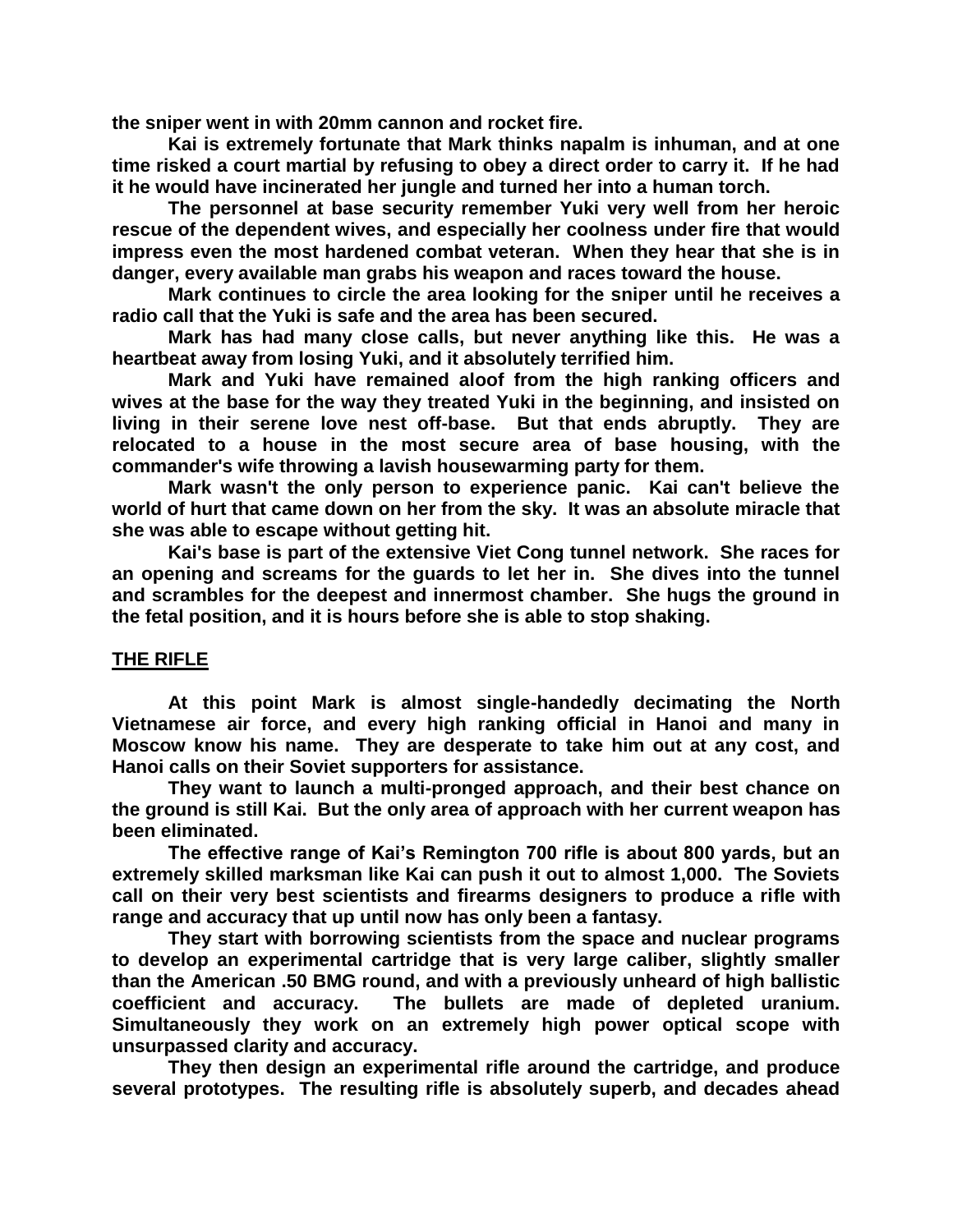**the sniper went in with 20mm cannon and rocket fire.**

**Kai is extremely fortunate that Mark thinks napalm is inhuman, and at one time risked a court martial by refusing to obey a direct order to carry it. If he had it he would have incinerated her jungle and turned her into a human torch.**

**The personnel at base security remember Yuki very well from her heroic rescue of the dependent wives, and especially her coolness under fire that would impress even the most hardened combat veteran. When they hear that she is in danger, every available man grabs his weapon and races toward the house.**

**Mark continues to circle the area looking for the sniper until he receives a radio call that the Yuki is safe and the area has been secured.**

**Mark has had many close calls, but never anything like this. He was a heartbeat away from losing Yuki, and it absolutely terrified him.**

**Mark and Yuki have remained aloof from the high ranking officers and wives at the base for the way they treated Yuki in the beginning, and insisted on living in their serene love nest off-base. But that ends abruptly. They are relocated to a house in the most secure area of base housing, with the commander's wife throwing a lavish housewarming party for them.**

**Mark wasn't the only person to experience panic. Kai can't believe the world of hurt that came down on her from the sky. It was an absolute miracle that she was able to escape without getting hit.**

**Kai's base is part of the extensive Viet Cong tunnel network. She races for an opening and screams for the guards to let her in. She dives into the tunnel and scrambles for the deepest and innermost chamber. She hugs the ground in the fetal position, and it is hours before she is able to stop shaking.**

## THE RIFLE

**At this point Mark is almost single-handedly decimating the North Vietnamese air force, and every high ranking official in Hanoi and many in Moscow know his name. They are desperate to take him out at any cost, and Hanoi calls on their Soviet supporters for assistance.**

**They want to launch a multi-pronged approach, and their best chance on the ground is still Kai. But the only area of approach with her current weapon has been eliminated.**

**The effective range of Kai's Remington 700 rifle is about 800 yards, but an extremely skilled marksman like Kai can push it out to almost 1,000. The Soviets call on their very best scientists and firearms designers to produce a rifle with range and accuracy that up until now has only been a fantasy.**

**They start with borrowing scientists from the space and nuclear programs to develop an experimental cartridge that is very large caliber, slightly smaller than the American .50 BMG round, and with a previously unheard of high ballistic coefficient and accuracy. The bullets are made of depleted uranium. Simultaneously they work on an extremely high power optical scope with unsurpassed clarity and accuracy.**

**They then design an experimental rifle around the cartridge, and produce several prototypes. The resulting rifle is absolutely superb, and decades ahead**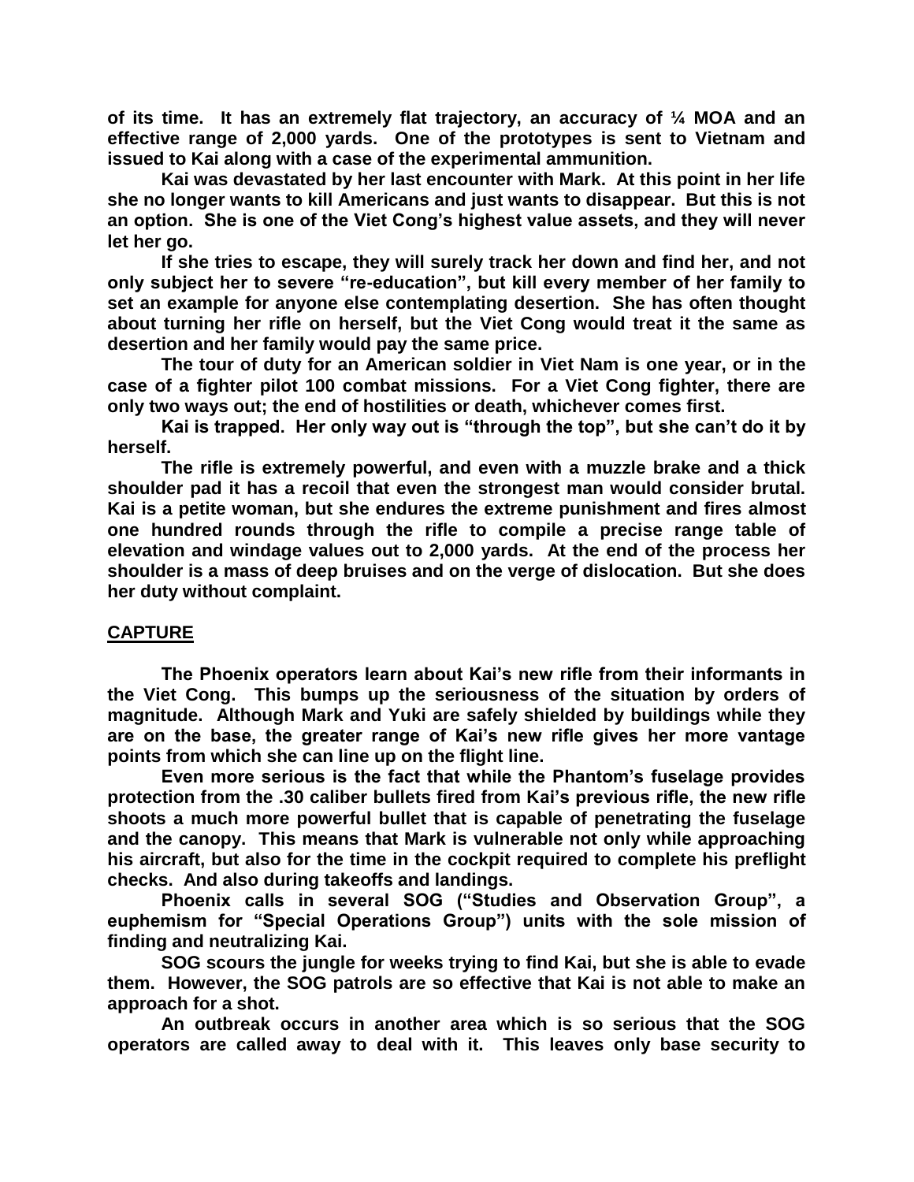**of its time. It has an extremely flat trajectory, an accuracy of ¼ MOA and an effective range of 2,000 yards. One of the prototypes is sent to Vietnam and issued to Kai along with a case of the experimental ammunition.**

**Kai was devastated by her last encounter with Mark. At this point in her life she no longer wants to kill Americans and just wants to disappear. But this is not an option. She is one of the Viet Cong's highest value assets, and they will never let her go.**

**If she tries to escape, they will surely track her down and find her, and not only subject her to severe "re-education", but kill every member of her family to set an example for anyone else contemplating desertion. She has often thought about turning her rifle on herself, but the Viet Cong would treat it the same as desertion and her family would pay the same price.**

**The tour of duty for an American soldier in Viet Nam is one year, or in the case of a fighter pilot 100 combat missions. For a Viet Cong fighter, there are only two ways out; the end of hostilities or death, whichever comes first.**

**Kai is trapped. Her only way out is "through the top", but she can't do it by herself.**

**The rifle is extremely powerful, and even with a muzzle brake and a thick shoulder pad it has a recoil that even the strongest man would consider brutal. Kai is a petite woman, but she endures the extreme punishment and fires almost one hundred rounds through the rifle to compile a precise range table of elevation and windage values out to 2,000 yards. At the end of the process her shoulder is a mass of deep bruises and on the verge of dislocation. But she does her duty without complaint.**

## **<u>CAPTURE</u>**

**The Phoenix operators learn about Kai's new rifle from their informants in the Viet Cong. This bumps up the seriousness of the situation by orders of magnitude. Although Mark and Yuki are safely shielded by buildings while they are on the base, the greater range of Kai's new rifle gives her more vantage points from which she can line up on the flight line.**

**Even more serious is the fact that while the Phantom's fuselage provides protection from the .30 caliber bullets fired from Kai's previous rifle, the new rifle shoots a much more powerful bullet that is capable of penetrating the fuselage and the canopy. This means that Mark is vulnerable not only while approaching his aircraft, but also for the time in the cockpit required to complete his preflight checks. And also during takeoffs and landings.**

**Phoenix calls in several SOG ("Studies and Observation Group", a euphemism for "Special Operations Group") units with the sole mission of finding and neutralizing Kai.**

**SOG scours the jungle for weeks trying to find Kai, but she is able to evade them. However, the SOG patrols are so effective that Kai is not able to make an approach for a shot.**

**An outbreak occurs in another area which is so serious that the SOG operators are called away to deal with it. This leaves only base security to**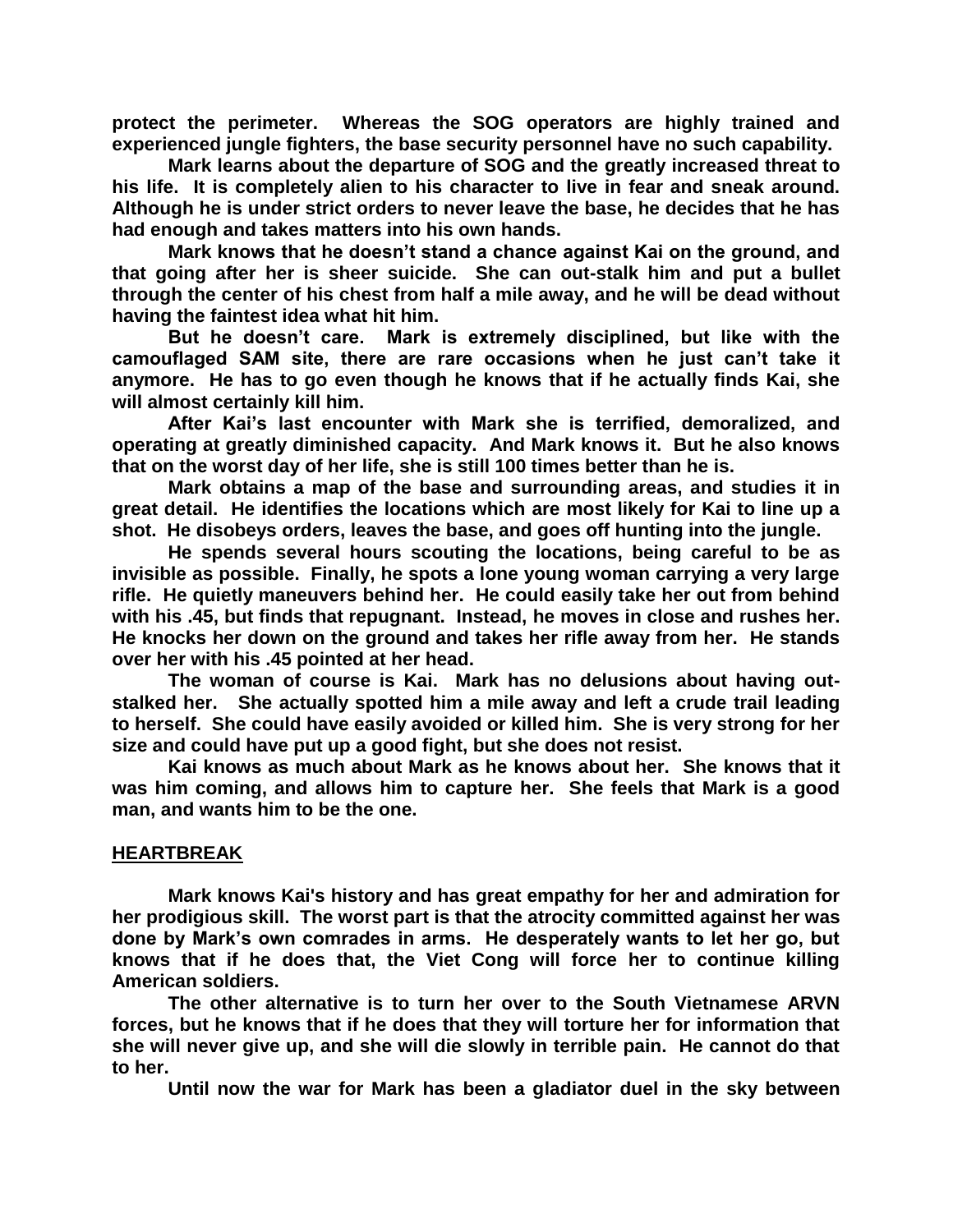**protect the perimeter. Whereas the SOG operators are highly trained and experienced jungle fighters, the base security personnel have no such capability.**

**Mark learns about the departure of SOG and the greatly increased threat to his life. It is completely alien to his character to live in fear and sneak around. Although he is under strict orders to never leave the base, he decides that he has had enough and takes matters into his own hands.**

**Mark knows that he doesn't stand a chance against Kai on the ground, and that going after her is sheer suicide. She can out-stalk him and put a bullet through the center of his chest from half a mile away, and he will be dead without having the faintest idea what hit him.**

**But he doesn't care. Mark is extremely disciplined, but like with the camouflaged SAM site, there are rare occasions when he just can't take it anymore. He has to go even though he knows that if he actually finds Kai, she will almost certainly kill him.**

**After Kai's last encounter with Mark she is terrified, demoralized, and operating at greatly diminished capacity. And Mark knows it. But he also knows that on the worst day of her life, she is still 100 times better than he is.**

**Mark obtains a map of the base and surrounding areas, and studies it in great detail. He identifies the locations which are most likely for Kai to line up a shot. He disobeys orders, leaves the base, and goes off hunting into the jungle.**

**He spends several hours scouting the locations, being careful to be as invisible as possible. Finally, he spots a lone young woman carrying a very large rifle. He quietly maneuvers behind her. He could easily take her out from behind with his .45, but finds that repugnant. Instead, he moves in close and rushes her. He knocks her down on the ground and takes her rifle away from her. He stands over her with his .45 pointed at her head.**

**The woman of course is Kai. Mark has no delusions about having out-stalked her. She actually spotted him a mile away and left a crude trail leading to herself. She could have easily avoided or killed him. She is very strong for her size and could have put up a good fight, but she does not resist.**

**Kai knows as much about Mark as he knows about her. She knows that it was him coming, and allows him to capture her. She feels that Mark is a good man, and wants him to be the one.**

## HEARTBREAK

**Mark knows Kai's history and has great empathy for her and admiration for her prodigious skill. The worst part is that the atrocity committed against her was done by Mark's own comrades in arms. He desperately wants to let her go, but knows that if he does that, the Viet Cong will force her to continue killing American soldiers.**

**The other alternative is to turn her over to the South Vietnamese ARVN forces, but he knows that if he does that they will torture her for information that she will never give up, and she will die slowly in terrible pain. He cannot do that to her.**

**Until now the war for Mark has been a gladiator duel in the sky between**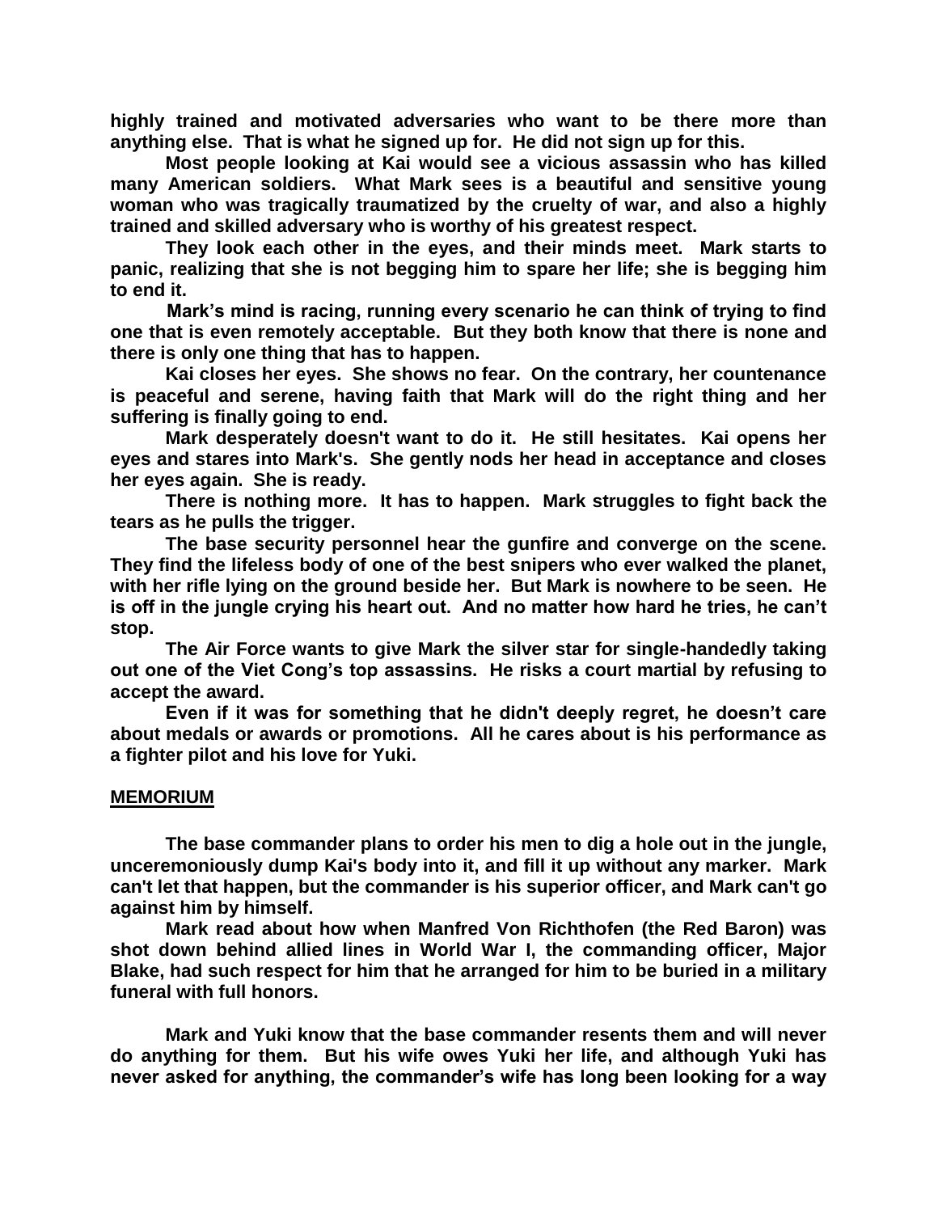**highly trained and motivated adversaries who want to be there more than anything else. That is what he signed up for. He did not sign up for this.**

**Most people looking at Kai would see a vicious assassin who has killed many American soldiers. What Mark sees is a beautiful and sensitive young woman who was tragically traumatized by the cruelty of war, and also a highly trained and skilled adversary who is worthy of his greatest respect.**

**They look each other in the eyes, and their minds meet. Mark starts to panic, realizing that she is not begging him to spare her life; she is begging him to end it.**

**Mark's mind is racing, running every scenario he can think of trying to find one that is even remotely acceptable. But they both know that there is none and there is only one thing that has to happen.**

**Kai closes her eyes. She shows no fear. On the contrary, her countenance is peaceful and serene, having faith that Mark will do the right thing and her suffering is finally going to end.**

**Mark desperately doesn't want to do it. He still hesitates. Kai opens her eyes and stares into Mark's. She gently nods her head in acceptance and closes her eyes again. She is ready.**

**There is nothing more. It has to happen. Mark struggles to fight back the tears as he pulls the trigger.**

**The base security personnel hear the gunfire and converge on the scene. They find the lifeless body of one of the best snipers who ever walked the planet, with her rifle lying on the ground beside her. But Mark is nowhere to be seen. He is off in the jungle crying his heart out. And no matter how hard he tries, he can't stop.**

**The Air Force wants to give Mark the silver star for single-handedly taking out one of the Viet Cong's top assassins. He risks a court martial by refusing to accept the award.**

**Even if it was for something that he didn't deeply regret, he doesn't care about medals or awards or promotions. All he cares about is his performance as a fighter pilot and his love for Yuki.**

## **MEMORIUM**

**The base commander plans to order his men to dig a hole out in the jungle, unceremoniously dump Kai's body into it, and fill it up without any marker. Mark can't let that happen, but the commander is his superior officer, and Mark can't go against him by himself.**

**Mark read about how when Manfred Von Richthofen (the Red Baron) was shot down behind allied lines in World War I, the commanding officer, Major Blake, had such respect for him that he arranged for him to be buried in a military funeral with full honors.**

**Mark and Yuki know that the base commander resents them and will never do anything for them. But his wife owes Yuki her life, and although Yuki has never asked for anything, the commander's wife has long been looking for a way**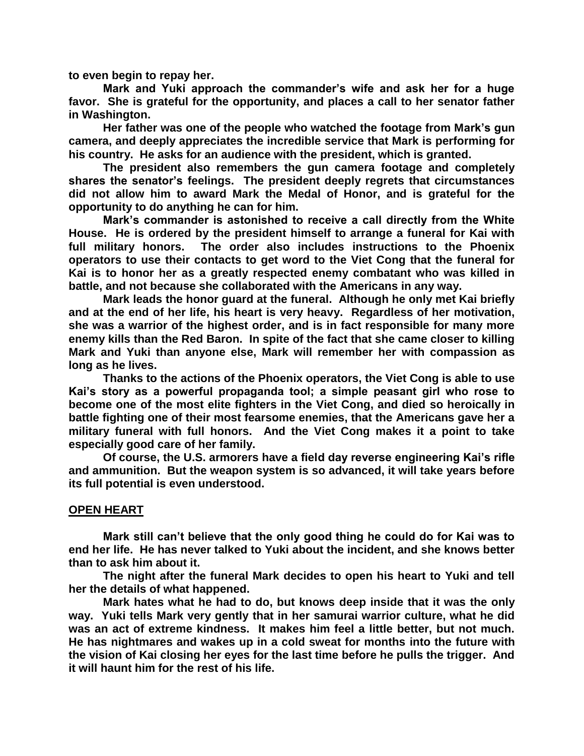to even begin to repay her.

Mark and Yuki approach the commander's wife and ask her for a huge favor. She is grateful for the opportunity, and places a call to her senator father in Washington.

Her father was one of the people who watched the footage from Mark's gun camera, and deeply appreciates the incredible service that Mark is performing for his country. He asks for an audience with the president, which is granted.

The president also remembers the gun camera footage and completely shares the senator's feelings. The president deeply regrets that circumstances did not allow him to award Mark the Medal of Honor, and is grateful for the opportunity to do anything he can for him.

Mark's commander is astonished to receive a call directly from the White House. He is ordered by the president himself to arrange a funeral for Kai with full military honors. The order also includes instructions to the Phoenix operators to use their contacts to get word to the Viet Cong that the funeral for Kai is to honor her as a greatly respected enemy combatant who was killed in battle, and not because she collaborated with the Americans in any way.

Mark leads the honor guard at the funeral. Although he only met Kai briefly and at the end of her life, his heart is very heavy. Regardless of her motivation, she was a warrior of the highest order, and is in fact responsible for many more enemy kills than the Red Baron. In spite of the fact that she came closer to killing Mark and Yuki than anyone else, Mark will remember her with compassion as long as he lives.

Thanks to the actions of the Phoenix operators, the Viet Cong is able to use Kai's story as a powerful propaganda tool; a simple peasant girl who rose to become one of the most elite fighters in the Viet Cong, and died so heroically in battle fighting one of their most fearsome enemies, that the Americans gave her a military funeral with full honors. And the Viet Cong makes it a point to take especially good care of her family.

Of course, the U.S. armorers have a field day reverse engineering Kai's rifle and ammunition. But the weapon system is so advanced, it will take years before its full potential is even understood.

## OPEN HEART

Mark still can't believe that the only good thing he could do for Kai was to end her life. He has never talked to Yuki about the incident, and she knows better than to ask him about it.

The night after the funeral Mark decides to open his heart to Yuki and tell her the details of what happened.

Mark hates what he had to do, but knows deep inside that it was the only way. Yuki tells Mark very gently that in her samurai warrior culture, what he did was an act of extreme kindness. It makes him feel a little better, but not much. He has nightmares and wakes up in a cold sweat for months into the future with the vision of Kai closing her eyes for the last time before he pulls the trigger. And it will haunt him for the rest of his life.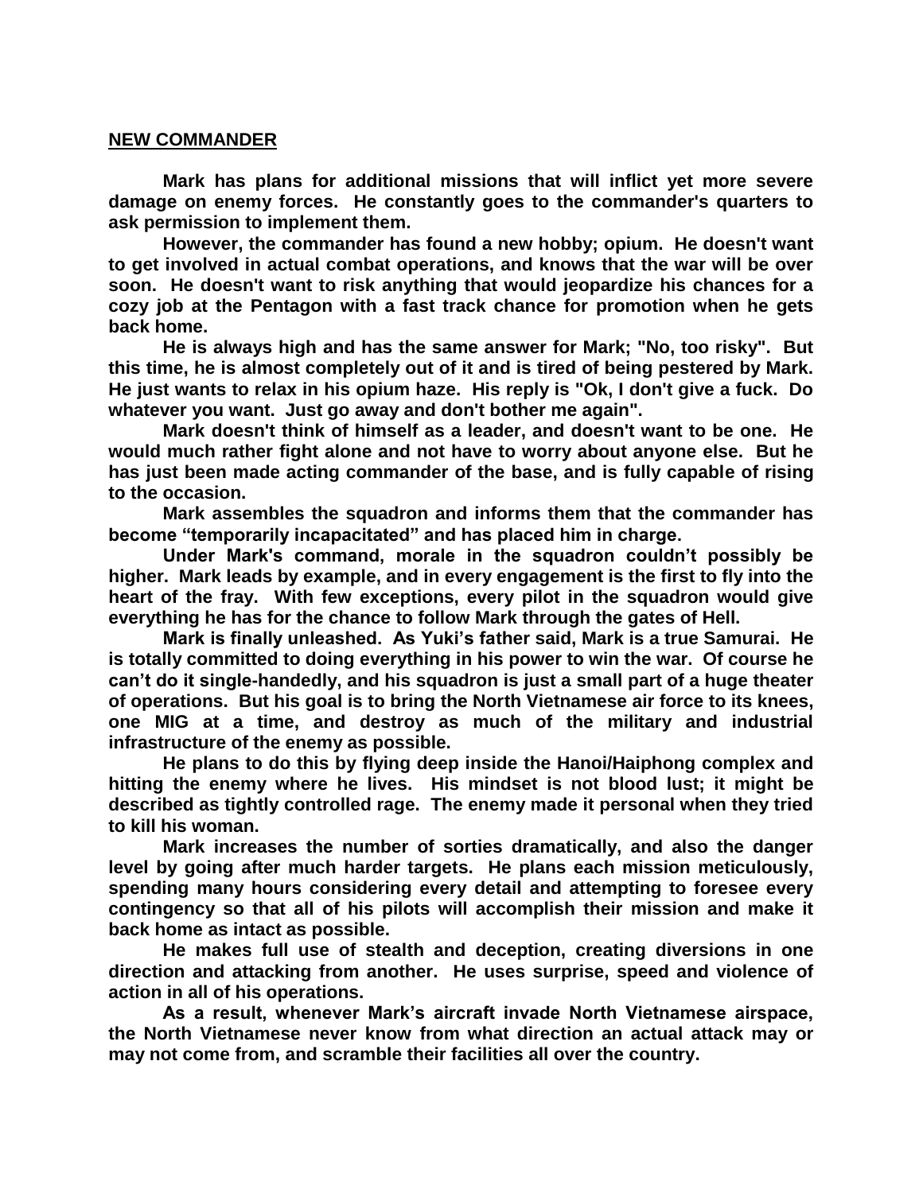## NEW COMMANDER

**Mark has plans for additional missions that will inflict yet more severe damage on enemy forces. He constantly goes to the commander's quarters to ask permission to implement them.**

**However, the commander has found a new hobby; opium. He doesn't want to get involved in actual combat operations, and knows that the war will be over soon. He doesn't want to risk anything that would jeopardize his chances for a cozy job at the Pentagon with a fast track chance for promotion when he gets back home.**

**He is always high and has the same answer for Mark; "No, too risky". But this time, he is almost completely out of it and is tired of being pestered by Mark. He just wants to relax in his opium haze. His reply is "Ok, I don't give a fuck. Do whatever you want. Just go away and don't bother me again".**

**Mark doesn't think of himself as a leader, and doesn't want to be one. He would much rather fight alone and not have to worry about anyone else. But he has just been made acting commander of the base, and is fully capable of rising to the occasion.**

**Mark assembles the squadron and informs them that the commander has become "temporarily incapacitated" and has placed him in charge.**

**Under Mark's command, morale in the squadron couldn't possibly be higher. Mark leads by example, and in every engagement is the first to fly into the heart of the fray. With few exceptions, every pilot in the squadron would give everything he has for the chance to follow Mark through the gates of Hell.**

**Mark is finally unleashed. As Yuki's father said, Mark is a true Samurai. He is totally committed to doing everything in his power to win the war. Of course he can't do it single-handedly, and his squadron is just a small part of a huge theater of operations. But his goal is to bring the North Vietnamese air force to its knees, one MIG at a time, and destroy as much of the military and industrial infrastructure of the enemy as possible.**

**He plans to do this by flying deep inside the Hanoi/Haiphong complex and hitting the enemy where he lives. His mindset is not blood lust; it might be described as tightly controlled rage. The enemy made it personal when they tried to kill his woman.**

**Mark increases the number of sorties dramatically, and also the danger level by going after much harder targets. He plans each mission meticulously, spending many hours considering every detail and attempting to foresee every contingency so that all of his pilots will accomplish their mission and make it back home as intact as possible.**

**He makes full use of stealth and deception, creating diversions in one direction and attacking from another. He uses surprise, speed and violence of action in all of his operations.**

**As a result, whenever Mark's aircraft invade North Vietnamese airspace, the North Vietnamese never know from what direction an actual attack may or may not come from, and scramble their facilities all over the country.**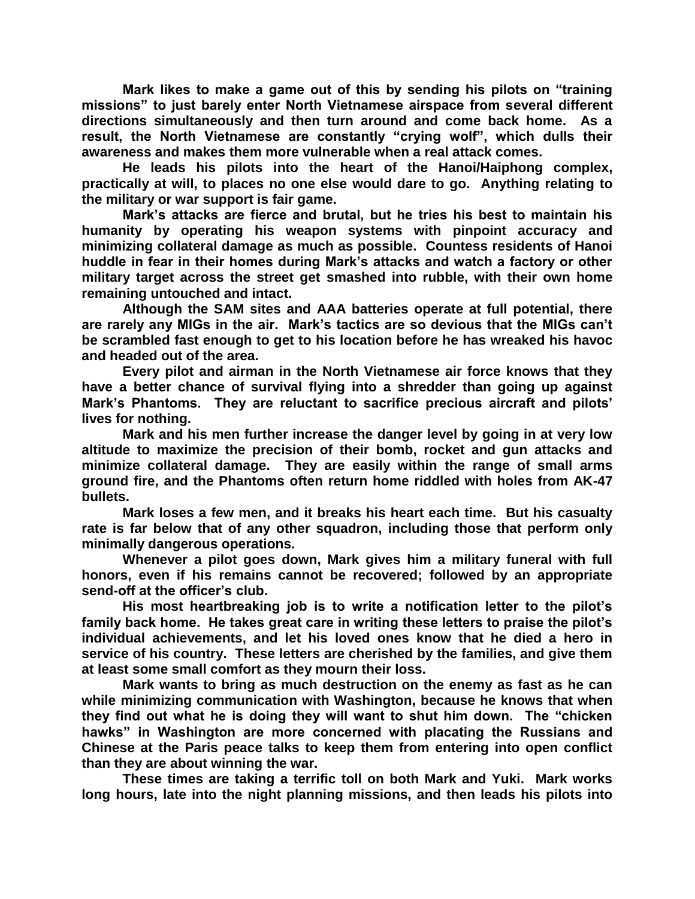Mark likes to make a game out of this by sending his pilots on "training missions" to just barely enter North Vietnamese airspace from several different directions simultaneously and then turn around and come back home. As a result, the North Vietnamese are constantly "crying wolf", which dulls their awareness and makes them more vulnerable when a real attack comes.

He leads his pilots into the heart of the Hanoi/Haiphong complex, practically at will, to places no one else would dare to go. Anything relating to the military or war support is fair game.

Mark's attacks are fierce and brutal, but he tries his best to maintain his humanity by operating his weapon systems with pinpoint accuracy and minimizing collateral damage as much as possible. Countess residents of Hanoi huddle in fear in their homes during Mark's attacks and watch a factory or other military target across the street get smashed into rubble, with their own home remaining untouched and intact.

Although the SAM sites and AAA batteries operate at full potential, there are rarely any MIGs in the air. Mark's tactics are so devious that the MIGs can't be scrambled fast enough to get to his location before he has wreaked his havoc and headed out of the area.

Every pilot and airman in the North Vietnamese air force knows that they have a better chance of survival flying into a shredder than going up against Mark's Phantoms. They are reluctant to sacrifice precious aircraft and pilots' lives for nothing.

Mark and his men further increase the danger level by going in at very low altitude to maximize the precision of their bomb, rocket and gun attacks and minimize collateral damage. They are easily within the range of small arms ground fire, and the Phantoms often return home riddled with holes from AK-47 bullets.

Mark loses a few men, and it breaks his heart each time. But his casualty rate is far below that of any other squadron, including those that perform only minimally dangerous operations.

Whenever a pilot goes down, Mark gives him a military funeral with full honors, even if his remains cannot be recovered; followed by an appropriate send-off at the officer's club.

His most heartbreaking job is to write a notification letter to the pilot's family back home. He takes great care in writing these letters to praise the pilot's individual achievements, and let his loved ones know that he died a hero in service of his country. These letters are cherished by the families, and give them at least some small comfort as they mourn their loss.

Mark wants to bring as much destruction on the enemy as fast as he can while minimizing communication with Washington, because he knows that when they find out what he is doing they will want to shut him down. The "chicken hawks" in Washington are more concerned with placating the Russians and Chinese at the Paris peace talks to keep them from entering into open conflict than they are about winning the war.

These times are taking a terrific toll on both Mark and Yuki. Mark works long hours, late into the night planning missions, and then leads his pilots into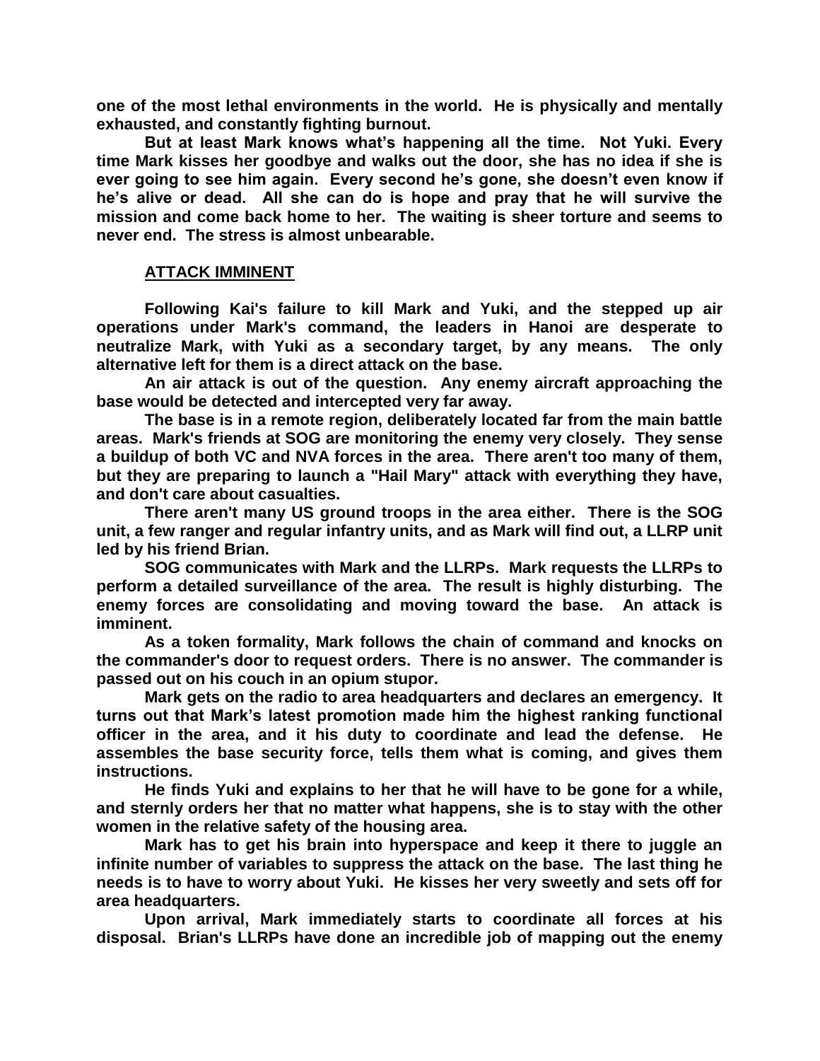**one of the most lethal environments in the world. He is physically and mentally exhausted, and constantly fighting burnout.**

**But at least Mark knows what's happening all the time. Not Yuki. Every time Mark kisses her goodbye and walks out the door, she has no idea if she is ever going to see him again. Every second he's gone, she doesn't even know if he's alive or dead. All she can do is hope and pray that he will survive the mission and come back home to her. The waiting is sheer torture and seems to never end. The stress is almost unbearable.**

## ATTACK IMMINENT

**Following Kai's failure to kill Mark and Yuki, and the stepped up air operations under Mark's command, the leaders in Hanoi are desperate to neutralize Mark, with Yuki as a secondary target, by any means. The only alternative left for them is a direct attack on the base.**

**An air attack is out of the question. Any enemy aircraft approaching the base would be detected and intercepted very far away.**

**The base is in a remote region, deliberately located far from the main battle areas. Mark's friends at SOG are monitoring the enemy very closely. They sense a buildup of both VC and NVA forces in the area. There aren't too many of them, but they are preparing to launch a "Hail Mary" attack with everything they have, and don't care about casualties.**

**There aren't many US ground troops in the area either. There is the SOG unit, a few ranger and regular infantry units, and as Mark will find out, a LLRP unit led by his friend Brian.**

**SOG communicates with Mark and the LLRPs. Mark requests the LLRPs to perform a detailed surveillance of the area. The result is highly disturbing. The enemy forces are consolidating and moving toward the base. An attack is imminent.**

**As a token formality, Mark follows the chain of command and knocks on the commander's door to request orders. There is no answer. The commander is passed out on his couch in an opium stupor.**

**Mark gets on the radio to area headquarters and declares an emergency. It turns out that Mark's latest promotion made him the highest ranking functional officer in the area, and it his duty to coordinate and lead the defense. He assembles the base security force, tells them what is coming, and gives them instructions.**

**He finds Yuki and explains to her that he will have to be gone for a while, and sternly orders her that no matter what happens, she is to stay with the other women in the relative safety of the housing area.**

**Mark has to get his brain into hyperspace and keep it there to juggle an infinite number of variables to suppress the attack on the base. The last thing he needs is to have to worry about Yuki. He kisses her very sweetly and sets off for area headquarters.**

**Upon arrival, Mark immediately starts to coordinate all forces at his disposal. Brian's LLRPs have done an incredible job of mapping out the enemy**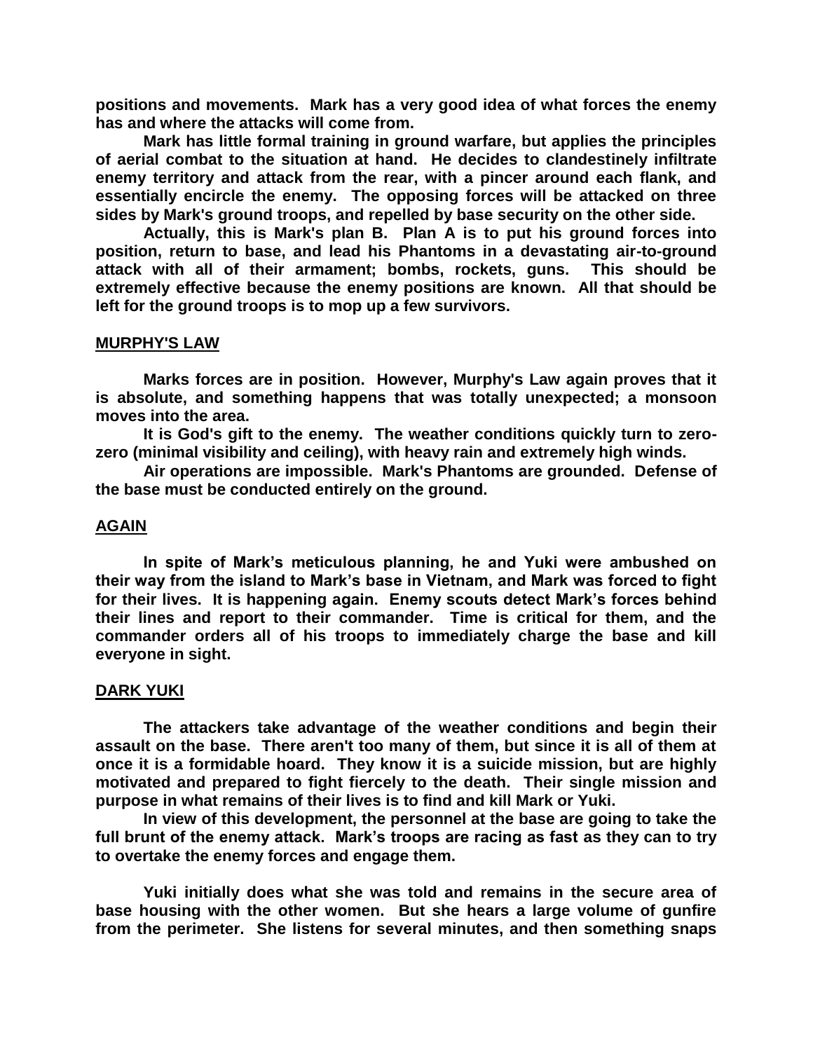**positions and movements. Mark has a very good idea of what forces the enemy has and where the attacks will come from.**

**Mark has little formal training in ground warfare, but applies the principles of aerial combat to the situation at hand. He decides to clandestinely infiltrate enemy territory and attack from the rear, with a pincer around each flank, and essentially encircle the enemy. The opposing forces will be attacked on three sides by Mark's ground troops, and repelled by base security on the other side.**

**Actually, this is Mark's plan B. Plan A is to put his ground forces into position, return to base, and lead his Phantoms in a devastating air-to-ground attack with all of their armament; bombs, rockets, guns. This should be extremely effective because the enemy positions are known. All that should be left for the ground troops is to mop up a few survivors.**

## MURPHY'S LAW

**Marks forces are in position. However, Murphy's Law again proves that it is absolute, and something happens that was totally unexpected; a monsoon moves into the area.**

**It is God's gift to the enemy. The weather conditions quickly turn to zero-zero (minimal visibility and ceiling), with heavy rain and extremely high winds.**

**Air operations are impossible. Mark's Phantoms are grounded. Defense of the base must be conducted entirely on the ground.**

## AGAIN

**In spite of Mark's meticulous planning, he and Yuki were ambushed on their way from the island to Mark's base in Vietnam, and Mark was forced to fight for their lives. It is happening again. Enemy scouts detect Mark's forces behind their lines and report to their commander. Time is critical for them, and the commander orders all of his troops to immediately charge the base and kill everyone in sight.**

## DARK YUKI

**The attackers take advantage of the weather conditions and begin their assault on the base. There aren't too many of them, but since it is all of them at once it is a formidable hoard. They know it is a suicide mission, but are highly motivated and prepared to fight fiercely to the death. Their single mission and purpose in what remains of their lives is to find and kill Mark or Yuki.**

**In view of this development, the personnel at the base are going to take the full brunt of the enemy attack. Mark's troops are racing as fast as they can to try to overtake the enemy forces and engage them.**

**Yuki initially does what she was told and remains in the secure area of base housing with the other women. But she hears a large volume of gunfire from the perimeter. She listens for several minutes, and then something snaps**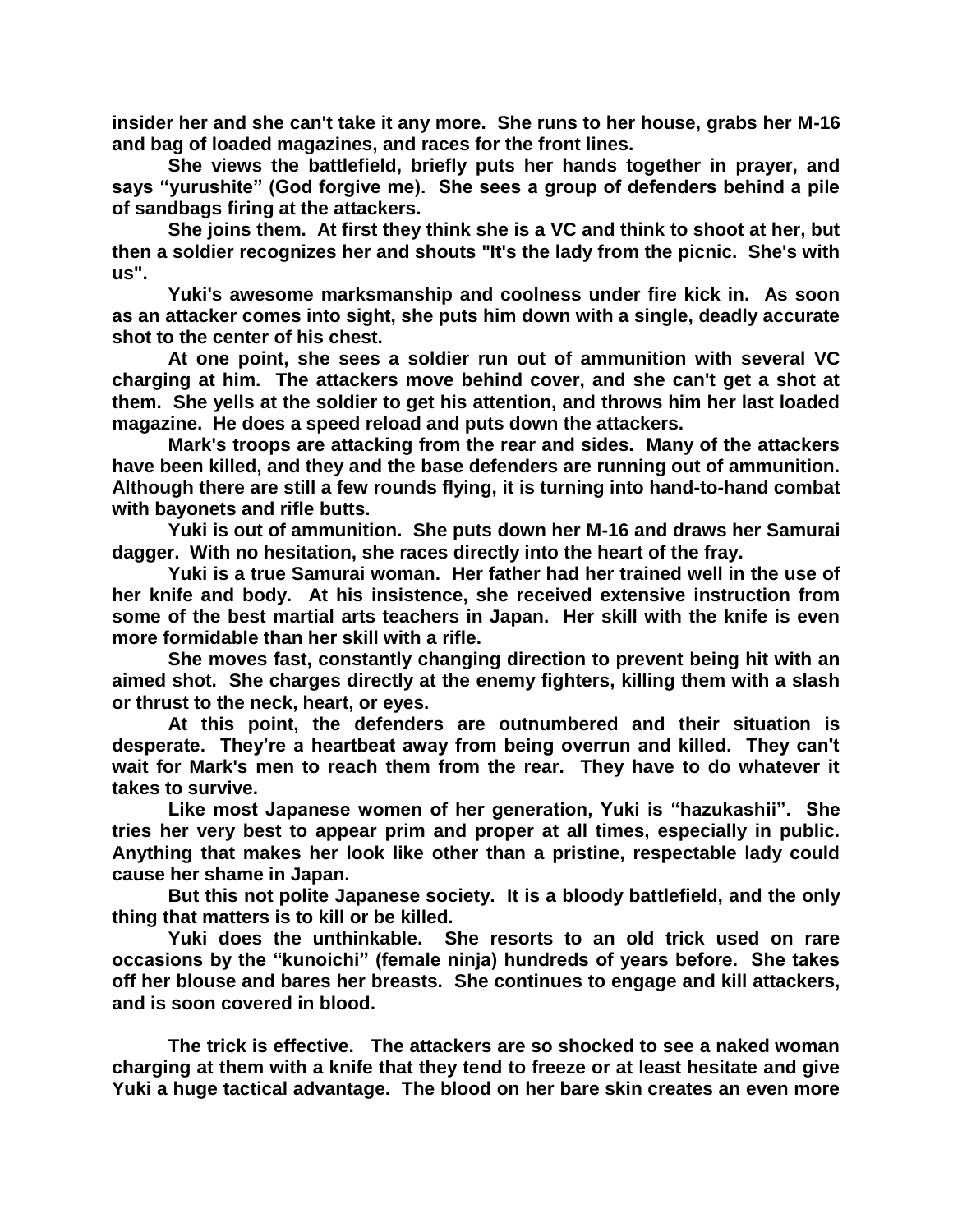insider her and she can't take it any more. She runs to her house, grabs her M-16 and bag of loaded magazines, and races for the front lines.

She views the battlefield, briefly puts her hands together in prayer, and says "yurushite" (God forgive me). She sees a group of defenders behind a pile of sandbags firing at the attackers.

She joins them. At first they think she is a VC and think to shoot at her, but then a soldier recognizes her and shouts "It's the lady from the picnic. She's with us".

Yuki's awesome marksmanship and coolness under fire kick in. As soon as an attacker comes into sight, she puts him down with a single, deadly accurate shot to the center of his chest.

At one point, she sees a soldier run out of ammunition with several VC charging at him. The attackers move behind cover, and she can't get a shot at them. She yells at the soldier to get his attention, and throws him her last loaded magazine. He does a speed reload and puts down the attackers.

Mark's troops are attacking from the rear and sides. Many of the attackers have been killed, and they and the base defenders are running out of ammunition. Although there are still a few rounds flying, it is turning into hand-to-hand combat with bayonets and rifle butts.

Yuki is out of ammunition. She puts down her M-16 and draws her Samurai dagger. With no hesitation, she races directly into the heart of the fray.

Yuki is a true Samurai woman. Her father had her trained well in the use of her knife and body. At his insistence, she received extensive instruction from some of the best martial arts teachers in Japan. Her skill with the knife is even more formidable than her skill with a rifle.

She moves fast, constantly changing direction to prevent being hit with an aimed shot. She charges directly at the enemy fighters, killing them with a slash or thrust to the neck, heart, or eyes.

At this point, the defenders are outnumbered and their situation is desperate. They're a heartbeat away from being overrun and killed. They can't wait for Mark's men to reach them from the rear. They have to do whatever it takes to survive.

Like most Japanese women of her generation, Yuki is "hazukashii". She tries her very best to appear prim and proper at all times, especially in public. Anything that makes her look like other than a pristine, respectable lady could cause her shame in Japan.

But this not polite Japanese society. It is a bloody battlefield, and the only thing that matters is to kill or be killed.

Yuki does the unthinkable. She resorts to an old trick used on rare occasions by the "kunoichi" (female ninja) hundreds of years before. She takes off her blouse and bares her breasts. She continues to engage and kill attackers, and is soon covered in blood.

The trick is effective. The attackers are so shocked to see a naked woman charging at them with a knife that they tend to freeze or at least hesitate and give Yuki a huge tactical advantage. The blood on her bare skin creates an even more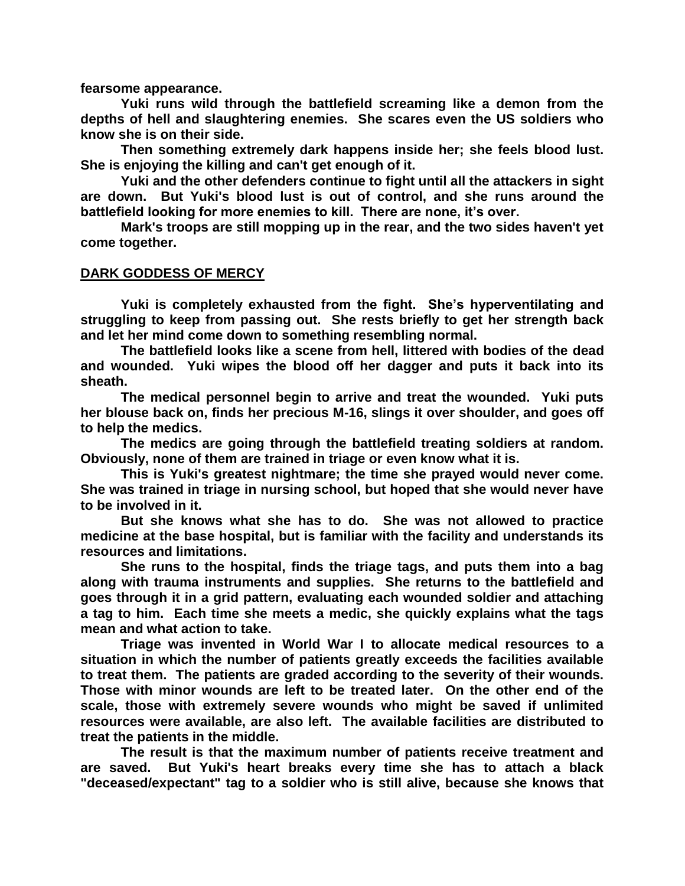**fearsome appearance.**

**Yuki runs wild through the battlefield screaming like a demon from the depths of hell and slaughtering enemies. She scares even the US soldiers who know she is on their side.**

**Then something extremely dark happens inside her; she feels blood lust. She is enjoying the killing and can't get enough of it.**

**Yuki and the other defenders continue to fight until all the attackers in sight are down. But Yuki's blood lust is out of control, and she runs around the battlefield looking for more enemies to kill. There are none, it's over.**

**Mark's troops are still mopping up in the rear, and the two sides haven't yet come together.**

## DARK GODDESS OF MERCY

**Yuki is completely exhausted from the fight. She's hyperventilating and struggling to keep from passing out. She rests briefly to get her strength back and let her mind come down to something resembling normal.**

**The battlefield looks like a scene from hell, littered with bodies of the dead and wounded. Yuki wipes the blood off her dagger and puts it back into its sheath.**

**The medical personnel begin to arrive and treat the wounded. Yuki puts her blouse back on, finds her precious M-16, slings it over shoulder, and goes off to help the medics.**

**The medics are going through the battlefield treating soldiers at random. Obviously, none of them are trained in triage or even know what it is.**

**This is Yuki's greatest nightmare; the time she prayed would never come. She was trained in triage in nursing school, but hoped that she would never have to be involved in it.**

**But she knows what she has to do. She was not allowed to practice medicine at the base hospital, but is familiar with the facility and understands its resources and limitations.**

**She runs to the hospital, finds the triage tags, and puts them into a bag along with trauma instruments and supplies. She returns to the battlefield and goes through it in a grid pattern, evaluating each wounded soldier and attaching a tag to him. Each time she meets a medic, she quickly explains what the tags mean and what action to take.**

**Triage was invented in World War I to allocate medical resources to a situation in which the number of patients greatly exceeds the facilities available to treat them. The patients are graded according to the severity of their wounds. Those with minor wounds are left to be treated later. On the other end of the scale, those with extremely severe wounds who might be saved if unlimited resources were available, are also left. The available facilities are distributed to treat the patients in the middle.**

**The result is that the maximum number of patients receive treatment and are saved. But Yuki's heart breaks every time she has to attach a black "deceased/expectant" tag to a soldier who is still alive, because she knows that**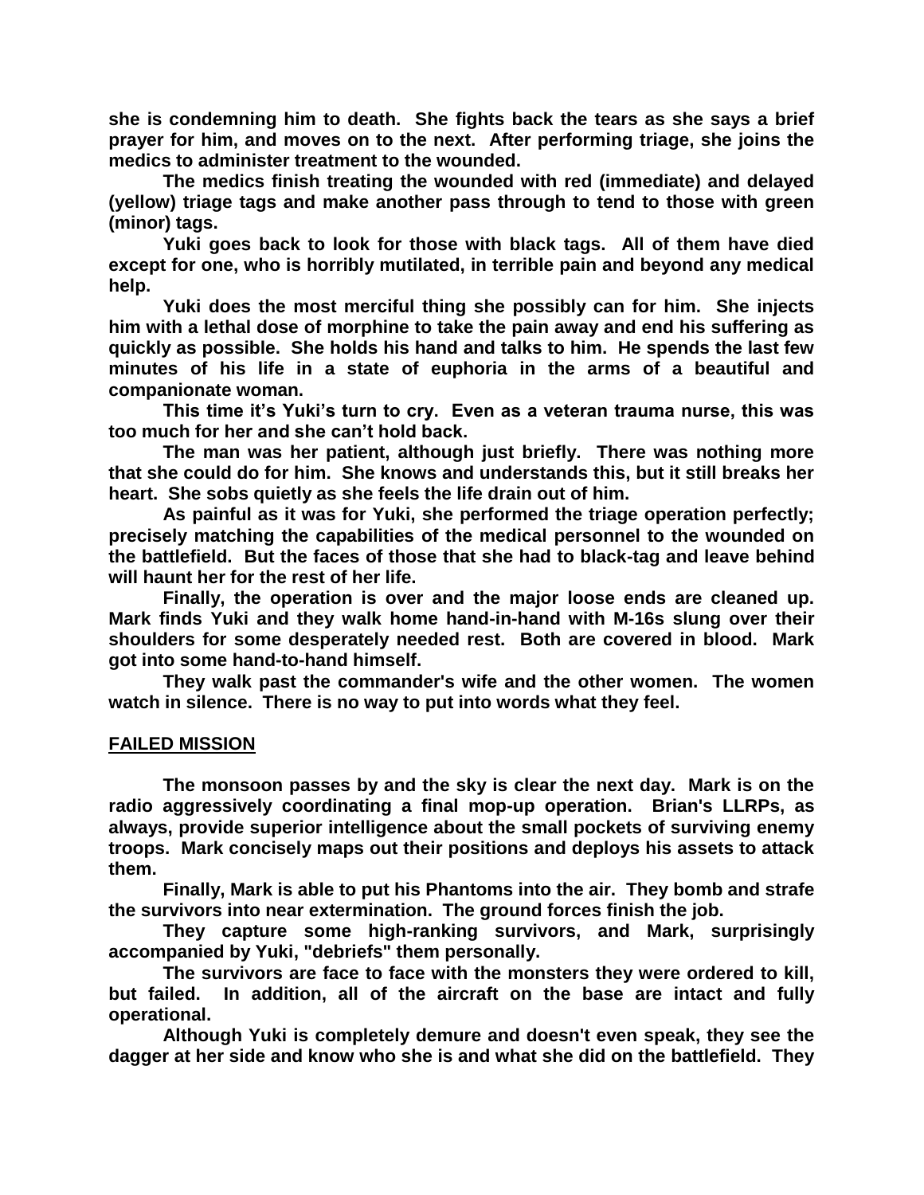she is condemning him to death. She fights back the tears as she says a brief prayer for him, and moves on to the next. After performing triage, she joins the medics to administer treatment to the wounded.

The medics finish treating the wounded with red (immediate) and delayed (yellow) triage tags and make another pass through to tend to those with green (minor) tags.

Yuki goes back to look for those with black tags. All of them have died except for one, who is horribly mutilated, in terrible pain and beyond any medical help.

Yuki does the most merciful thing she possibly can for him. She injects him with a lethal dose of morphine to take the pain away and end his suffering as quickly as possible. She holds his hand and talks to him. He spends the last few minutes of his life in a state of euphoria in the arms of a beautiful and companionate woman.

This time it's Yuki's turn to cry. Even as a veteran trauma nurse, this was too much for her and she can't hold back.

The man was her patient, although just briefly. There was nothing more that she could do for him. She knows and understands this, but it still breaks her heart. She sobs quietly as she feels the life drain out of him.

As painful as it was for Yuki, she performed the triage operation perfectly; precisely matching the capabilities of the medical personnel to the wounded on the battlefield. But the faces of those that she had to black-tag and leave behind will haunt her for the rest of her life.

Finally, the operation is over and the major loose ends are cleaned up. Mark finds Yuki and they walk home hand-in-hand with M-16s slung over their shoulders for some desperately needed rest. Both are covered in blood. Mark got into some hand-to-hand himself.

They walk past the commander's wife and the other women. The women watch in silence. There is no way to put into words what they feel.

## FAILED MISSION

The monsoon passes by and the sky is clear the next day. Mark is on the radio aggressively coordinating a final mop-up operation. Brian's LLRPs, as always, provide superior intelligence about the small pockets of surviving enemy troops. Mark concisely maps out their positions and deploys his assets to attack them.

Finally, Mark is able to put his Phantoms into the air. They bomb and strafe the survivors into near extermination. The ground forces finish the job.

They capture some high-ranking survivors, and Mark, surprisingly accompanied by Yuki, "debriefs" them personally.

The survivors are face to face with the monsters they were ordered to kill, but failed. In addition, all of the aircraft on the base are intact and fully operational.

Although Yuki is completely demure and doesn't even speak, they see the dagger at her side and know who she is and what she did on the battlefield. They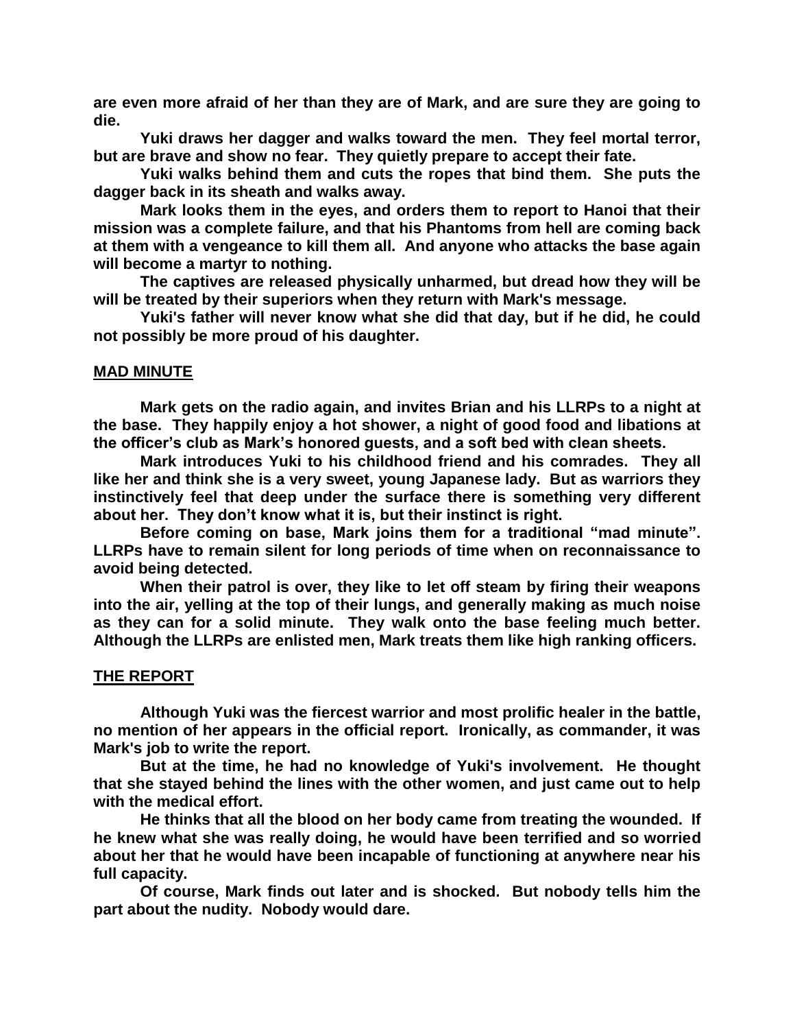are even more afraid of her than they are of Mark, and are sure they are going to die.

Yuki draws her dagger and walks toward the men. They feel mortal terror, but are brave and show no fear. They quietly prepare to accept their fate.

Yuki walks behind them and cuts the ropes that bind them. She puts the dagger back in its sheath and walks away.

Mark looks them in the eyes, and orders them to report to Hanoi that their mission was a complete failure, and that his Phantoms from hell are coming back at them with a vengeance to kill them all. And anyone who attacks the base again will become a martyr to nothing.

The captives are released physically unharmed, but dread how they will be will be treated by their superiors when they return with Mark's message.

Yuki's father will never know what she did that day, but if he did, he could not possibly be more proud of his daughter.

## MAD MINUTE

Mark gets on the radio again, and invites Brian and his LLRPs to a night at the base. They happily enjoy a hot shower, a night of good food and libations at the officer's club as Mark's honored guests, and a soft bed with clean sheets.

Mark introduces Yuki to his childhood friend and his comrades. They all like her and think she is a very sweet, young Japanese lady. But as warriors they instinctively feel that deep under the surface there is something very different about her. They don't know what it is, but their instinct is right.

Before coming on base, Mark joins them for a traditional "mad minute". LLRPs have to remain silent for long periods of time when on reconnaissance to avoid being detected.

When their patrol is over, they like to let off steam by firing their weapons into the air, yelling at the top of their lungs, and generally making as much noise as they can for a solid minute. They walk onto the base feeling much better. Although the LLRPs are enlisted men, Mark treats them like high ranking officers.

## THE REPORT

Although Yuki was the fiercest warrior and most prolific healer in the battle, no mention of her appears in the official report. Ironically, as commander, it was Mark's job to write the report.

But at the time, he had no knowledge of Yuki's involvement. He thought that she stayed behind the lines with the other women, and just came out to help with the medical effort.

He thinks that all the blood on her body came from treating the wounded. If he knew what she was really doing, he would have been terrified and so worried about her that he would have been incapable of functioning at anywhere near his full capacity.

Of course, Mark finds out later and is shocked. But nobody tells him the part about the nudity. Nobody would dare.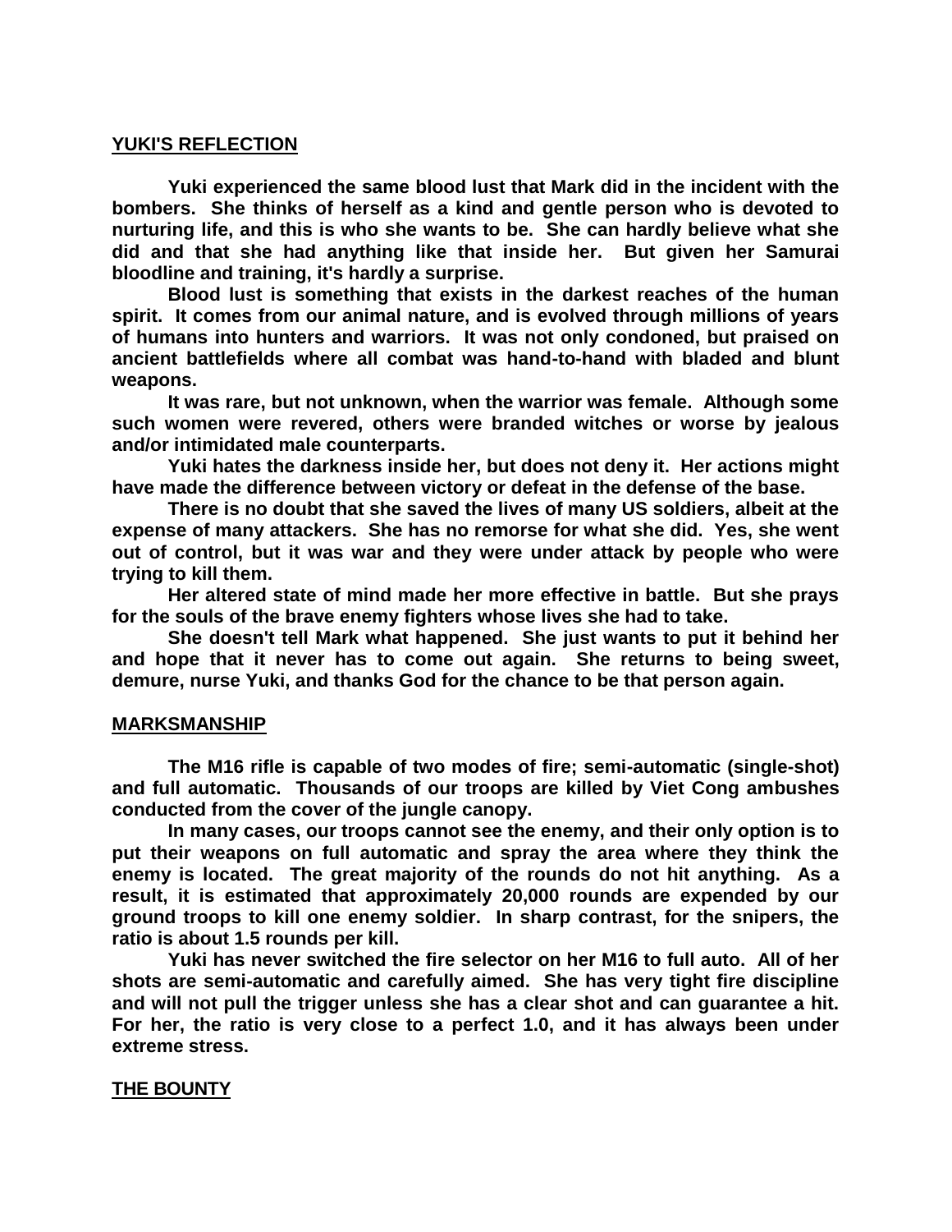## YUKI'S REFLECTION

**Yuki experienced the same blood lust that Mark did in the incident with the bombers. She thinks of herself as a kind and gentle person who is devoted to nurturing life, and this is who she wants to be. She can hardly believe what she did and that she had anything like that inside her. But given her Samurai bloodline and training, it's hardly a surprise.**

**Blood lust is something that exists in the darkest reaches of the human spirit. It comes from our animal nature, and is evolved through millions of years of humans into hunters and warriors. It was not only condoned, but praised on ancient battlefields where all combat was hand-to-hand with bladed and blunt weapons.**

**It was rare, but not unknown, when the warrior was female. Although some such women were revered, others were branded witches or worse by jealous and/or intimidated male counterparts.**

**Yuki hates the darkness inside her, but does not deny it. Her actions might have made the difference between victory or defeat in the defense of the base.**

**There is no doubt that she saved the lives of many US soldiers, albeit at the expense of many attackers. She has no remorse for what she did. Yes, she went out of control, but it was war and they were under attack by people who were trying to kill them.**

**Her altered state of mind made her more effective in battle. But she prays for the souls of the brave enemy fighters whose lives she had to take.**

**She doesn't tell Mark what happened. She just wants to put it behind her and hope that it never has to come out again. She returns to being sweet, demure, nurse Yuki, and thanks God for the chance to be that person again.**

## MARKSMANSHIP

**The M16 rifle is capable of two modes of fire; semi-automatic (single-shot) and full automatic. Thousands of our troops are killed by Viet Cong ambushes conducted from the cover of the jungle canopy.**

**In many cases, our troops cannot see the enemy, and their only option is to put their weapons on full automatic and spray the area where they think the enemy is located. The great majority of the rounds do not hit anything. As a result, it is estimated that approximately 20,000 rounds are expended by our ground troops to kill one enemy soldier. In sharp contrast, for the snipers, the ratio is about 1.5 rounds per kill.**

**Yuki has never switched the fire selector on her M16 to full auto. All of her shots are semi-automatic and carefully aimed. She has very tight fire discipline and will not pull the trigger unless she has a clear shot and can guarantee a hit. For her, the ratio is very close to a perfect 1.0, and it has always been under extreme stress.**

## THE BOUNTY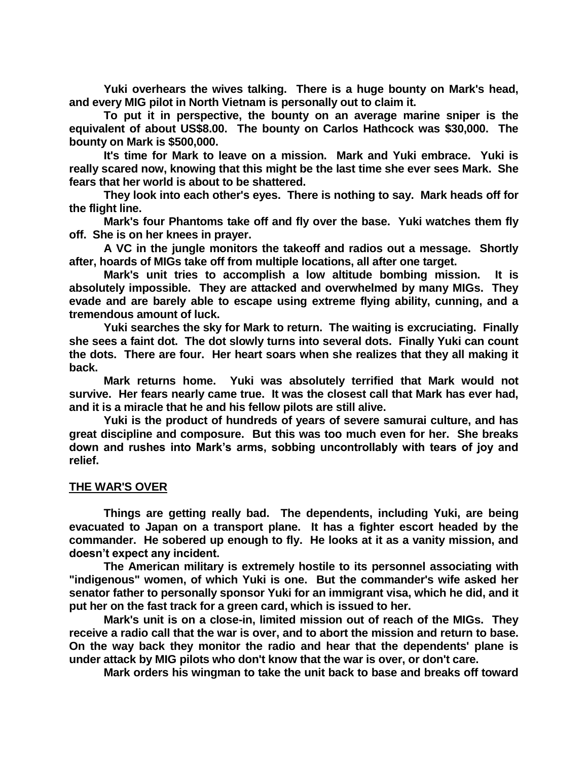**Yuki overhears the wives talking. There is a huge bounty on Mark's head, and every MIG pilot in North Vietnam is personally out to claim it.**

**To put it in perspective, the bounty on an average marine sniper is the equivalent of about US$8.00. The bounty on Carlos Hathcock was $30,000. The bounty on Mark is $500,000.**

**It's time for Mark to leave on a mission. Mark and Yuki embrace. Yuki is really scared now, knowing that this might be the last time she ever sees Mark. She fears that her world is about to be shattered.**

**They look into each other's eyes. There is nothing to say. Mark heads off for the flight line.**

**Mark's four Phantoms take off and fly over the base. Yuki watches them fly off. She is on her knees in prayer.**

**A VC in the jungle monitors the takeoff and radios out a message. Shortly after, hoards of MIGs take off from multiple locations, all after one target.**

**Mark's unit tries to accomplish a low altitude bombing mission. It is absolutely impossible. They are attacked and overwhelmed by many MIGs. They evade and are barely able to escape using extreme flying ability, cunning, and a tremendous amount of luck.**

**Yuki searches the sky for Mark to return. The waiting is excruciating. Finally she sees a faint dot. The dot slowly turns into several dots. Finally Yuki can count the dots. There are four. Her heart soars when she realizes that they all making it back.**

**Mark returns home. Yuki was absolutely terrified that Mark would not survive. Her fears nearly came true. It was the closest call that Mark has ever had, and it is a miracle that he and his fellow pilots are still alive.**

**Yuki is the product of hundreds of years of severe samurai culture, and has great discipline and composure. But this was too much even for her. She breaks down and rushes into Mark's arms, sobbing uncontrollably with tears of joy and relief.**

## THE WAR'S OVER

**Things are getting really bad. The dependents, including Yuki, are being evacuated to Japan on a transport plane. It has a fighter escort headed by the commander. He sobered up enough to fly. He looks at it as a vanity mission, and doesn't expect any incident.**

**The American military is extremely hostile to its personnel associating with "indigenous" women, of which Yuki is one. But the commander's wife asked her senator father to personally sponsor Yuki for an immigrant visa, which he did, and it put her on the fast track for a green card, which is issued to her.**

**Mark's unit is on a close-in, limited mission out of reach of the MIGs. They receive a radio call that the war is over, and to abort the mission and return to base. On the way back they monitor the radio and hear that the dependents' plane is under attack by MIG pilots who don't know that the war is over, or don't care.**

**Mark orders his wingman to take the unit back to base and breaks off toward**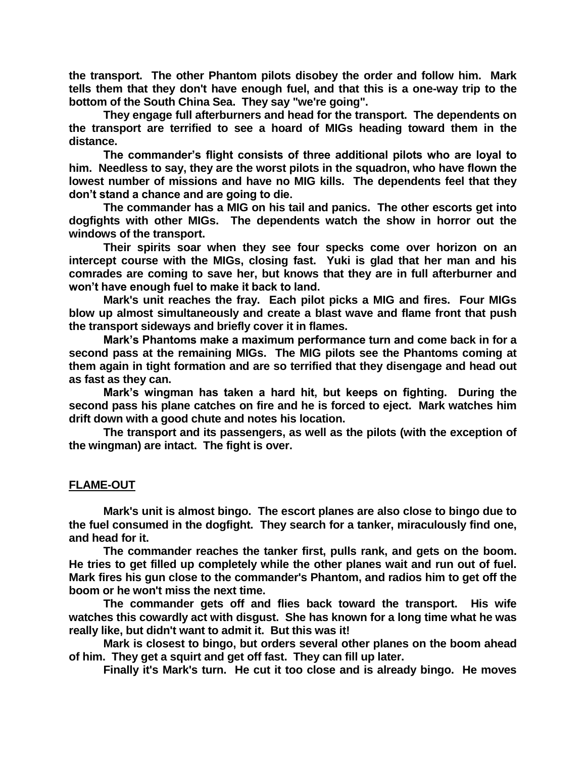**the transport. The other Phantom pilots disobey the order and follow him. Mark tells them that they don't have enough fuel, and that this is a one-way trip to the bottom of the South China Sea. They say "we're going".**

**They engage full afterburners and head for the transport. The dependents on the transport are terrified to see a hoard of MIGs heading toward them in the distance.**

**The commander's flight consists of three additional pilots who are loyal to him. Needless to say, they are the worst pilots in the squadron, who have flown the lowest number of missions and have no MIG kills. The dependents feel that they don't stand a chance and are going to die.**

**The commander has a MIG on his tail and panics. The other escorts get into dogfights with other MIGs. The dependents watch the show in horror out the windows of the transport.**

**Their spirits soar when they see four specks come over horizon on an intercept course with the MIGs, closing fast. Yuki is glad that her man and his comrades are coming to save her, but knows that they are in full afterburner and won't have enough fuel to make it back to land.**

**Mark's unit reaches the fray. Each pilot picks a MIG and fires. Four MIGs blow up almost simultaneously and create a blast wave and flame front that push the transport sideways and briefly cover it in flames.**

**Mark's Phantoms make a maximum performance turn and come back in for a second pass at the remaining MIGs. The MIG pilots see the Phantoms coming at them again in tight formation and are so terrified that they disengage and head out as fast as they can.**

**Mark's wingman has taken a hard hit, but keeps on fighting. During the second pass his plane catches on fire and he is forced to eject. Mark watches him drift down with a good chute and notes his location.**

**The transport and its passengers, as well as the pilots (with the exception of the wingman) are intact. The fight is over.**

## FLAME-OUT

**Mark's unit is almost bingo. The escort planes are also close to bingo due to the fuel consumed in the dogfight. They search for a tanker, miraculously find one, and head for it.**

**The commander reaches the tanker first, pulls rank, and gets on the boom. He tries to get filled up completely while the other planes wait and run out of fuel. Mark fires his gun close to the commander's Phantom, and radios him to get off the boom or he won't miss the next time.**

**The commander gets off and flies back toward the transport. His wife watches this cowardly act with disgust. She has known for a long time what he was really like, but didn't want to admit it. But this was it!**

**Mark is closest to bingo, but orders several other planes on the boom ahead of him. They get a squirt and get off fast. They can fill up later.**

**Finally it's Mark's turn. He cut it too close and is already bingo. He moves**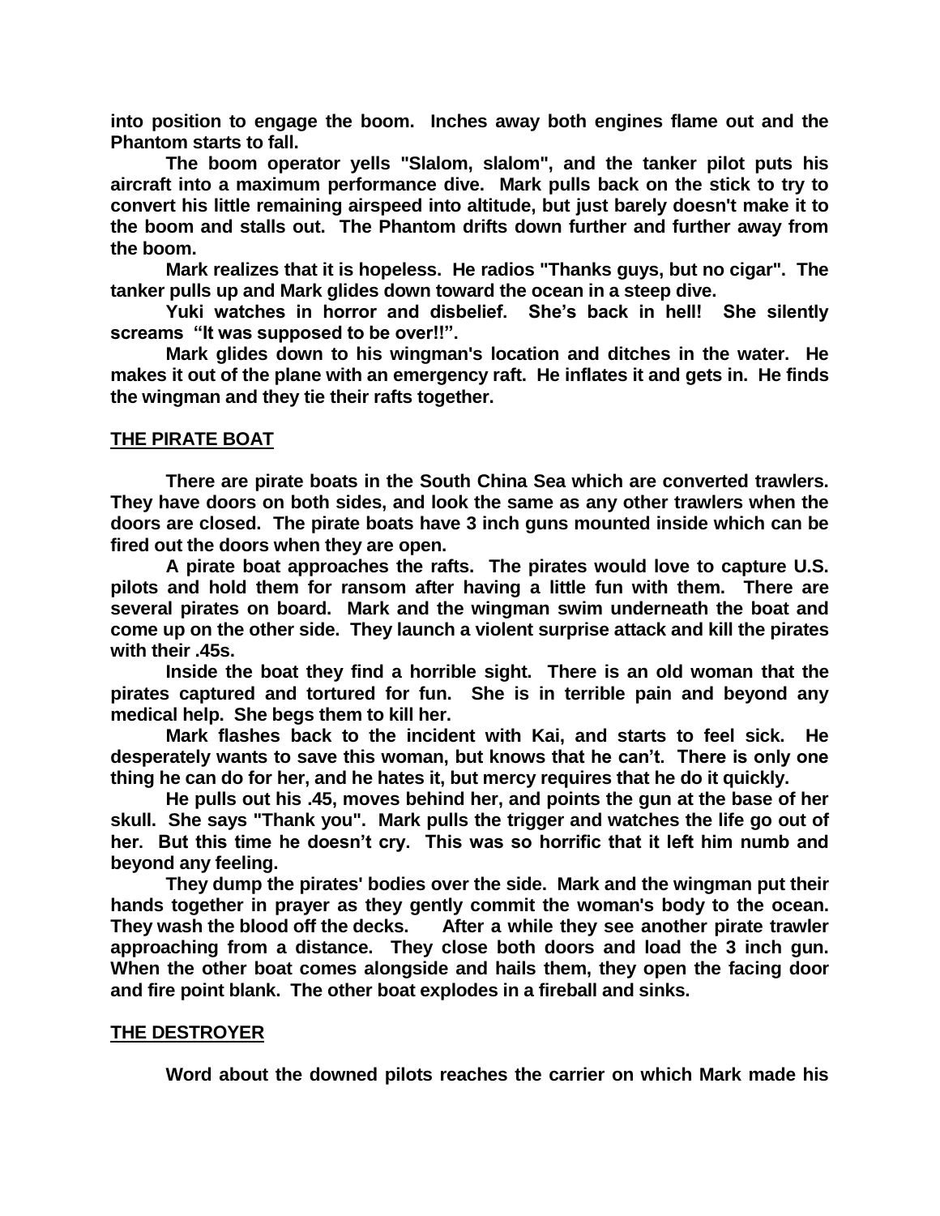into position to engage the boom. Inches away both engines flame out and the Phantom starts to fall.

The boom operator yells "Slalom, slalom", and the tanker pilot puts his aircraft into a maximum performance dive. Mark pulls back on the stick to try to convert his little remaining airspeed into altitude, but just barely doesn't make it to the boom and stalls out. The Phantom drifts down further and further away from the boom.

Mark realizes that it is hopeless. He radios "Thanks guys, but no cigar". The tanker pulls up and Mark glides down toward the ocean in a steep dive.

Yuki watches in horror and disbelief. She's back in hell! She silently screams "It was supposed to be over!!".

Mark glides down to his wingman's location and ditches in the water. He makes it out of the plane with an emergency raft. He inflates it and gets in. He finds the wingman and they tie their rafts together.

## THE PIRATE BOAT

There are pirate boats in the South China Sea which are converted trawlers. They have doors on both sides, and look the same as any other trawlers when the doors are closed. The pirate boats have 3 inch guns mounted inside which can be fired out the doors when they are open.

A pirate boat approaches the rafts. The pirates would love to capture U.S. pilots and hold them for ransom after having a little fun with them. There are several pirates on board. Mark and the wingman swim underneath the boat and come up on the other side. They launch a violent surprise attack and kill the pirates with their .45s.

Inside the boat they find a horrible sight. There is an old woman that the pirates captured and tortured for fun. She is in terrible pain and beyond any medical help. She begs them to kill her.

Mark flashes back to the incident with Kai, and starts to feel sick. He desperately wants to save this woman, but knows that he can't. There is only one thing he can do for her, and he hates it, but mercy requires that he do it quickly.

He pulls out his .45, moves behind her, and points the gun at the base of her skull. She says "Thank you". Mark pulls the trigger and watches the life go out of her. But this time he doesn't cry. This was so horrific that it left him numb and beyond any feeling.

They dump the pirates' bodies over the side. Mark and the wingman put their hands together in prayer as they gently commit the woman's body to the ocean. They wash the blood off the decks. After a while they see another pirate trawler approaching from a distance. They close both doors and load the 3 inch gun. When the other boat comes alongside and hails them, they open the facing door and fire point blank. The other boat explodes in a fireball and sinks.

## THE DESTROYER

Word about the downed pilots reaches the carrier on which Mark made his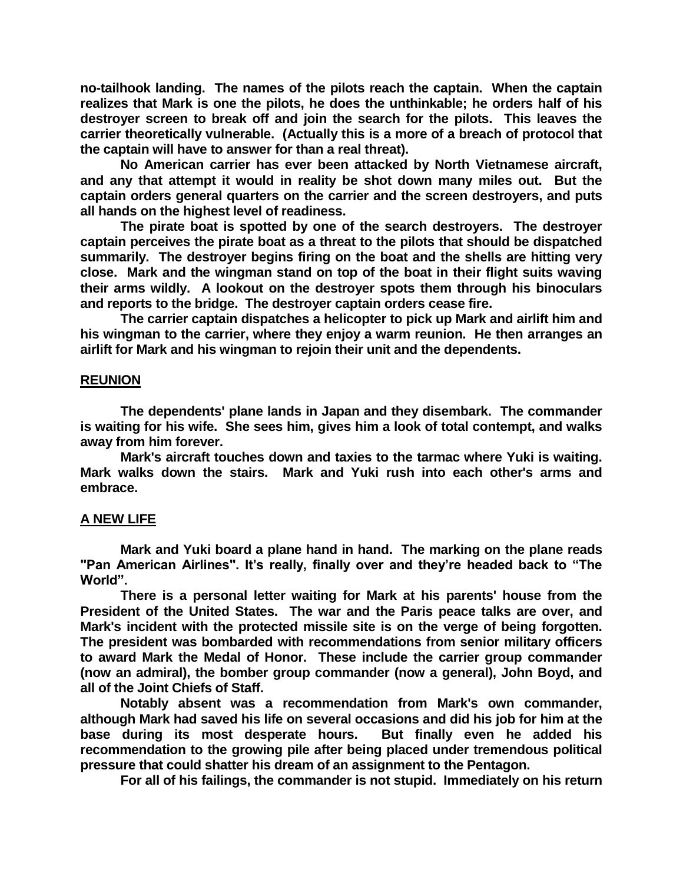**no-tailhook landing. The names of the pilots reach the captain. When the captain realizes that Mark is one the pilots, he does the unthinkable; he orders half of his destroyer screen to break off and join the search for the pilots. This leaves the carrier theoretically vulnerable. (Actually this is a more of a breach of protocol that the captain will have to answer for than a real threat).**

**No American carrier has ever been attacked by North Vietnamese aircraft, and any that attempt it would in reality be shot down many miles out. But the captain orders general quarters on the carrier and the screen destroyers, and puts all hands on the highest level of readiness.**

**The pirate boat is spotted by one of the search destroyers. The destroyer captain perceives the pirate boat as a threat to the pilots that should be dispatched summarily. The destroyer begins firing on the boat and the shells are hitting very close. Mark and the wingman stand on top of the boat in their flight suits waving their arms wildly. A lookout on the destroyer spots them through his binoculars and reports to the bridge. The destroyer captain orders cease fire.**

**The carrier captain dispatches a helicopter to pick up Mark and airlift him and his wingman to the carrier, where they enjoy a warm reunion. He then arranges an airlift for Mark and his wingman to rejoin their unit and the dependents.**

## REUNION

**The dependents' plane lands in Japan and they disembark. The commander is waiting for his wife. She sees him, gives him a look of total contempt, and walks away from him forever.**

**Mark's aircraft touches down and taxies to the tarmac where Yuki is waiting. Mark walks down the stairs. Mark and Yuki rush into each other's arms and embrace.**

## A NEW LIFE

**Mark and Yuki board a plane hand in hand. The marking on the plane reads "Pan American Airlines". It's really, finally over and they're headed back to "The World".**

**There is a personal letter waiting for Mark at his parents' house from the President of the United States. The war and the Paris peace talks are over, and Mark's incident with the protected missile site is on the verge of being forgotten. The president was bombarded with recommendations from senior military officers to award Mark the Medal of Honor. These include the carrier group commander (now an admiral), the bomber group commander (now a general), John Boyd, and all of the Joint Chiefs of Staff.**

**Notably absent was a recommendation from Mark's own commander, although Mark had saved his life on several occasions and did his job for him at the base during its most desperate hours. But finally even he added his recommendation to the growing pile after being placed under tremendous political pressure that could shatter his dream of an assignment to the Pentagon.**

**For all of his failings, the commander is not stupid. Immediately on his return**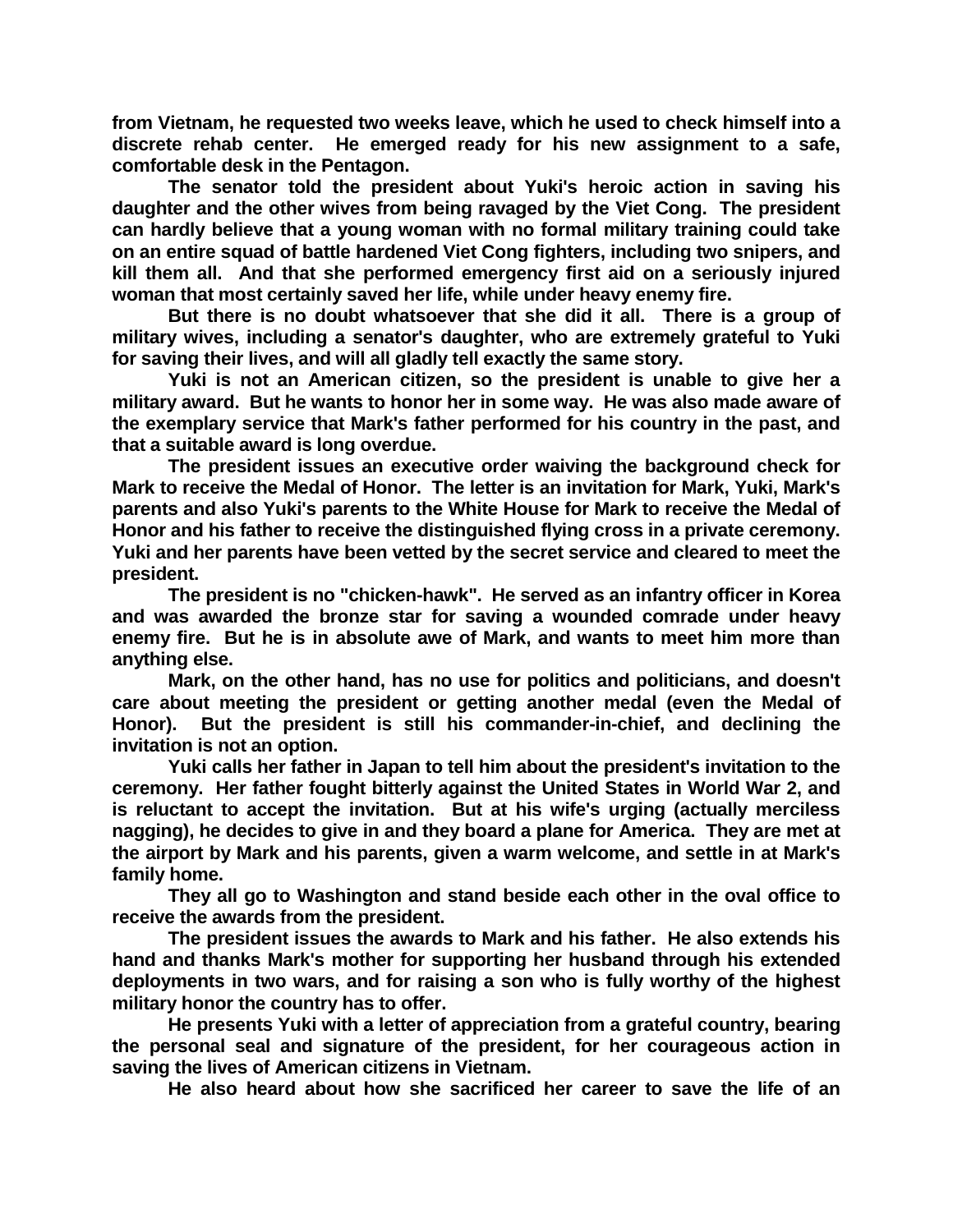from Vietnam, he requested two weeks leave, which he used to check himself into a discrete rehab center. He emerged ready for his new assignment to a safe, comfortable desk in the Pentagon.

The senator told the president about Yuki's heroic action in saving his daughter and the other wives from being ravaged by the Viet Cong. The president can hardly believe that a young woman with no formal military training could take on an entire squad of battle hardened Viet Cong fighters, including two snipers, and kill them all. And that she performed emergency first aid on a seriously injured woman that most certainly saved her life, while under heavy enemy fire.

But there is no doubt whatsoever that she did it all. There is a group of military wives, including a senator's daughter, who are extremely grateful to Yuki for saving their lives, and will all gladly tell exactly the same story.

Yuki is not an American citizen, so the president is unable to give her a military award. But he wants to honor her in some way. He was also made aware of the exemplary service that Mark's father performed for his country in the past, and that a suitable award is long overdue.

The president issues an executive order waiving the background check for Mark to receive the Medal of Honor. The letter is an invitation for Mark, Yuki, Mark's parents and also Yuki's parents to the White House for Mark to receive the Medal of Honor and his father to receive the distinguished flying cross in a private ceremony. Yuki and her parents have been vetted by the secret service and cleared to meet the president.

The president is no "chicken-hawk". He served as an infantry officer in Korea and was awarded the bronze star for saving a wounded comrade under heavy enemy fire. But he is in absolute awe of Mark, and wants to meet him more than anything else.

Mark, on the other hand, has no use for politics and politicians, and doesn't care about meeting the president or getting another medal (even the Medal of Honor). But the president is still his commander-in-chief, and declining the invitation is not an option.

Yuki calls her father in Japan to tell him about the president's invitation to the ceremony. Her father fought bitterly against the United States in World War 2, and is reluctant to accept the invitation. But at his wife's urging (actually merciless nagging), he decides to give in and they board a plane for America. They are met at the airport by Mark and his parents, given a warm welcome, and settle in at Mark's family home.

They all go to Washington and stand beside each other in the oval office to receive the awards from the president.

The president issues the awards to Mark and his father. He also extends his hand and thanks Mark's mother for supporting her husband through his extended deployments in two wars, and for raising a son who is fully worthy of the highest military honor the country has to offer.

He presents Yuki with a letter of appreciation from a grateful country, bearing the personal seal and signature of the president, for her courageous action in saving the lives of American citizens in Vietnam.

He also heard about how she sacrificed her career to save the life of an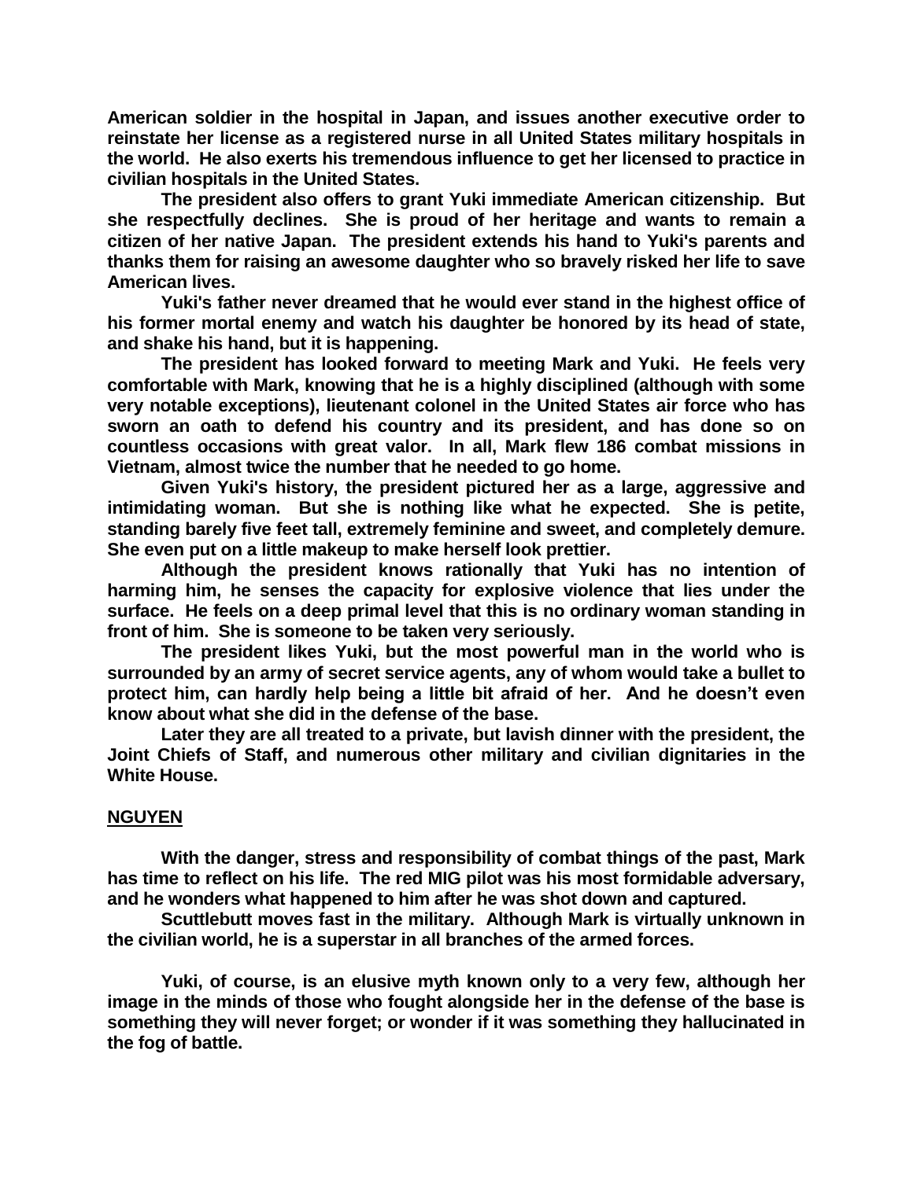**American soldier in the hospital in Japan, and issues another executive order to reinstate her license as a registered nurse in all United States military hospitals in the world. He also exerts his tremendous influence to get her licensed to practice in civilian hospitals in the United States.**

**The president also offers to grant Yuki immediate American citizenship. But she respectfully declines. She is proud of her heritage and wants to remain a citizen of her native Japan. The president extends his hand to Yuki's parents and thanks them for raising an awesome daughter who so bravely risked her life to save American lives.**

**Yuki's father never dreamed that he would ever stand in the highest office of his former mortal enemy and watch his daughter be honored by its head of state, and shake his hand, but it is happening.**

**The president has looked forward to meeting Mark and Yuki. He feels very comfortable with Mark, knowing that he is a highly disciplined (although with some very notable exceptions), lieutenant colonel in the United States air force who has sworn an oath to defend his country and its president, and has done so on countless occasions with great valor. In all, Mark flew 186 combat missions in Vietnam, almost twice the number that he needed to go home.**

**Given Yuki's history, the president pictured her as a large, aggressive and intimidating woman. But she is nothing like what he expected. She is petite, standing barely five feet tall, extremely feminine and sweet, and completely demure. She even put on a little makeup to make herself look prettier.**

**Although the president knows rationally that Yuki has no intention of harming him, he senses the capacity for explosive violence that lies under the surface. He feels on a deep primal level that this is no ordinary woman standing in front of him. She is someone to be taken very seriously.**

**The president likes Yuki, but the most powerful man in the world who is surrounded by an army of secret service agents, any of whom would take a bullet to protect him, can hardly help being a little bit afraid of her. And he doesn't even know about what she did in the defense of the base.**

**Later they are all treated to a private, but lavish dinner with the president, the Joint Chiefs of Staff, and numerous other military and civilian dignitaries in the White House.**

<u>**NGUYEN**</u>

**With the danger, stress and responsibility of combat things of the past, Mark has time to reflect on his life. The red MIG pilot was his most formidable adversary, and he wonders what happened to him after he was shot down and captured.**

**Scuttlebutt moves fast in the military. Although Mark is virtually unknown in the civilian world, he is a superstar in all branches of the armed forces.**

**Yuki, of course, is an elusive myth known only to a very few, although her image in the minds of those who fought alongside her in the defense of the base is something they will never forget; or wonder if it was something they hallucinated in the fog of battle.**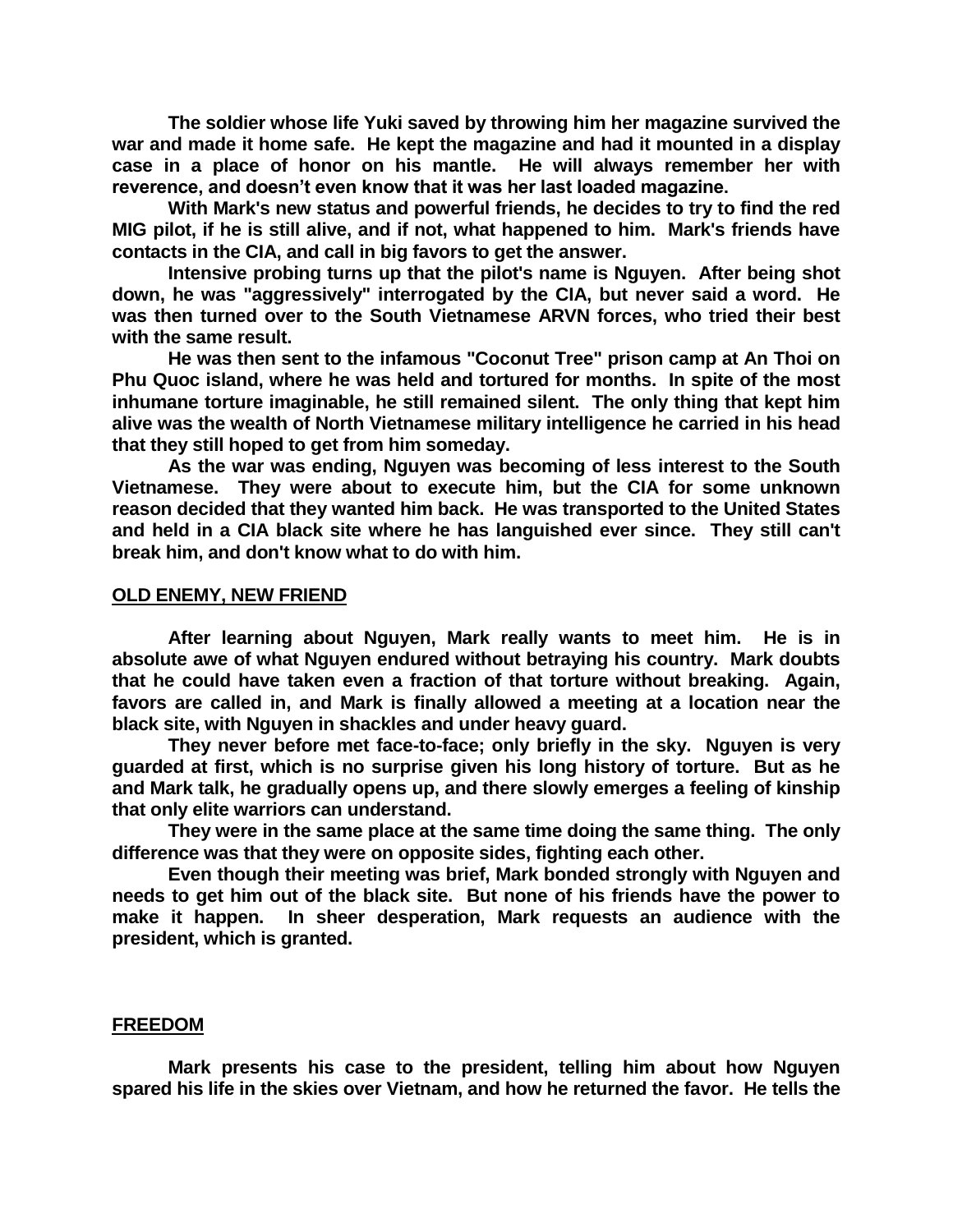**The soldier whose life Yuki saved by throwing him her magazine survived the war and made it home safe. He kept the magazine and had it mounted in a display case in a place of honor on his mantle. He will always remember her with reverence, and doesn't even know that it was her last loaded magazine.**

**With Mark's new status and powerful friends, he decides to try to find the red MIG pilot, if he is still alive, and if not, what happened to him. Mark's friends have contacts in the CIA, and call in big favors to get the answer.**

**Intensive probing turns up that the pilot's name is Nguyen. After being shot down, he was "aggressively" interrogated by the CIA, but never said a word. He was then turned over to the South Vietnamese ARVN forces, who tried their best with the same result.**

**He was then sent to the infamous "Coconut Tree" prison camp at An Thoi on Phu Quoc island, where he was held and tortured for months. In spite of the most inhumane torture imaginable, he still remained silent. The only thing that kept him alive was the wealth of North Vietnamese military intelligence he carried in his head that they still hoped to get from him someday.**

**As the war was ending, Nguyen was becoming of less interest to the South Vietnamese. They were about to execute him, but the CIA for some unknown reason decided that they wanted him back. He was transported to the United States and held in a CIA black site where he has languished ever since. They still can't break him, and don't know what to do with him.**

## OLD ENEMY, NEW FRIEND

**After learning about Nguyen, Mark really wants to meet him. He is in absolute awe of what Nguyen endured without betraying his country. Mark doubts that he could have taken even a fraction of that torture without breaking. Again, favors are called in, and Mark is finally allowed a meeting at a location near the black site, with Nguyen in shackles and under heavy guard.**

**They never before met face-to-face; only briefly in the sky. Nguyen is very guarded at first, which is no surprise given his long history of torture. But as he and Mark talk, he gradually opens up, and there slowly emerges a feeling of kinship that only elite warriors can understand.**

**They were in the same place at the same time doing the same thing. The only difference was that they were on opposite sides, fighting each other.**

**Even though their meeting was brief, Mark bonded strongly with Nguyen and needs to get him out of the black site. But none of his friends have the power to make it happen. In sheer desperation, Mark requests an audience with the president, which is granted.**

## FREEDOM

**Mark presents his case to the president, telling him about how Nguyen spared his life in the skies over Vietnam, and how he returned the favor. He tells the**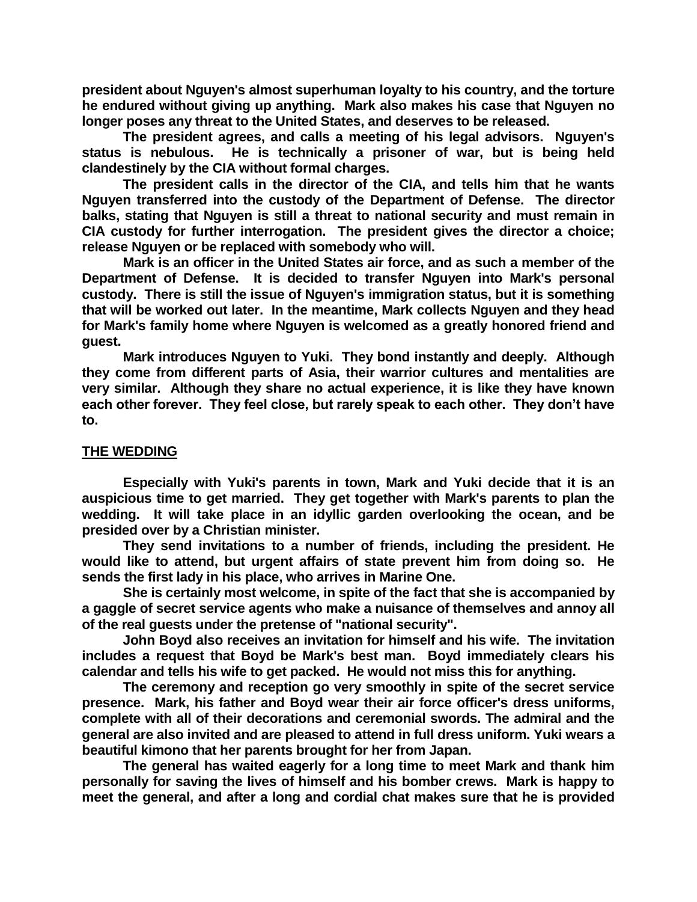president about Nguyen's almost superhuman loyalty to his country, and the torture he endured without giving up anything. Mark also makes his case that Nguyen no longer poses any threat to the United States, and deserves to be released.

The president agrees, and calls a meeting of his legal advisors. Nguyen's status is nebulous. He is technically a prisoner of war, but is being held clandestinely by the CIA without formal charges.

The president calls in the director of the CIA, and tells him that he wants Nguyen transferred into the custody of the Department of Defense. The director balks, stating that Nguyen is still a threat to national security and must remain in CIA custody for further interrogation. The president gives the director a choice; release Nguyen or be replaced with somebody who will.

Mark is an officer in the United States air force, and as such a member of the Department of Defense. It is decided to transfer Nguyen into Mark's personal custody. There is still the issue of Nguyen's immigration status, but it is something that will be worked out later. In the meantime, Mark collects Nguyen and they head for Mark's family home where Nguyen is welcomed as a greatly honored friend and guest.

Mark introduces Nguyen to Yuki. They bond instantly and deeply. Although they come from different parts of Asia, their warrior cultures and mentalities are very similar. Although they share no actual experience, it is like they have known each other forever. They feel close, but rarely speak to each other. They don't have to.

## THE WEDDING

Especially with Yuki's parents in town, Mark and Yuki decide that it is an auspicious time to get married. They get together with Mark's parents to plan the wedding. It will take place in an idyllic garden overlooking the ocean, and be presided over by a Christian minister.

They send invitations to a number of friends, including the president. He would like to attend, but urgent affairs of state prevent him from doing so. He sends the first lady in his place, who arrives in Marine One.

She is certainly most welcome, in spite of the fact that she is accompanied by a gaggle of secret service agents who make a nuisance of themselves and annoy all of the real guests under the pretense of "national security".

John Boyd also receives an invitation for himself and his wife. The invitation includes a request that Boyd be Mark's best man. Boyd immediately clears his calendar and tells his wife to get packed. He would not miss this for anything.

The ceremony and reception go very smoothly in spite of the secret service presence. Mark, his father and Boyd wear their air force officer's dress uniforms, complete with all of their decorations and ceremonial swords. The admiral and the general are also invited and are pleased to attend in full dress uniform. Yuki wears a beautiful kimono that her parents brought for her from Japan.

The general has waited eagerly for a long time to meet Mark and thank him personally for saving the lives of himself and his bomber crews. Mark is happy to meet the general, and after a long and cordial chat makes sure that he is provided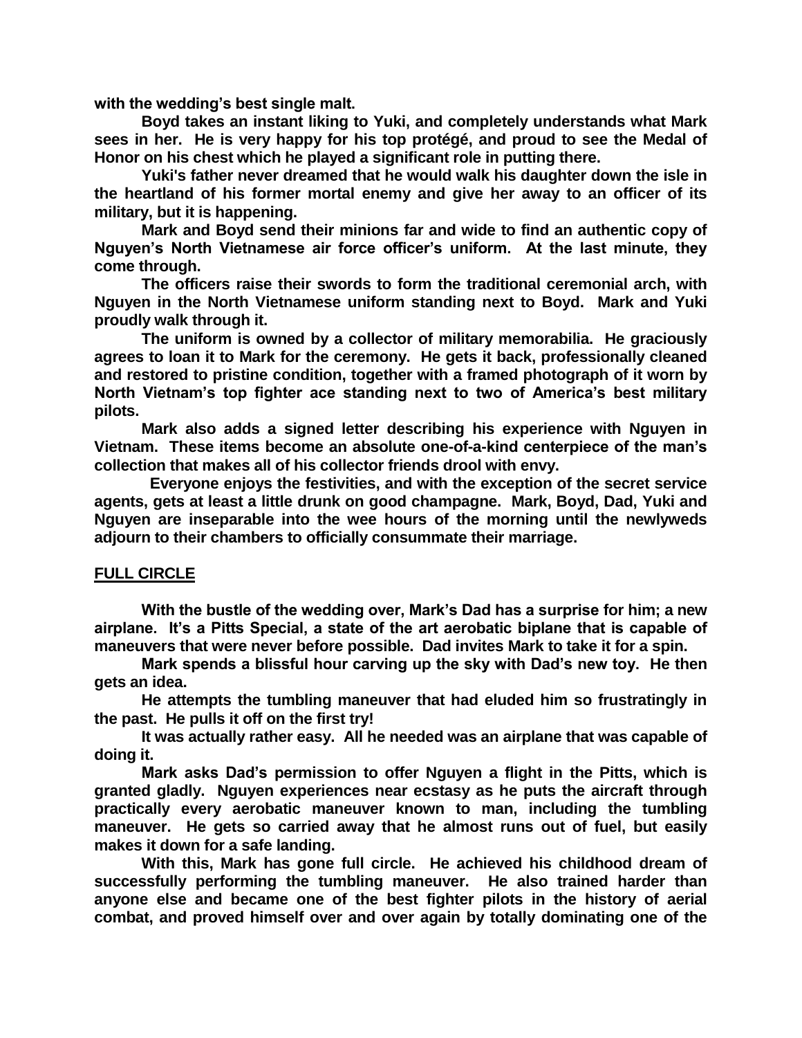**with the wedding's best single malt.**

**Boyd takes an instant liking to Yuki, and completely understands what Mark sees in her. He is very happy for his top protégé, and proud to see the Medal of Honor on his chest which he played a significant role in putting there.**

**Yuki's father never dreamed that he would walk his daughter down the isle in the heartland of his former mortal enemy and give her away to an officer of its military, but it is happening.**

**Mark and Boyd send their minions far and wide to find an authentic copy of Nguyen's North Vietnamese air force officer's uniform. At the last minute, they come through.**

**The officers raise their swords to form the traditional ceremonial arch, with Nguyen in the North Vietnamese uniform standing next to Boyd. Mark and Yuki proudly walk through it.**

**The uniform is owned by a collector of military memorabilia. He graciously agrees to loan it to Mark for the ceremony. He gets it back, professionally cleaned and restored to pristine condition, together with a framed photograph of it worn by North Vietnam's top fighter ace standing next to two of America's best military pilots.**

**Mark also adds a signed letter describing his experience with Nguyen in Vietnam. These items become an absolute one-of-a-kind centerpiece of the man's collection that makes all of his collector friends drool with envy.**

**Everyone enjoys the festivities, and with the exception of the secret service agents, gets at least a little drunk on good champagne. Mark, Boyd, Dad, Yuki and Nguyen are inseparable into the wee hours of the morning until the newlyweds adjourn to their chambers to officially consummate their marriage.**

## FULL CIRCLE

**With the bustle of the wedding over, Mark's Dad has a surprise for him; a new airplane. It's a Pitts Special, a state of the art aerobatic biplane that is capable of maneuvers that were never before possible. Dad invites Mark to take it for a spin.**

**Mark spends a blissful hour carving up the sky with Dad's new toy. He then gets an idea.**

**He attempts the tumbling maneuver that had eluded him so frustratingly in the past. He pulls it off on the first try!**

**It was actually rather easy. All he needed was an airplane that was capable of doing it.**

**Mark asks Dad's permission to offer Nguyen a flight in the Pitts, which is granted gladly. Nguyen experiences near ecstasy as he puts the aircraft through practically every aerobatic maneuver known to man, including the tumbling maneuver. He gets so carried away that he almost runs out of fuel, but easily makes it down for a safe landing.**

**With this, Mark has gone full circle. He achieved his childhood dream of successfully performing the tumbling maneuver. He also trained harder than anyone else and became one of the best fighter pilots in the history of aerial combat, and proved himself over and over again by totally dominating one of the**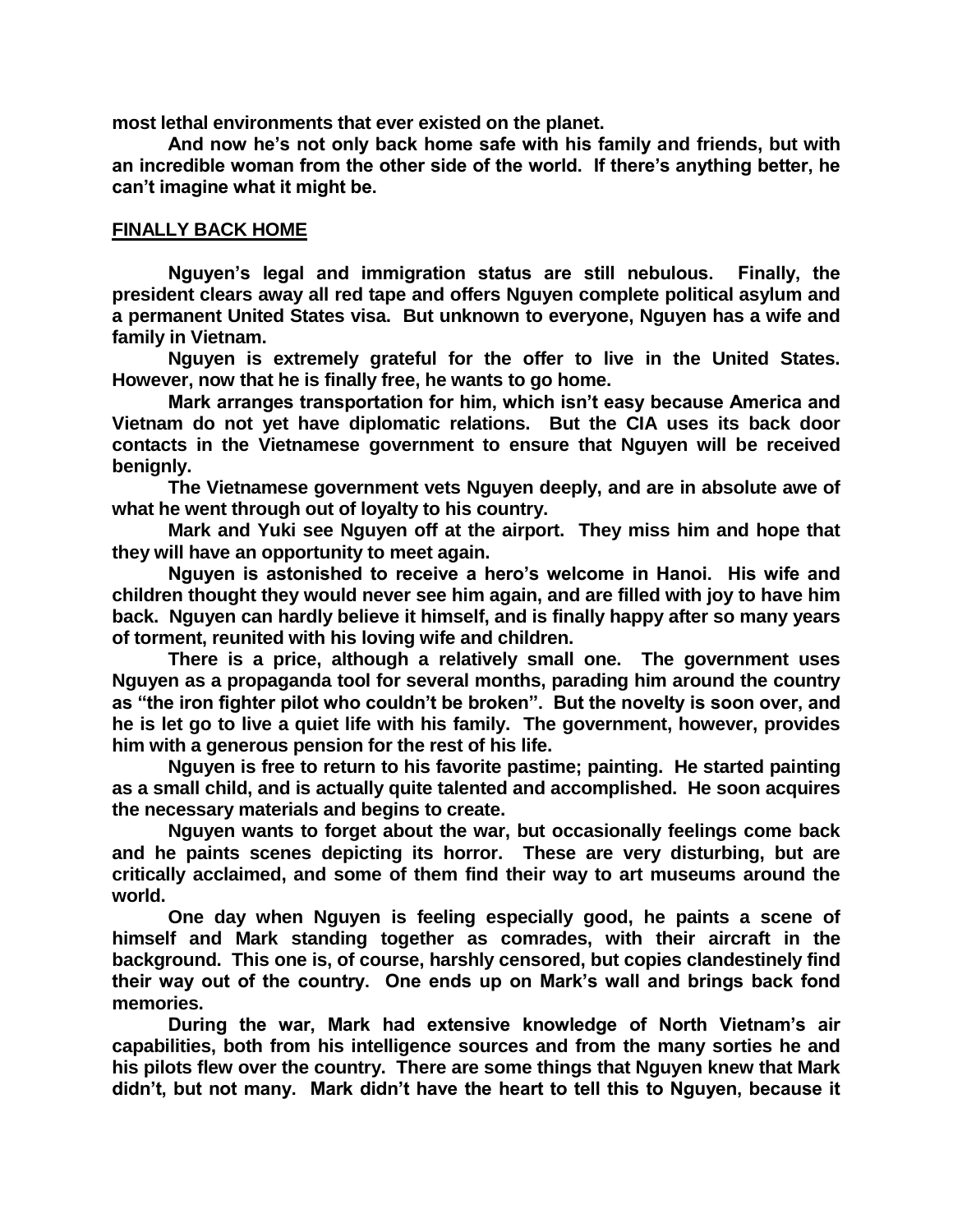**most lethal environments that ever existed on the planet.**

**And now he's not only back home safe with his family and friends, but with an incredible woman from the other side of the world. If there's anything better, he can't imagine what it might be.**

## FINALLY BACK HOME

**Nguyen's legal and immigration status are still nebulous. Finally, the president clears away all red tape and offers Nguyen complete political asylum and a permanent United States visa. But unknown to everyone, Nguyen has a wife and family in Vietnam.**

**Nguyen is extremely grateful for the offer to live in the United States. However, now that he is finally free, he wants to go home.**

**Mark arranges transportation for him, which isn't easy because America and Vietnam do not yet have diplomatic relations. But the CIA uses its back door contacts in the Vietnamese government to ensure that Nguyen will be received benignly.**

**The Vietnamese government vets Nguyen deeply, and are in absolute awe of what he went through out of loyalty to his country.**

**Mark and Yuki see Nguyen off at the airport. They miss him and hope that they will have an opportunity to meet again.**

**Nguyen is astonished to receive a hero's welcome in Hanoi. His wife and children thought they would never see him again, and are filled with joy to have him back. Nguyen can hardly believe it himself, and is finally happy after so many years of torment, reunited with his loving wife and children.**

**There is a price, although a relatively small one. The government uses Nguyen as a propaganda tool for several months, parading him around the country as "the iron fighter pilot who couldn't be broken". But the novelty is soon over, and he is let go to live a quiet life with his family. The government, however, provides him with a generous pension for the rest of his life.**

**Nguyen is free to return to his favorite pastime; painting. He started painting as a small child, and is actually quite talented and accomplished. He soon acquires the necessary materials and begins to create.**

**Nguyen wants to forget about the war, but occasionally feelings come back and he paints scenes depicting its horror. These are very disturbing, but are critically acclaimed, and some of them find their way to art museums around the world.**

**One day when Nguyen is feeling especially good, he paints a scene of himself and Mark standing together as comrades, with their aircraft in the background. This one is, of course, harshly censored, but copies clandestinely find their way out of the country. One ends up on Mark's wall and brings back fond memories.**

**During the war, Mark had extensive knowledge of North Vietnam's air capabilities, both from his intelligence sources and from the many sorties he and his pilots flew over the country. There are some things that Nguyen knew that Mark didn't, but not many. Mark didn't have the heart to tell this to Nguyen, because it**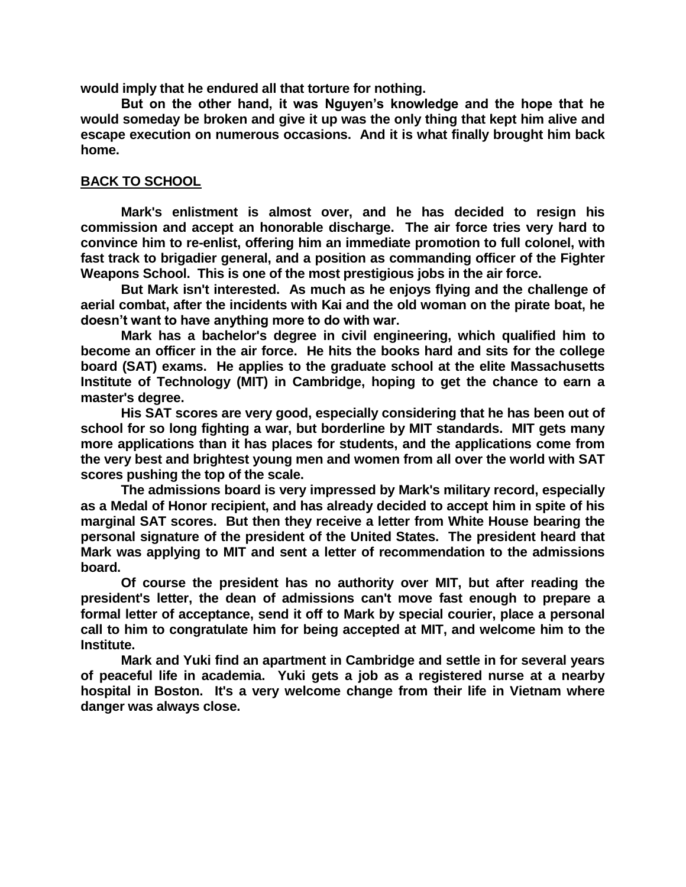**would imply that he endured all that torture for nothing.**

**But on the other hand, it was Nguyen's knowledge and the hope that he would someday be broken and give it up was the only thing that kept him alive and escape execution on numerous occasions. And it is what finally brought him back home.**

## BACK TO SCHOOL

**Mark's enlistment is almost over, and he has decided to resign his commission and accept an honorable discharge. The air force tries very hard to convince him to re-enlist, offering him an immediate promotion to full colonel, with fast track to brigadier general, and a position as commanding officer of the Fighter Weapons School. This is one of the most prestigious jobs in the air force.**

**But Mark isn't interested. As much as he enjoys flying and the challenge of aerial combat, after the incidents with Kai and the old woman on the pirate boat, he doesn't want to have anything more to do with war.**

**Mark has a bachelor's degree in civil engineering, which qualified him to become an officer in the air force. He hits the books hard and sits for the college board (SAT) exams. He applies to the graduate school at the elite Massachusetts Institute of Technology (MIT) in Cambridge, hoping to get the chance to earn a master's degree.**

**His SAT scores are very good, especially considering that he has been out of school for so long fighting a war, but borderline by MIT standards. MIT gets many more applications than it has places for students, and the applications come from the very best and brightest young men and women from all over the world with SAT scores pushing the top of the scale.**

**The admissions board is very impressed by Mark's military record, especially as a Medal of Honor recipient, and has already decided to accept him in spite of his marginal SAT scores. But then they receive a letter from White House bearing the personal signature of the president of the United States. The president heard that Mark was applying to MIT and sent a letter of recommendation to the admissions board.**

**Of course the president has no authority over MIT, but after reading the president's letter, the dean of admissions can't move fast enough to prepare a formal letter of acceptance, send it off to Mark by special courier, place a personal call to him to congratulate him for being accepted at MIT, and welcome him to the Institute.**

**Mark and Yuki find an apartment in Cambridge and settle in for several years of peaceful life in academia. Yuki gets a job as a registered nurse at a nearby hospital in Boston. It's a very welcome change from their life in Vietnam where danger was always close.**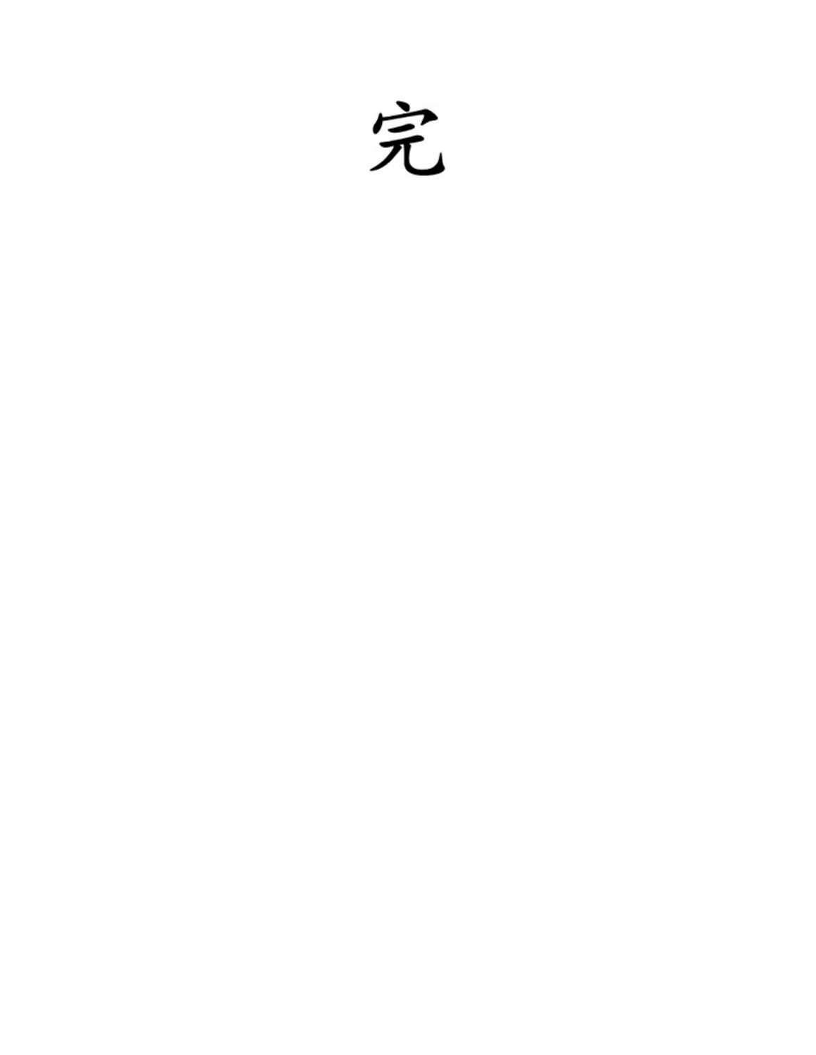完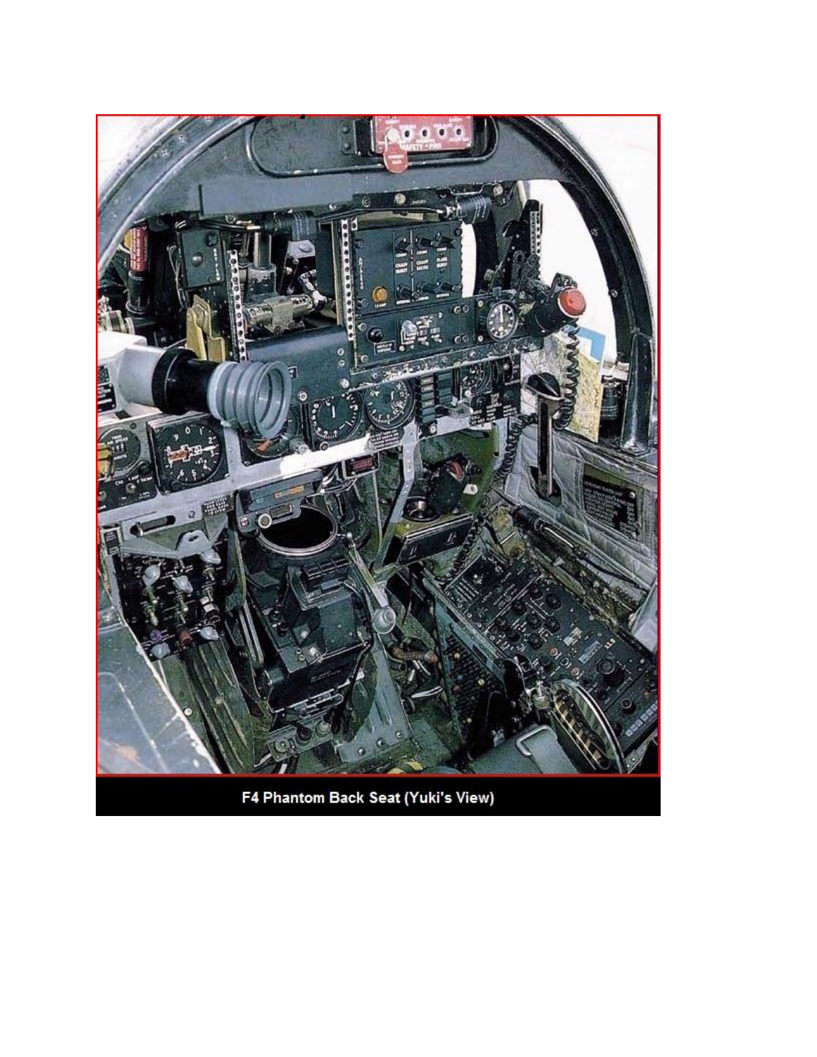F4 Phantom Back Seat (Yuki's View)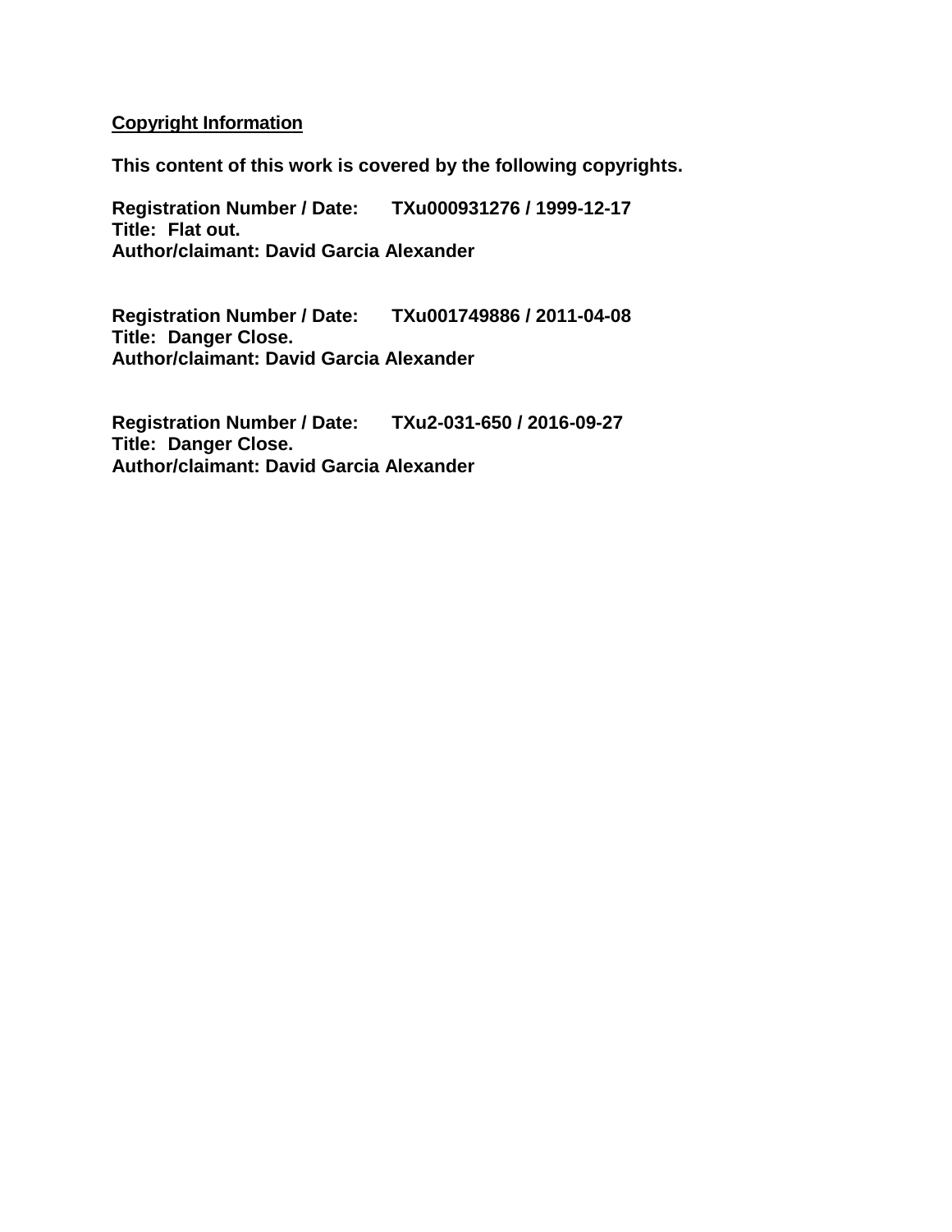**Copyright Information**

**This content of this work is covered by the following copyrights.**

**Registration Number / Date: TXu000931276 / 1999-12-17**
**Title: Flat out.**
**Author/claimant: David Garcia Alexander**

**Registration Number / Date: TXu001749886 / 2011-04-08**
**Title: Danger Close.**
**Author/claimant: David Garcia Alexander**

**Registration Number / Date: TXu2-031-650 / 2016-09-27**
**Title: Danger Close.**
**Author/claimant: David Garcia Alexander**